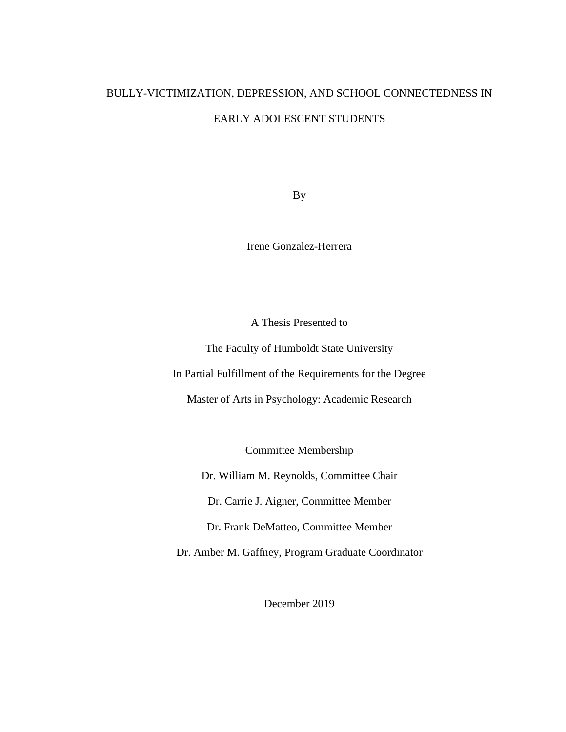# BULLY-VICTIMIZATION, DEPRESSION, AND SCHOOL CONNECTEDNESS IN EARLY ADOLESCENT STUDENTS

By

Irene Gonzalez-Herrera

A Thesis Presented to

The Faculty of Humboldt State University

In Partial Fulfillment of the Requirements for the Degree

Master of Arts in Psychology: Academic Research

Committee Membership

Dr. William M. Reynolds, Committee Chair

Dr. Carrie J. Aigner, Committee Member

Dr. Frank DeMatteo, Committee Member

Dr. Amber M. Gaffney, Program Graduate Coordinator

December 2019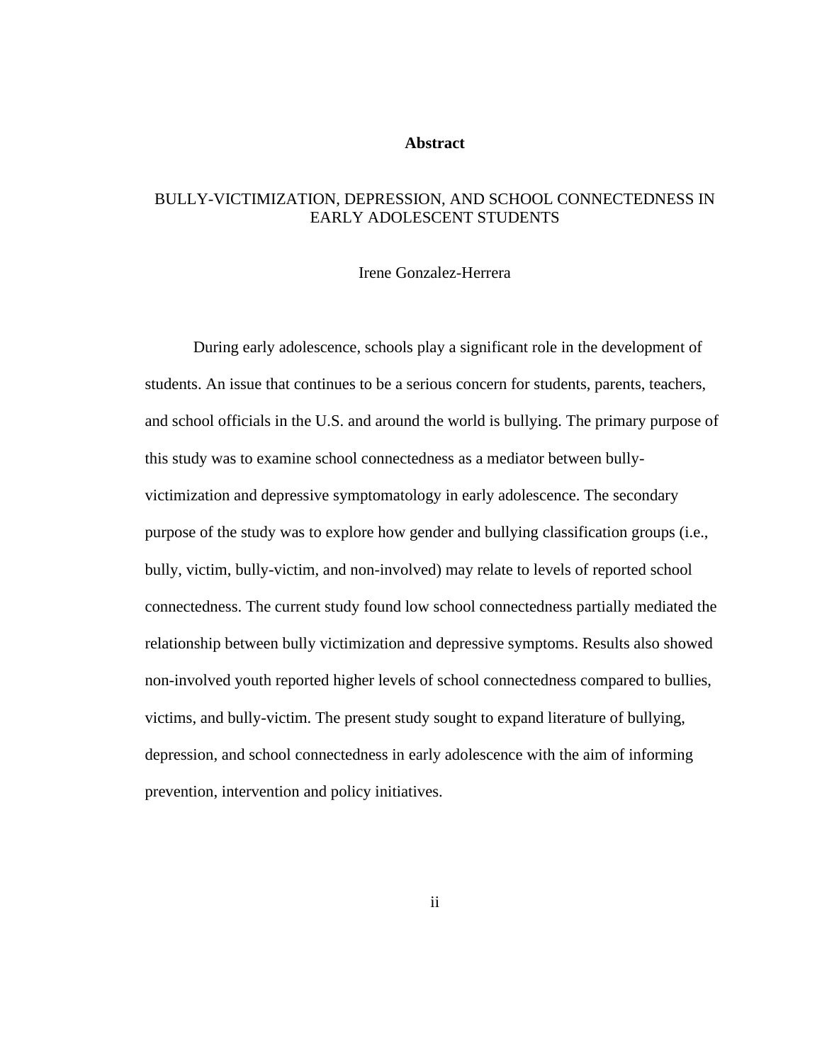## Abstract

BULLY-VICTIMIZATION, DEPRESSION, AND SCHOOL CONNECTEDNESS IN EARLY ADOLESCENT STUDENTS

Irene Gonzalez-Herrera

During early adolescence, schools play a significant role in the development of students. An issue that continues to be a serious concern for students, parents, teachers, and school officials in the U.S. and around the world is bullying. The primary purpose of this study was to examine school connectedness as a mediator between bully-victimization and depressive symptomatology in early adolescence. The secondary purpose of the study was to explore how gender and bullying classification groups (i.e., bully, victim, bully-victim, and non-involved) may relate to levels of reported school connectedness. The current study found low school connectedness partially mediated the relationship between bully victimization and depressive symptoms. Results also showed non-involved youth reported higher levels of school connectedness compared to bullies, victims, and bully-victim. The present study sought to expand literature of bullying, depression, and school connectedness in early adolescence with the aim of informing prevention, intervention and policy initiatives.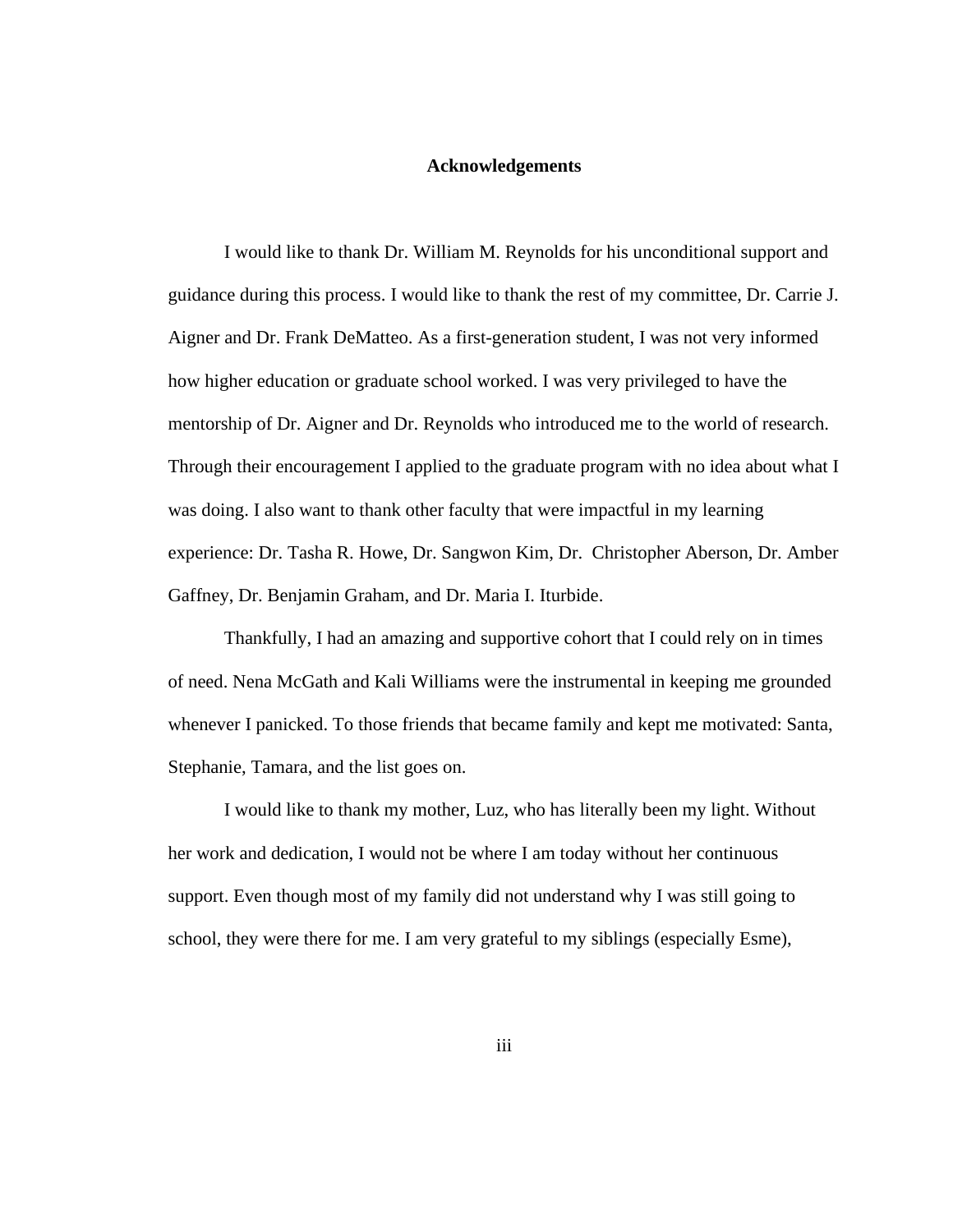# Acknowledgements

I would like to thank Dr. William M. Reynolds for his unconditional support and guidance during this process. I would like to thank the rest of my committee, Dr. Carrie J. Aigner and Dr. Frank DeMatteo. As a first-generation student, I was not very informed how higher education or graduate school worked. I was very privileged to have the mentorship of Dr. Aigner and Dr. Reynolds who introduced me to the world of research. Through their encouragement I applied to the graduate program with no idea about what I was doing. I also want to thank other faculty that were impactful in my learning experience: Dr. Tasha R. Howe, Dr. Sangwon Kim, Dr. Christopher Aberson, Dr. Amber Gaffney, Dr. Benjamin Graham, and Dr. Maria I. Iturbide.

Thankfully, I had an amazing and supportive cohort that I could rely on in times of need. Nena McGath and Kali Williams were the instrumental in keeping me grounded whenever I panicked. To those friends that became family and kept me motivated: Santa, Stephanie, Tamara, and the list goes on.

I would like to thank my mother, Luz, who has literally been my light. Without her work and dedication, I would not be where I am today without her continuous support. Even though most of my family did not understand why I was still going to school, they were there for me. I am very grateful to my siblings (especially Esme),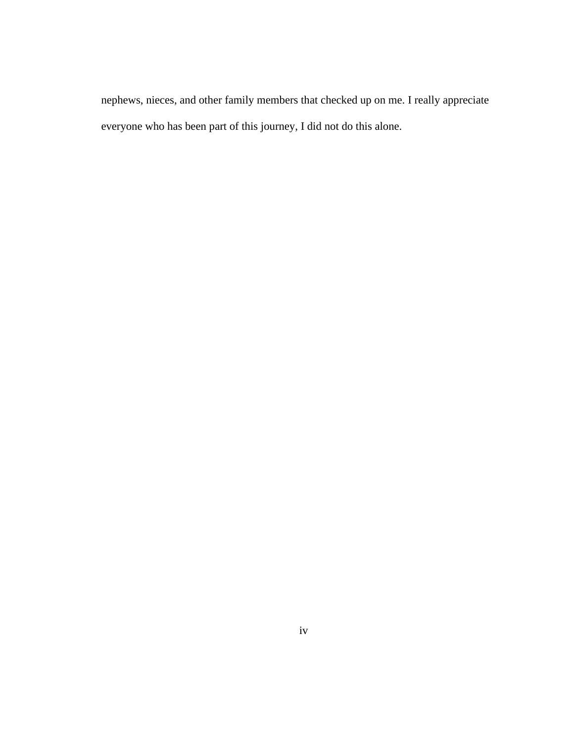nephews, nieces, and other family members that checked up on me. I really appreciate everyone who has been part of this journey, I did not do this alone.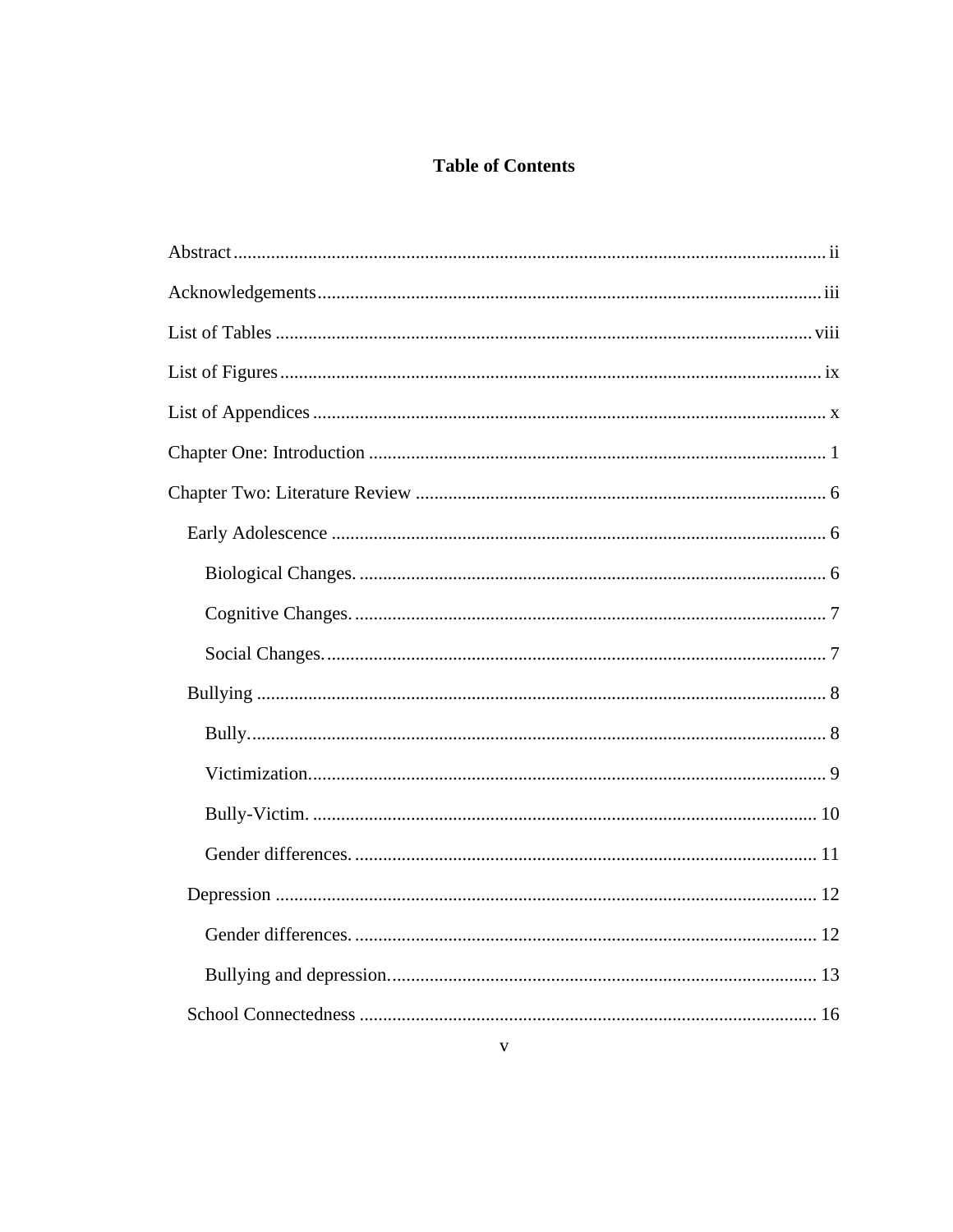# Table of Contents

Abstract ........................................................................................................................ ii

Acknowledgements ....................................................................................................... iii

List of Tables .............................................................................................................. viii

List of Figures ............................................................................................................... ix

List of Appendices ......................................................................................................... x

Chapter One: Introduction ............................................................................................. 1

Chapter Two: Literature Review .................................................................................... 6

- Early Adolescence ..................................................................................................... 6
  - Biological Changes. ............................................................................................... 6
  - Cognitive Changes. ................................................................................................ 7
  - Social Changes. ...................................................................................................... 7
- Bullying ..................................................................................................................... 8
  - Bully. ...................................................................................................................... 8
  - Victimization. ......................................................................................................... 9
  - Bully-Victim. ........................................................................................................ 10
  - Gender differences. .............................................................................................. 11
- Depression ............................................................................................................... 12
  - Gender differences. .............................................................................................. 12
  - Bullying and depression. ...................................................................................... 13
- School Connectedness ............................................................................................. 16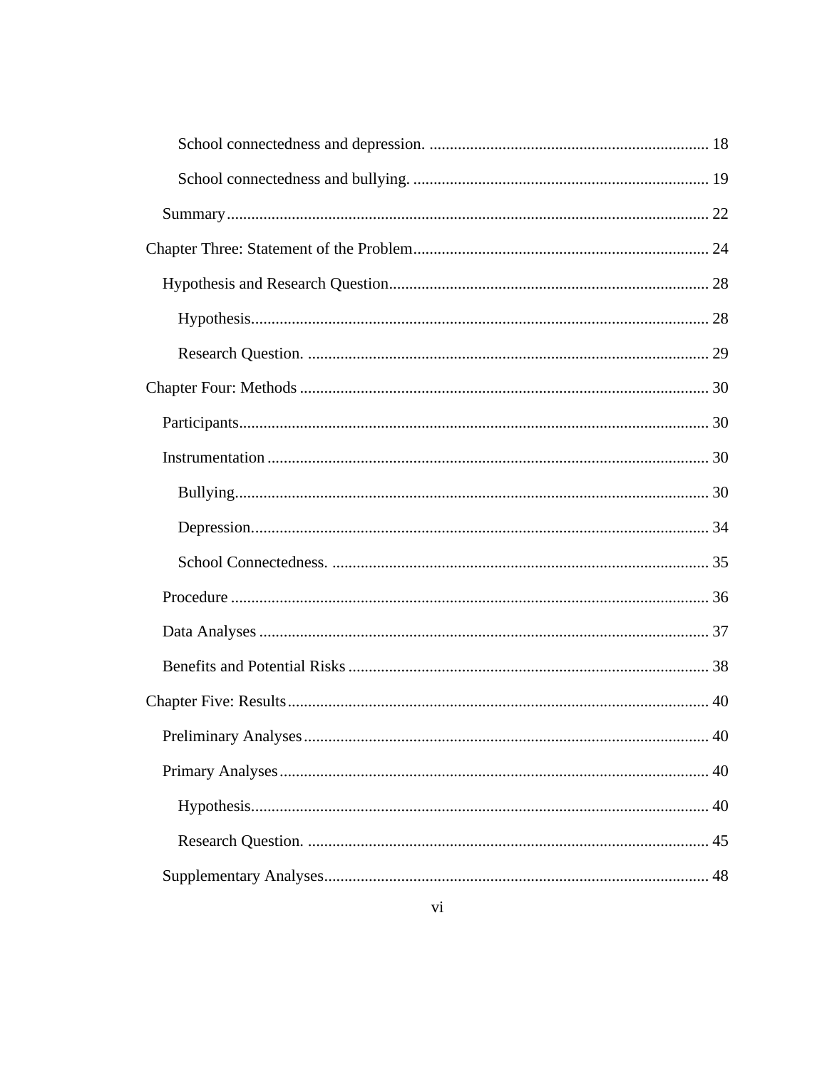School connectedness and depression. ..................................................................... 18

School connectedness and bullying. ......................................................................... 19

Summary ...................................................................................................................... 22

Chapter Three: Statement of the Problem ......................................................................... 24

Hypothesis and Research Question ............................................................................... 28

Hypothesis ................................................................................................................. 28

Research Question. ................................................................................................... 29

Chapter Four: Methods ..................................................................................................... 30

Participants .................................................................................................................... 30

Instrumentation ............................................................................................................. 30

Bullying ..................................................................................................................... 30

Depression. ................................................................................................................ 34

School Connectedness. ............................................................................................. 35

Procedure ...................................................................................................................... 36

Data Analyses ............................................................................................................... 37

Benefits and Potential Risks ......................................................................................... 38

Chapter Five: Results ........................................................................................................ 40

Preliminary Analyses .................................................................................................... 40

Primary Analyses .......................................................................................................... 40

Hypothesis ................................................................................................................. 40

Research Question. ................................................................................................... 45

Supplementary Analyses ............................................................................................... 48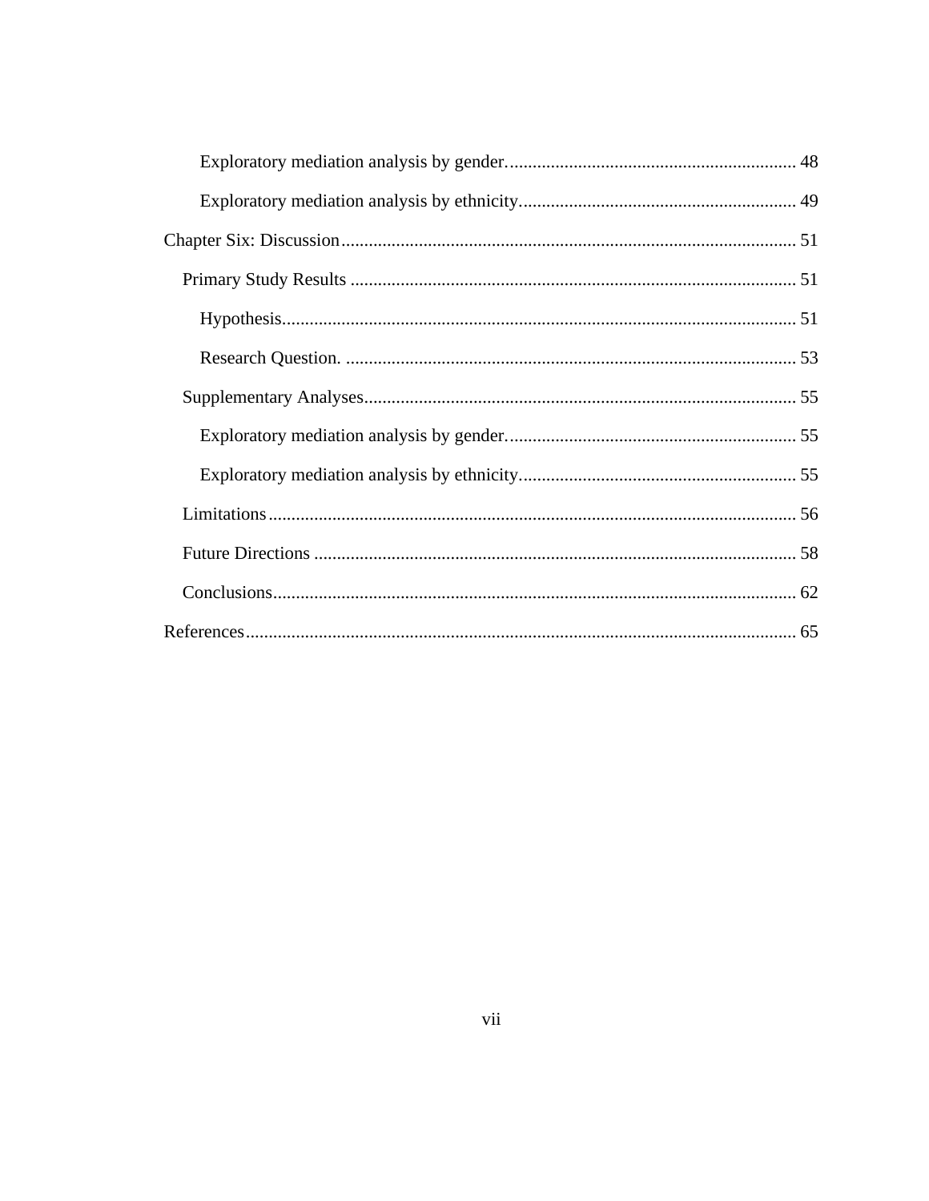Exploratory mediation analysis by gender. 48

Exploratory mediation analysis by ethnicity. 49

Chapter Six: Discussion 51

Primary Study Results 51

Hypothesis. 51

Research Question. 53

Supplementary Analyses 55

Exploratory mediation analysis by gender. 55

Exploratory mediation analysis by ethnicity. 55

Limitations 56

Future Directions 58

Conclusions 62

References 65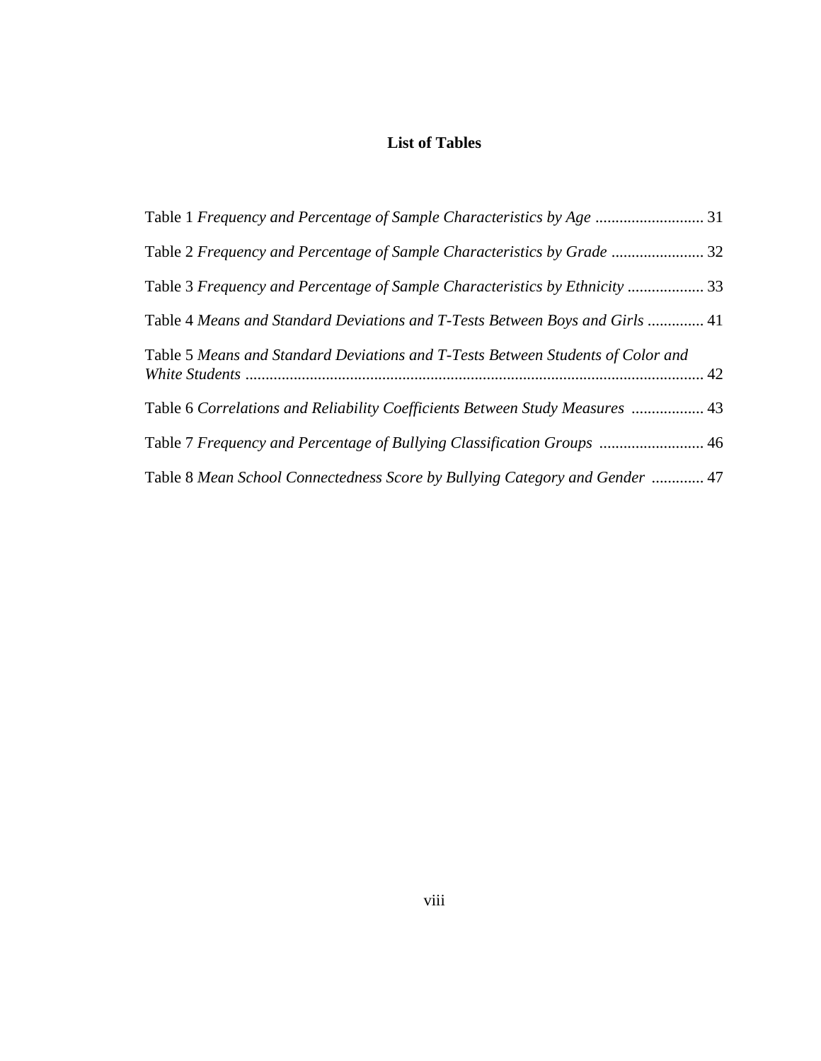# List of Tables

Table 1 *Frequency and Percentage of Sample Characteristics by Age* ........................... 31

Table 2 *Frequency and Percentage of Sample Characteristics by Grade* ....................... 32

Table 3 *Frequency and Percentage of Sample Characteristics by Ethnicity* ................... 33

Table 4 *Means and Standard Deviations and T-Tests Between Boys and Girls* .............. 41

Table 5 *Means and Standard Deviations and T-Tests Between Students of Color and White Students* ................................................................................................................. 42

Table 6 *Correlations and Reliability Coefficients Between Study Measures* .................. 43

Table 7 *Frequency and Percentage of Bullying Classification Groups* .......................... 46

Table 8 *Mean School Connectedness Score by Bullying Category and Gender* ............. 47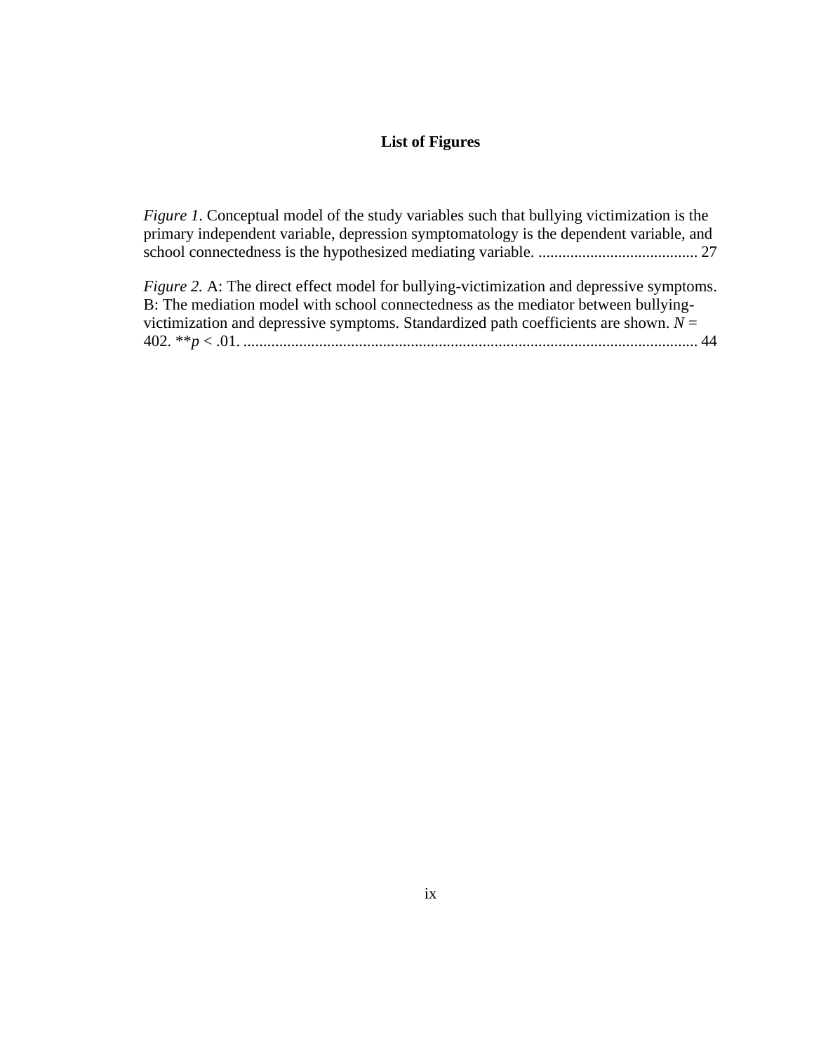# List of Figures

*Figure 1*. Conceptual model of the study variables such that bullying victimization is the primary independent variable, depression symptomatology is the dependent variable, and school connectedness is the hypothesized mediating variable. ........................................ 27

*Figure 2.* A: The direct effect model for bullying-victimization and depressive symptoms. B: The mediation model with school connectedness as the mediator between bullying-victimization and depressive symptoms. Standardized path coefficients are shown. $N$ = 402. **$p$ < .01. ................................................................................................................. 44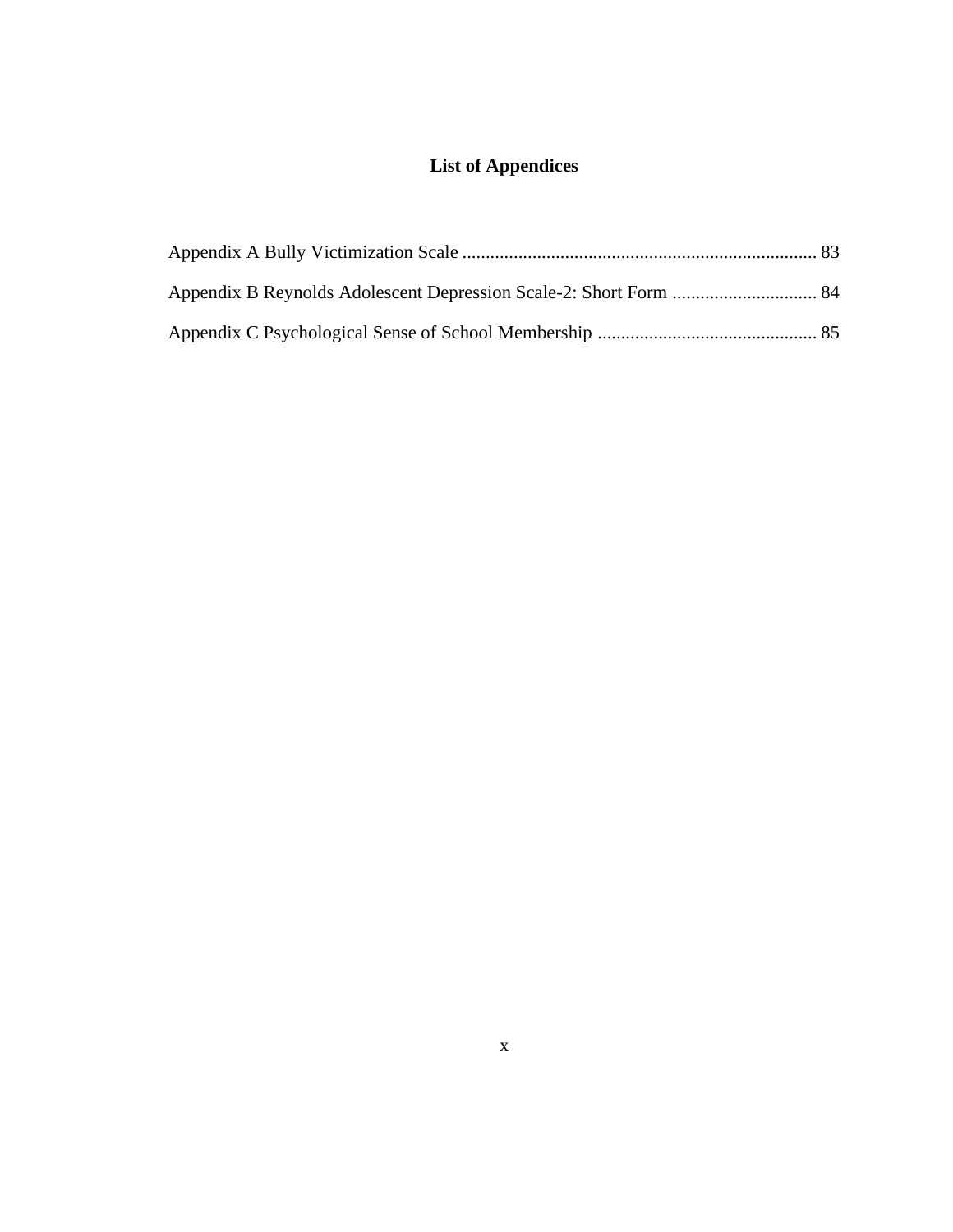# List of Appendices

Appendix A Bully Victimization Scale ............................................................................ 83

Appendix B Reynolds Adolescent Depression Scale-2: Short Form ............................... 84

Appendix C Psychological Sense of School Membership ............................................... 85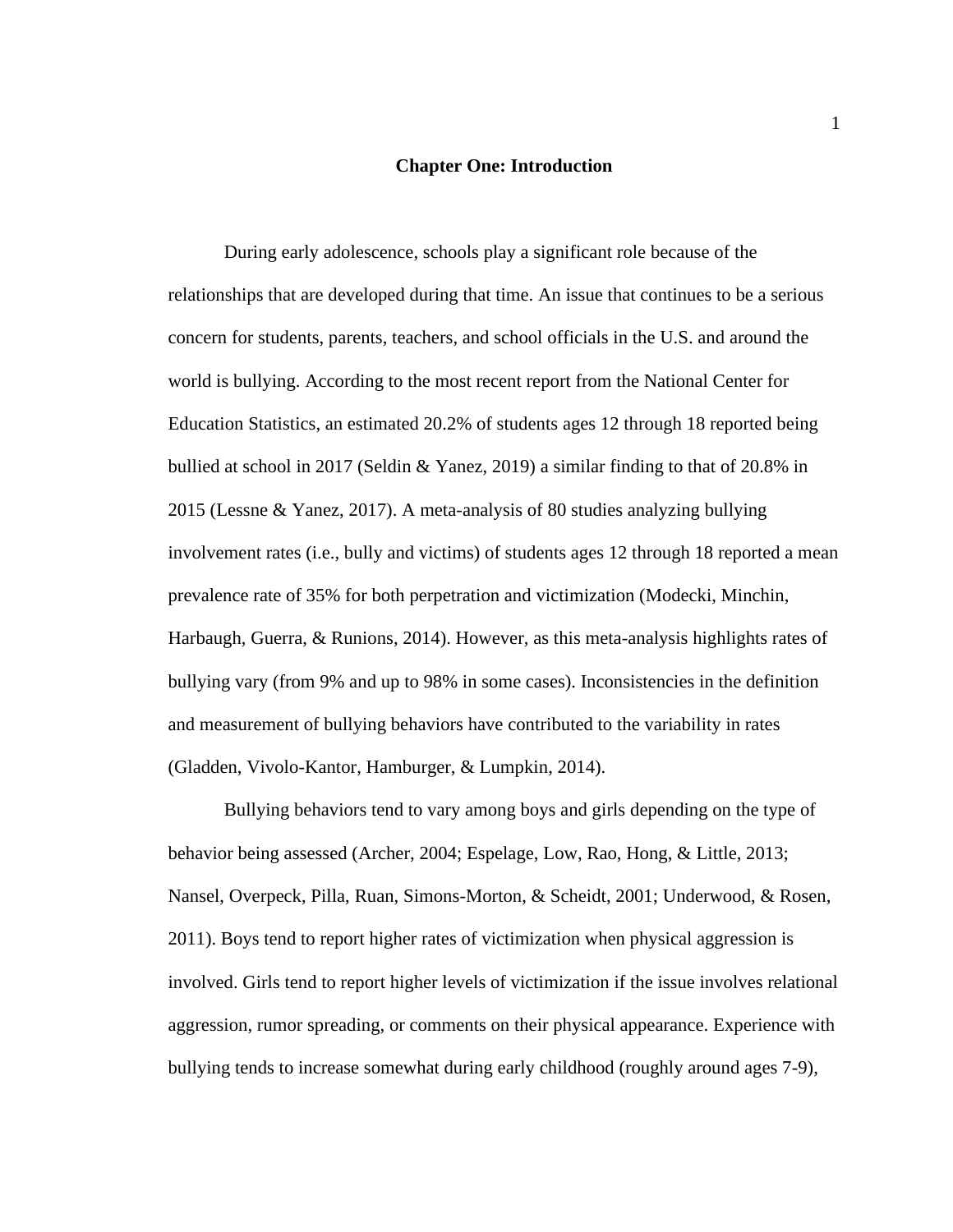# Chapter One: Introduction

During early adolescence, schools play a significant role because of the relationships that are developed during that time. An issue that continues to be a serious concern for students, parents, teachers, and school officials in the U.S. and around the world is bullying. According to the most recent report from the National Center for Education Statistics, an estimated 20.2% of students ages 12 through 18 reported being bullied at school in 2017 (Seldin & Yanez, 2019) a similar finding to that of 20.8% in 2015 (Lessne & Yanez, 2017). A meta-analysis of 80 studies analyzing bullying involvement rates (i.e., bully and victims) of students ages 12 through 18 reported a mean prevalence rate of 35% for both perpetration and victimization (Modecki, Minchin, Harbaugh, Guerra, & Runions, 2014). However, as this meta-analysis highlights rates of bullying vary (from 9% and up to 98% in some cases). Inconsistencies in the definition and measurement of bullying behaviors have contributed to the variability in rates (Gladden, Vivolo-Kantor, Hamburger, & Lumpkin, 2014).

Bullying behaviors tend to vary among boys and girls depending on the type of behavior being assessed (Archer, 2004; Espelage, Low, Rao, Hong, & Little, 2013; Nansel, Overpeck, Pilla, Ruan, Simons-Morton, & Scheidt, 2001; Underwood, & Rosen, 2011). Boys tend to report higher rates of victimization when physical aggression is involved. Girls tend to report higher levels of victimization if the issue involves relational aggression, rumor spreading, or comments on their physical appearance. Experience with bullying tends to increase somewhat during early childhood (roughly around ages 7-9),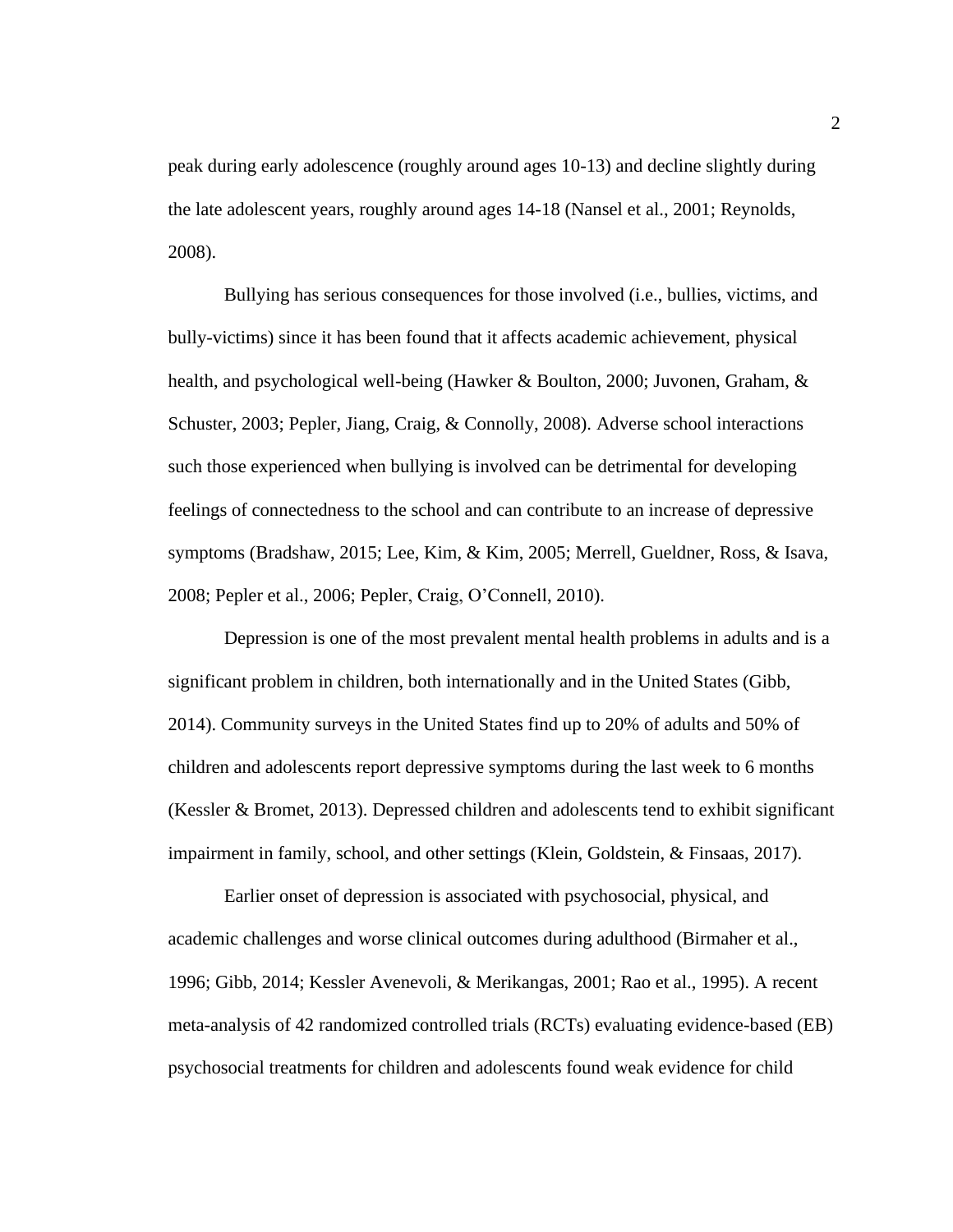peak during early adolescence (roughly around ages 10-13) and decline slightly during the late adolescent years, roughly around ages 14-18 (Nansel et al., 2001; Reynolds, 2008).

Bullying has serious consequences for those involved (i.e., bullies, victims, and bully-victims) since it has been found that it affects academic achievement, physical health, and psychological well-being (Hawker & Boulton, 2000; Juvonen, Graham, & Schuster, 2003; Pepler, Jiang, Craig, & Connolly, 2008). Adverse school interactions such those experienced when bullying is involved can be detrimental for developing feelings of connectedness to the school and can contribute to an increase of depressive symptoms (Bradshaw, 2015; Lee, Kim, & Kim, 2005; Merrell, Gueldner, Ross, & Isava, 2008; Pepler et al., 2006; Pepler, Craig, O'Connell, 2010).

Depression is one of the most prevalent mental health problems in adults and is a significant problem in children, both internationally and in the United States (Gibb, 2014). Community surveys in the United States find up to 20% of adults and 50% of children and adolescents report depressive symptoms during the last week to 6 months (Kessler & Bromet, 2013). Depressed children and adolescents tend to exhibit significant impairment in family, school, and other settings (Klein, Goldstein, & Finsaas, 2017).

Earlier onset of depression is associated with psychosocial, physical, and academic challenges and worse clinical outcomes during adulthood (Birmaher et al., 1996; Gibb, 2014; Kessler Avenevoli, & Merikangas, 2001; Rao et al., 1995). A recent meta-analysis of 42 randomized controlled trials (RCTs) evaluating evidence-based (EB) psychosocial treatments for children and adolescents found weak evidence for child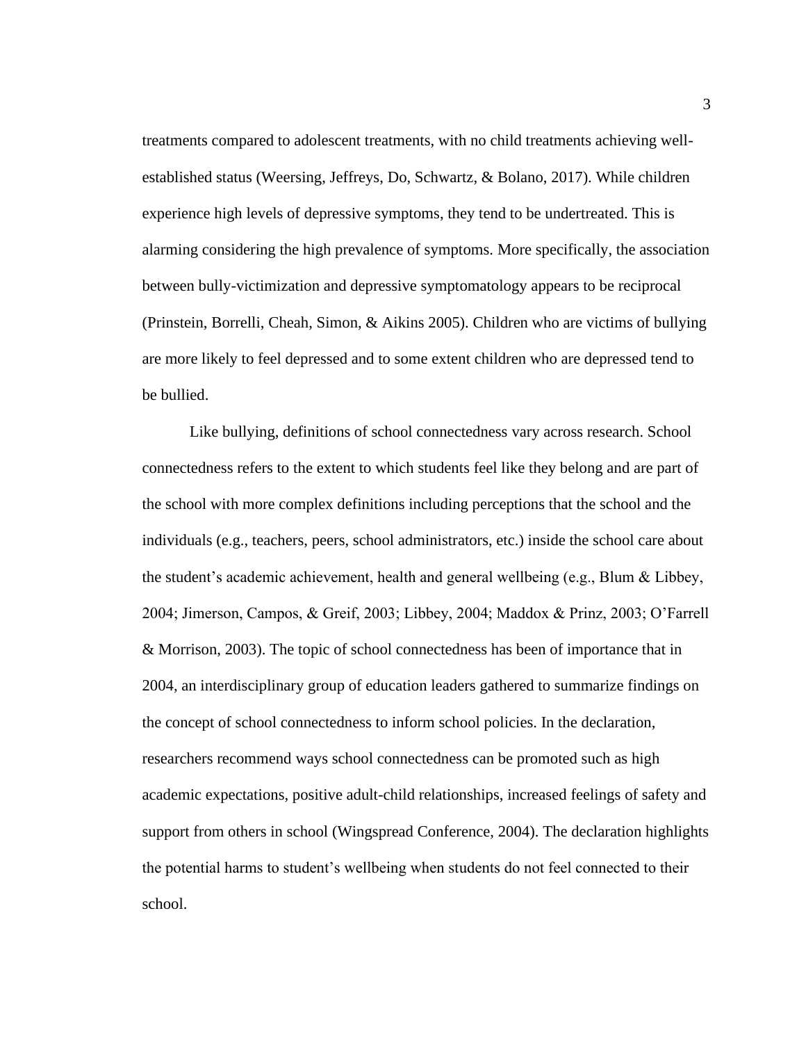treatments compared to adolescent treatments, with no child treatments achieving well-established status (Weersing, Jeffreys, Do, Schwartz, & Bolano, 2017). While children experience high levels of depressive symptoms, they tend to be undertreated. This is alarming considering the high prevalence of symptoms. More specifically, the association between bully-victimization and depressive symptomatology appears to be reciprocal (Prinstein, Borrelli, Cheah, Simon, & Aikins 2005). Children who are victims of bullying are more likely to feel depressed and to some extent children who are depressed tend to be bullied.

Like bullying, definitions of school connectedness vary across research. School connectedness refers to the extent to which students feel like they belong and are part of the school with more complex definitions including perceptions that the school and the individuals (e.g., teachers, peers, school administrators, etc.) inside the school care about the student's academic achievement, health and general wellbeing (e.g., Blum & Libbey, 2004; Jimerson, Campos, & Greif, 2003; Libbey, 2004; Maddox & Prinz, 2003; O'Farrell & Morrison, 2003). The topic of school connectedness has been of importance that in 2004, an interdisciplinary group of education leaders gathered to summarize findings on the concept of school connectedness to inform school policies. In the declaration, researchers recommend ways school connectedness can be promoted such as high academic expectations, positive adult-child relationships, increased feelings of safety and support from others in school (Wingspread Conference, 2004). The declaration highlights the potential harms to student's wellbeing when students do not feel connected to their school.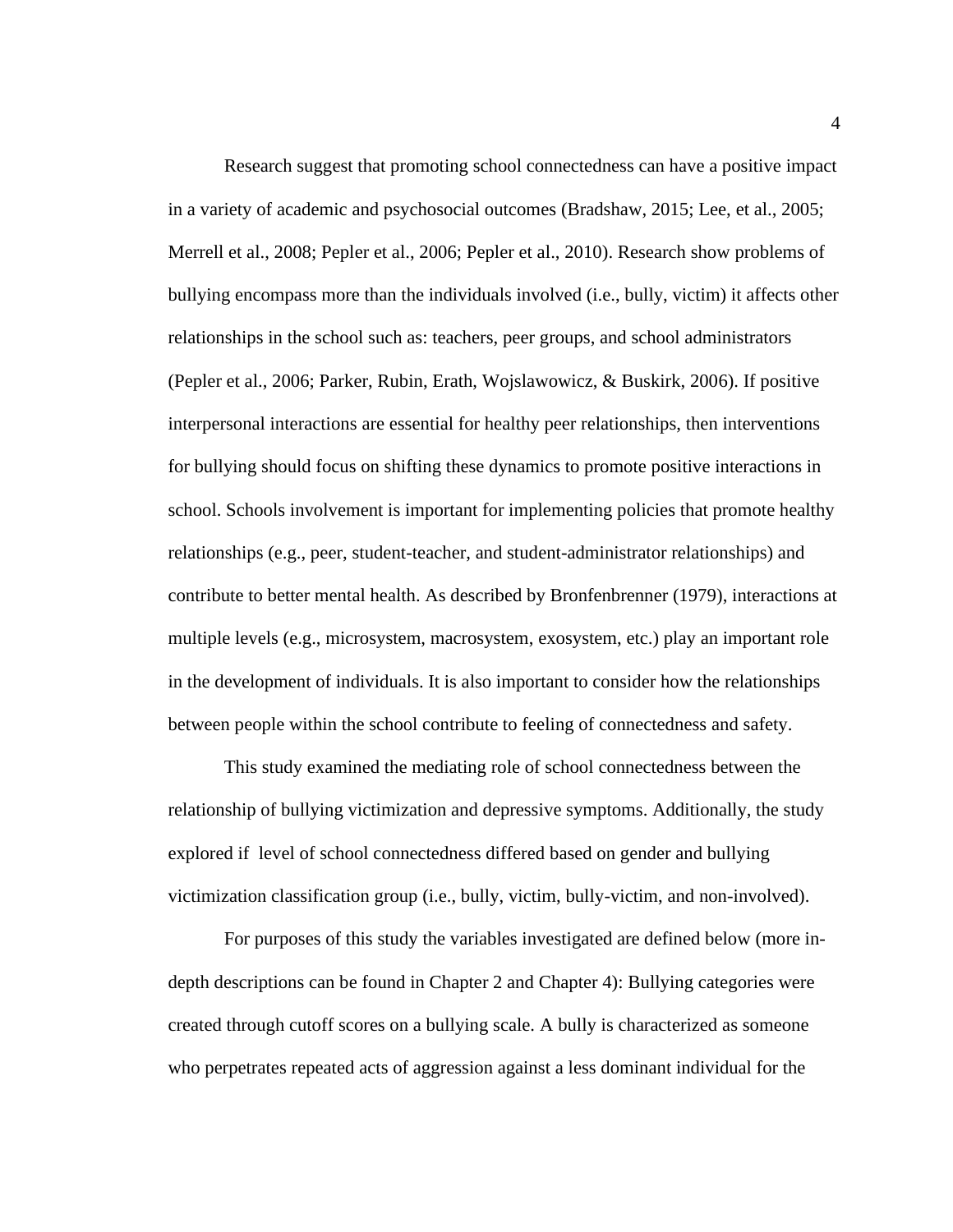Research suggest that promoting school connectedness can have a positive impact in a variety of academic and psychosocial outcomes (Bradshaw, 2015; Lee, et al., 2005; Merrell et al., 2008; Pepler et al., 2006; Pepler et al., 2010). Research show problems of bullying encompass more than the individuals involved (i.e., bully, victim) it affects other relationships in the school such as: teachers, peer groups, and school administrators (Pepler et al., 2006; Parker, Rubin, Erath, Wojslawowicz, & Buskirk, 2006). If positive interpersonal interactions are essential for healthy peer relationships, then interventions for bullying should focus on shifting these dynamics to promote positive interactions in school. Schools involvement is important for implementing policies that promote healthy relationships (e.g., peer, student-teacher, and student-administrator relationships) and contribute to better mental health. As described by Bronfenbrenner (1979), interactions at multiple levels (e.g., microsystem, macrosystem, exosystem, etc.) play an important role in the development of individuals. It is also important to consider how the relationships between people within the school contribute to feeling of connectedness and safety.

This study examined the mediating role of school connectedness between the relationship of bullying victimization and depressive symptoms. Additionally, the study explored if  level of school connectedness differed based on gender and bullying victimization classification group (i.e., bully, victim, bully-victim, and non-involved).

For purposes of this study the variables investigated are defined below (more in-depth descriptions can be found in Chapter 2 and Chapter 4): Bullying categories were created through cutoff scores on a bullying scale. A bully is characterized as someone who perpetrates repeated acts of aggression against a less dominant individual for the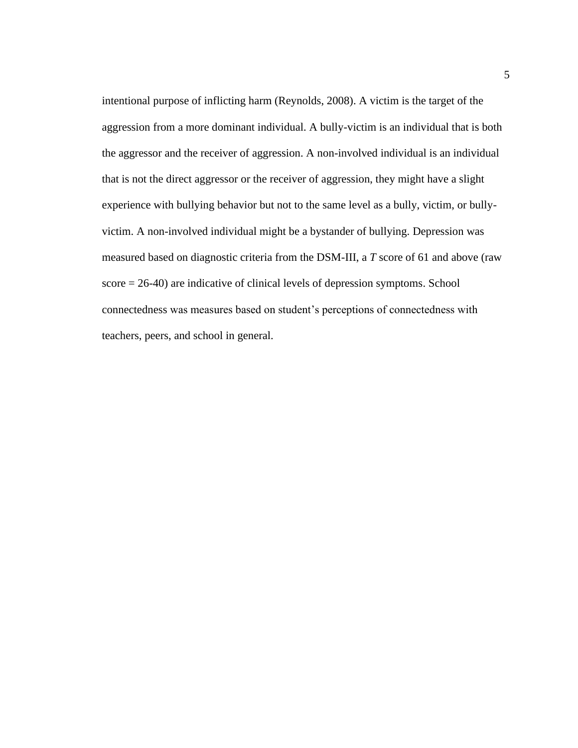intentional purpose of inflicting harm (Reynolds, 2008). A victim is the target of the aggression from a more dominant individual. A bully-victim is an individual that is both the aggressor and the receiver of aggression. A non-involved individual is an individual that is not the direct aggressor or the receiver of aggression, they might have a slight experience with bullying behavior but not to the same level as a bully, victim, or bully-victim. A non-involved individual might be a bystander of bullying. Depression was measured based on diagnostic criteria from the DSM-III, a *T* score of 61 and above (raw score = 26-40) are indicative of clinical levels of depression symptoms. School connectedness was measures based on student's perceptions of connectedness with teachers, peers, and school in general.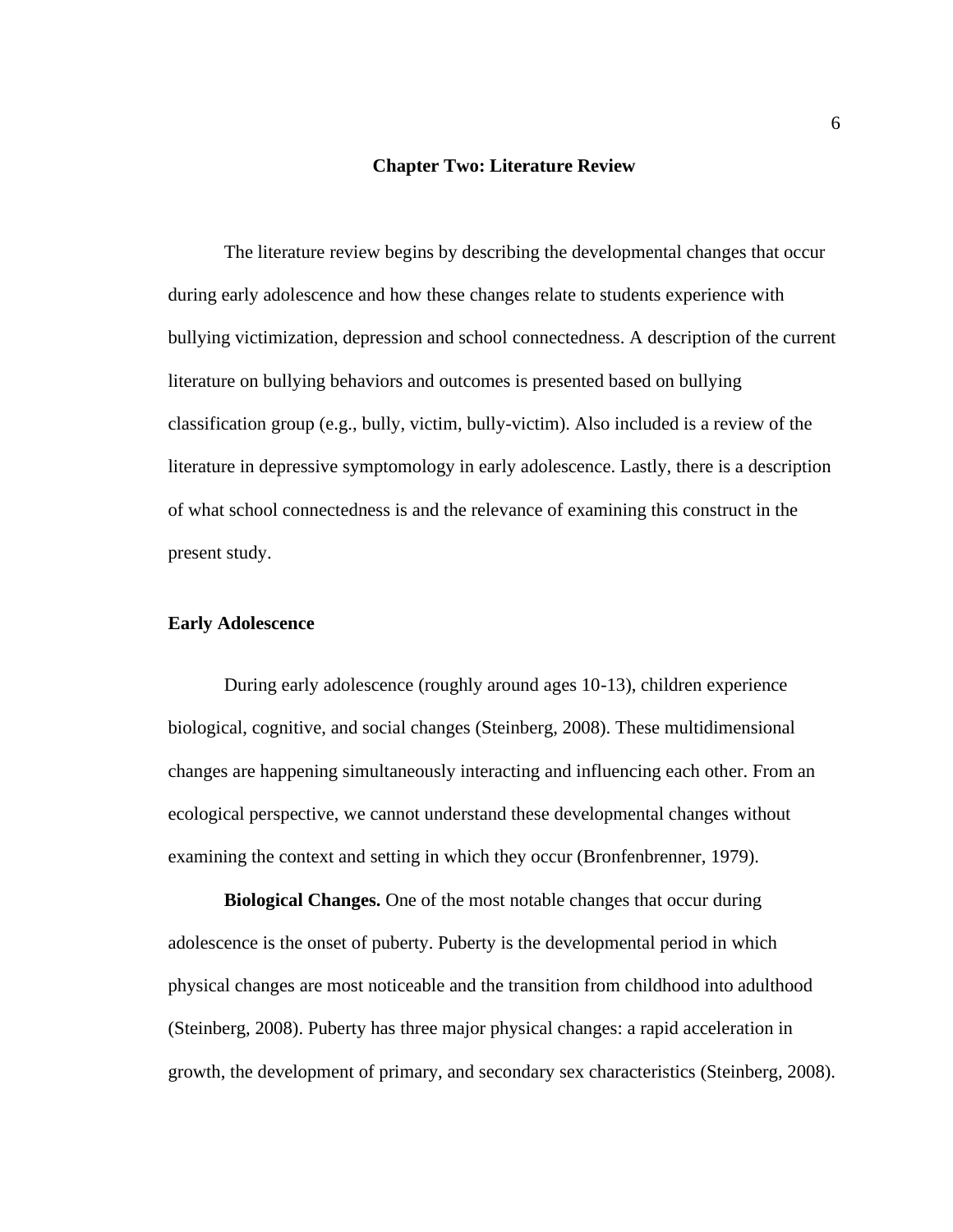## Chapter Two: Literature Review

The literature review begins by describing the developmental changes that occur during early adolescence and how these changes relate to students experience with bullying victimization, depression and school connectedness. A description of the current literature on bullying behaviors and outcomes is presented based on bullying classification group (e.g., bully, victim, bully-victim). Also included is a review of the literature in depressive symptomology in early adolescence. Lastly, there is a description of what school connectedness is and the relevance of examining this construct in the present study.

### Early Adolescence

During early adolescence (roughly around ages 10-13), children experience biological, cognitive, and social changes (Steinberg, 2008). These multidimensional changes are happening simultaneously interacting and influencing each other. From an ecological perspective, we cannot understand these developmental changes without examining the context and setting in which they occur (Bronfenbrenner, 1979).

**Biological Changes.** One of the most notable changes that occur during adolescence is the onset of puberty. Puberty is the developmental period in which physical changes are most noticeable and the transition from childhood into adulthood (Steinberg, 2008). Puberty has three major physical changes: a rapid acceleration in growth, the development of primary, and secondary sex characteristics (Steinberg, 2008).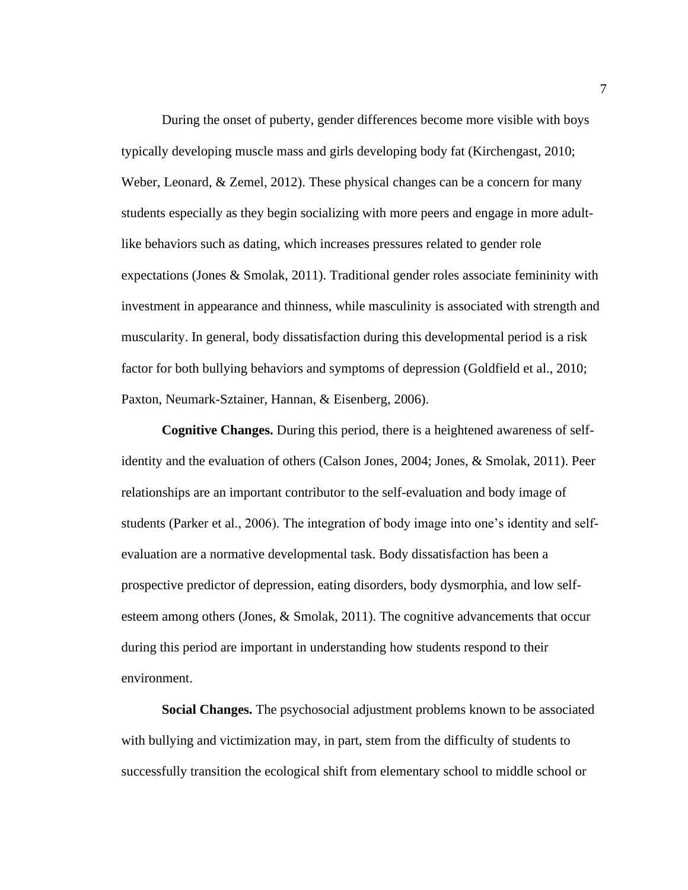During the onset of puberty, gender differences become more visible with boys typically developing muscle mass and girls developing body fat (Kirchengast, 2010; Weber, Leonard, & Zemel, 2012). These physical changes can be a concern for many students especially as they begin socializing with more peers and engage in more adult-like behaviors such as dating, which increases pressures related to gender role expectations (Jones & Smolak, 2011). Traditional gender roles associate femininity with investment in appearance and thinness, while masculinity is associated with strength and muscularity. In general, body dissatisfaction during this developmental period is a risk factor for both bullying behaviors and symptoms of depression (Goldfield et al., 2010; Paxton, Neumark-Sztainer, Hannan, & Eisenberg, 2006).

**Cognitive Changes.** During this period, there is a heightened awareness of self-identity and the evaluation of others (Calson Jones, 2004; Jones, & Smolak, 2011). Peer relationships are an important contributor to the self-evaluation and body image of students (Parker et al., 2006). The integration of body image into one's identity and self-evaluation are a normative developmental task. Body dissatisfaction has been a prospective predictor of depression, eating disorders, body dysmorphia, and low self-esteem among others (Jones, & Smolak, 2011). The cognitive advancements that occur during this period are important in understanding how students respond to their environment.

**Social Changes.** The psychosocial adjustment problems known to be associated with bullying and victimization may, in part, stem from the difficulty of students to successfully transition the ecological shift from elementary school to middle school or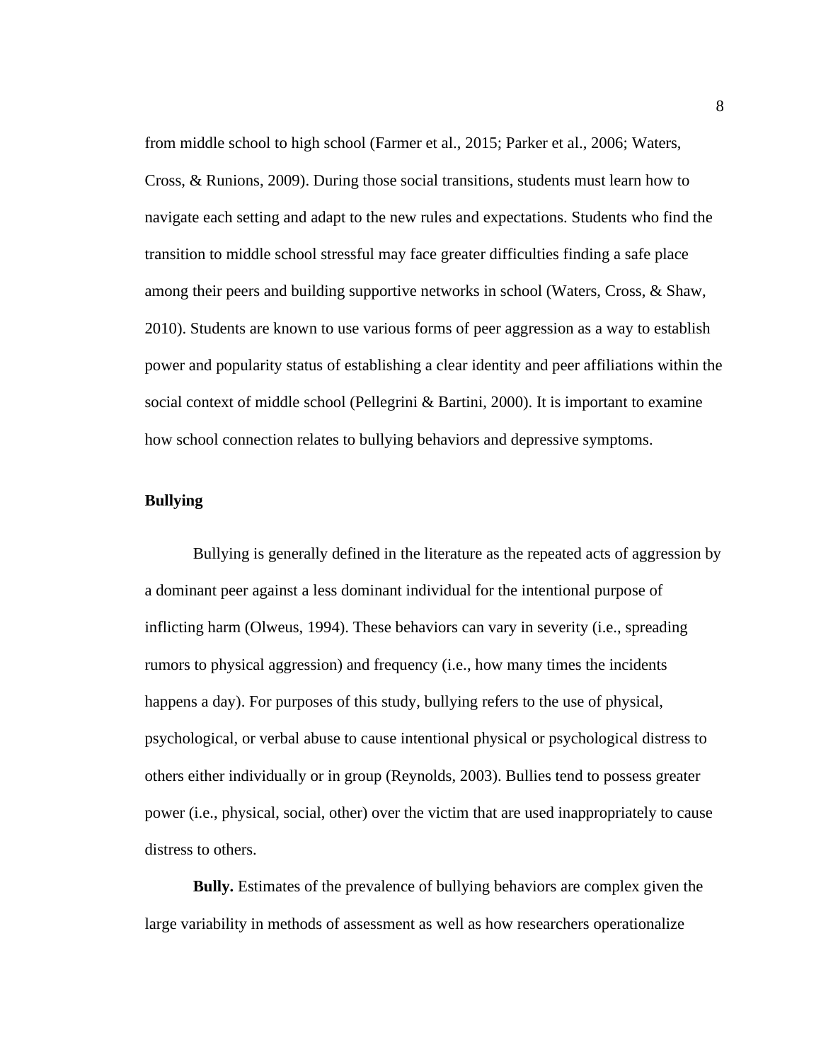from middle school to high school (Farmer et al., 2015; Parker et al., 2006; Waters, Cross, & Runions, 2009). During those social transitions, students must learn how to navigate each setting and adapt to the new rules and expectations. Students who find the transition to middle school stressful may face greater difficulties finding a safe place among their peers and building supportive networks in school (Waters, Cross, & Shaw, 2010). Students are known to use various forms of peer aggression as a way to establish power and popularity status of establishing a clear identity and peer affiliations within the social context of middle school (Pellegrini & Bartini, 2000). It is important to examine how school connection relates to bullying behaviors and depressive symptoms.

## Bullying

Bullying is generally defined in the literature as the repeated acts of aggression by a dominant peer against a less dominant individual for the intentional purpose of inflicting harm (Olweus, 1994). These behaviors can vary in severity (i.e., spreading rumors to physical aggression) and frequency (i.e., how many times the incidents happens a day). For purposes of this study, bullying refers to the use of physical, psychological, or verbal abuse to cause intentional physical or psychological distress to others either individually or in group (Reynolds, 2003). Bullies tend to possess greater power (i.e., physical, social, other) over the victim that are used inappropriately to cause distress to others.

**Bully.** Estimates of the prevalence of bullying behaviors are complex given the large variability in methods of assessment as well as how researchers operationalize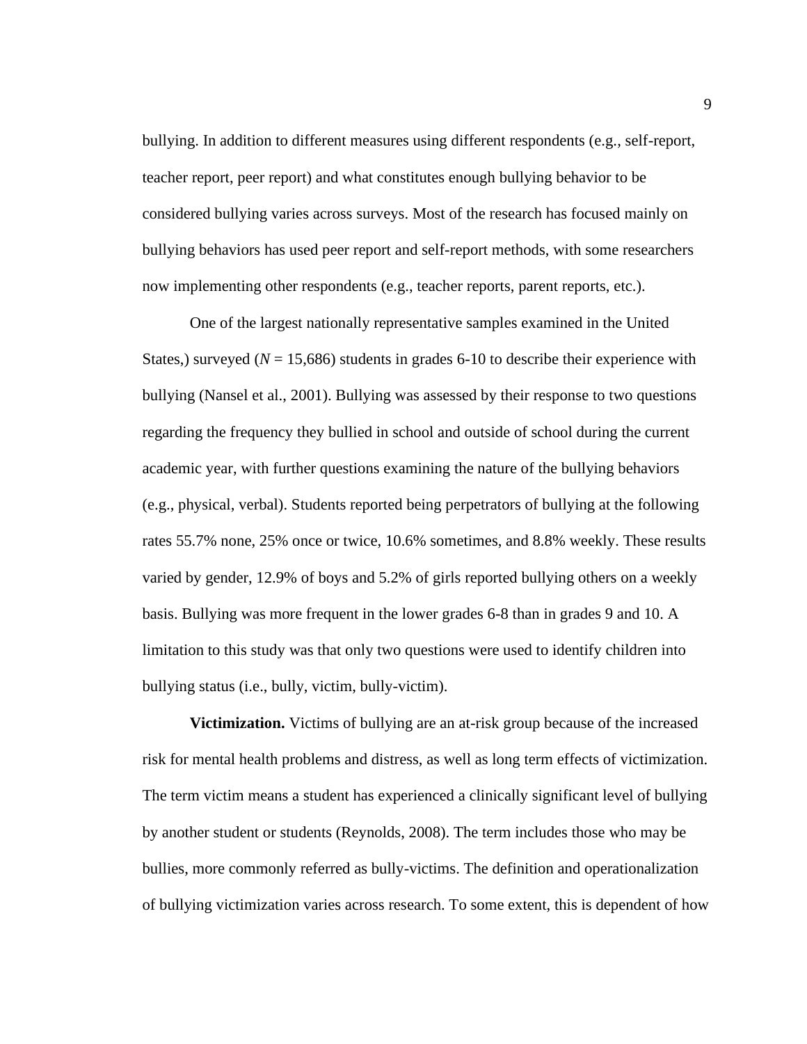bullying. In addition to different measures using different respondents (e.g., self-report, teacher report, peer report) and what constitutes enough bullying behavior to be considered bullying varies across surveys. Most of the research has focused mainly on bullying behaviors has used peer report and self-report methods, with some researchers now implementing other respondents (e.g., teacher reports, parent reports, etc.).

One of the largest nationally representative samples examined in the United States,) surveyed ($N$ = 15,686) students in grades 6-10 to describe their experience with bullying (Nansel et al., 2001). Bullying was assessed by their response to two questions regarding the frequency they bullied in school and outside of school during the current academic year, with further questions examining the nature of the bullying behaviors (e.g., physical, verbal). Students reported being perpetrators of bullying at the following rates 55.7% none, 25% once or twice, 10.6% sometimes, and 8.8% weekly. These results varied by gender, 12.9% of boys and 5.2% of girls reported bullying others on a weekly basis. Bullying was more frequent in the lower grades 6-8 than in grades 9 and 10. A limitation to this study was that only two questions were used to identify children into bullying status (i.e., bully, victim, bully-victim).

**Victimization.** Victims of bullying are an at-risk group because of the increased risk for mental health problems and distress, as well as long term effects of victimization. The term victim means a student has experienced a clinically significant level of bullying by another student or students (Reynolds, 2008). The term includes those who may be bullies, more commonly referred as bully-victims. The definition and operationalization of bullying victimization varies across research. To some extent, this is dependent of how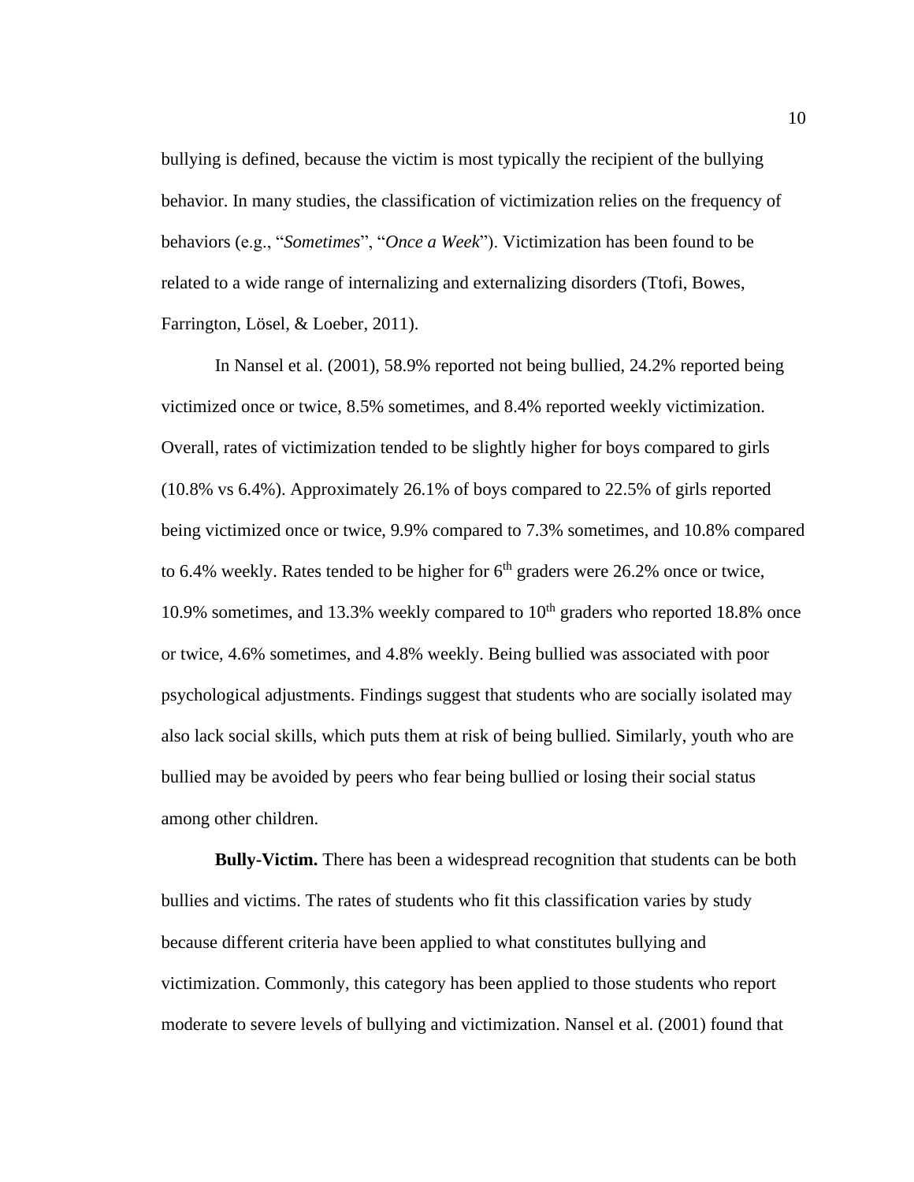bullying is defined, because the victim is most typically the recipient of the bullying behavior. In many studies, the classification of victimization relies on the frequency of behaviors (e.g., "*Sometimes*", "*Once a Week*"). Victimization has been found to be related to a wide range of internalizing and externalizing disorders (Ttofi, Bowes, Farrington, Lösel, & Loeber, 2011).

In Nansel et al. (2001), 58.9% reported not being bullied, 24.2% reported being victimized once or twice, 8.5% sometimes, and 8.4% reported weekly victimization. Overall, rates of victimization tended to be slightly higher for boys compared to girls (10.8% vs 6.4%). Approximately 26.1% of boys compared to 22.5% of girls reported being victimized once or twice, 9.9% compared to 7.3% sometimes, and 10.8% compared to 6.4% weekly. Rates tended to be higher for 6th graders were 26.2% once or twice, 10.9% sometimes, and 13.3% weekly compared to 10th graders who reported 18.8% once or twice, 4.6% sometimes, and 4.8% weekly. Being bullied was associated with poor psychological adjustments. Findings suggest that students who are socially isolated may also lack social skills, which puts them at risk of being bullied. Similarly, youth who are bullied may be avoided by peers who fear being bullied or losing their social status among other children.

**Bully-Victim.** There has been a widespread recognition that students can be both bullies and victims. The rates of students who fit this classification varies by study because different criteria have been applied to what constitutes bullying and victimization. Commonly, this category has been applied to those students who report moderate to severe levels of bullying and victimization. Nansel et al. (2001) found that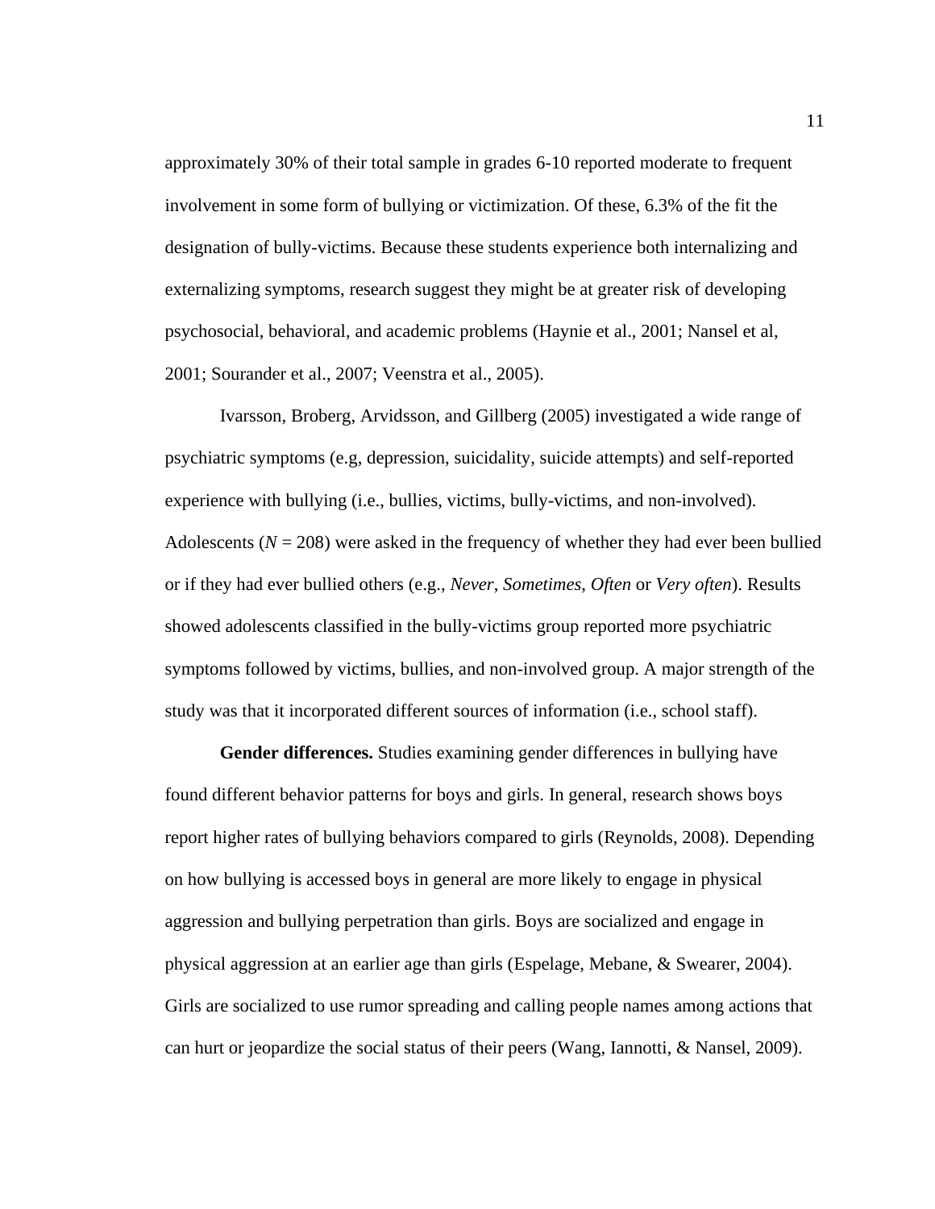approximately 30% of their total sample in grades 6-10 reported moderate to frequent involvement in some form of bullying or victimization. Of these, 6.3% of the fit the designation of bully-victims. Because these students experience both internalizing and externalizing symptoms, research suggest they might be at greater risk of developing psychosocial, behavioral, and academic problems (Haynie et al., 2001; Nansel et al, 2001; Sourander et al., 2007; Veenstra et al., 2005).

Ivarsson, Broberg, Arvidsson, and Gillberg (2005) investigated a wide range of psychiatric symptoms (e.g, depression, suicidality, suicide attempts) and self-reported experience with bullying (i.e., bullies, victims, bully-victims, and non-involved). Adolescents ($N$ = 208) were asked in the frequency of whether they had ever been bullied or if they had ever bullied others (e.g., *Never*, *Sometimes*, *Often* or *Very often*). Results showed adolescents classified in the bully-victims group reported more psychiatric symptoms followed by victims, bullies, and non-involved group. A major strength of the study was that it incorporated different sources of information (i.e., school staff).

**Gender differences.** Studies examining gender differences in bullying have found different behavior patterns for boys and girls. In general, research shows boys report higher rates of bullying behaviors compared to girls (Reynolds, 2008). Depending on how bullying is accessed boys in general are more likely to engage in physical aggression and bullying perpetration than girls. Boys are socialized and engage in physical aggression at an earlier age than girls (Espelage, Mebane, & Swearer, 2004). Girls are socialized to use rumor spreading and calling people names among actions that can hurt or jeopardize the social status of their peers (Wang, Iannotti, & Nansel, 2009).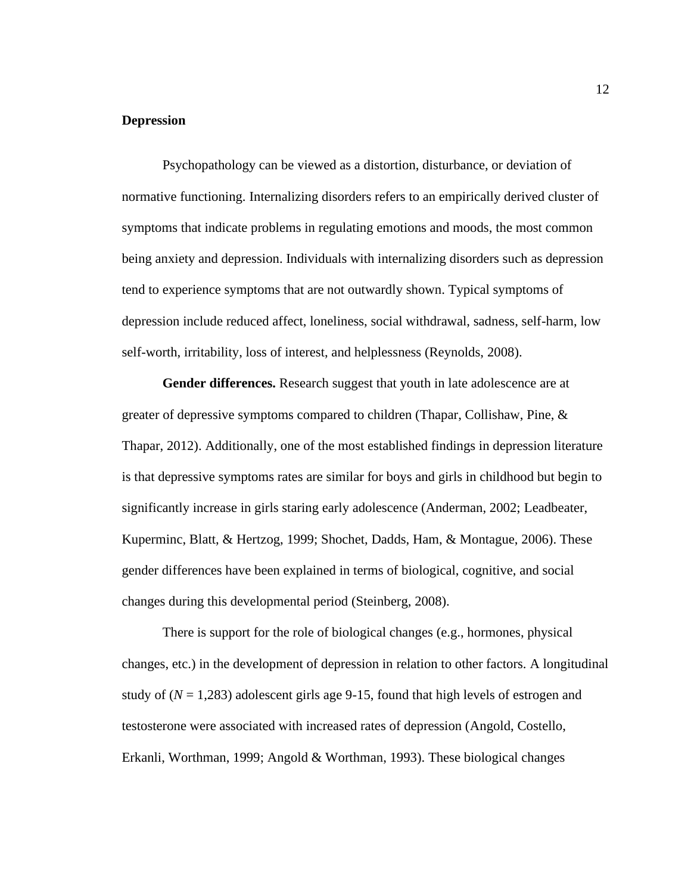**Depression**

Psychopathology can be viewed as a distortion, disturbance, or deviation of normative functioning. Internalizing disorders refers to an empirically derived cluster of symptoms that indicate problems in regulating emotions and moods, the most common being anxiety and depression. Individuals with internalizing disorders such as depression tend to experience symptoms that are not outwardly shown. Typical symptoms of depression include reduced affect, loneliness, social withdrawal, sadness, self-harm, low self-worth, irritability, loss of interest, and helplessness (Reynolds, 2008).

**Gender differences.** Research suggest that youth in late adolescence are at greater of depressive symptoms compared to children (Thapar, Collishaw, Pine, & Thapar, 2012). Additionally, one of the most established findings in depression literature is that depressive symptoms rates are similar for boys and girls in childhood but begin to significantly increase in girls staring early adolescence (Anderman, 2002; Leadbeater, Kuperminc, Blatt, & Hertzog, 1999; Shochet, Dadds, Ham, & Montague, 2006). These gender differences have been explained in terms of biological, cognitive, and social changes during this developmental period (Steinberg, 2008).

There is support for the role of biological changes (e.g., hormones, physical changes, etc.) in the development of depression in relation to other factors. A longitudinal study of ($N$ = 1,283) adolescent girls age 9-15, found that high levels of estrogen and testosterone were associated with increased rates of depression (Angold, Costello, Erkanli, Worthman, 1999; Angold & Worthman, 1993). These biological changes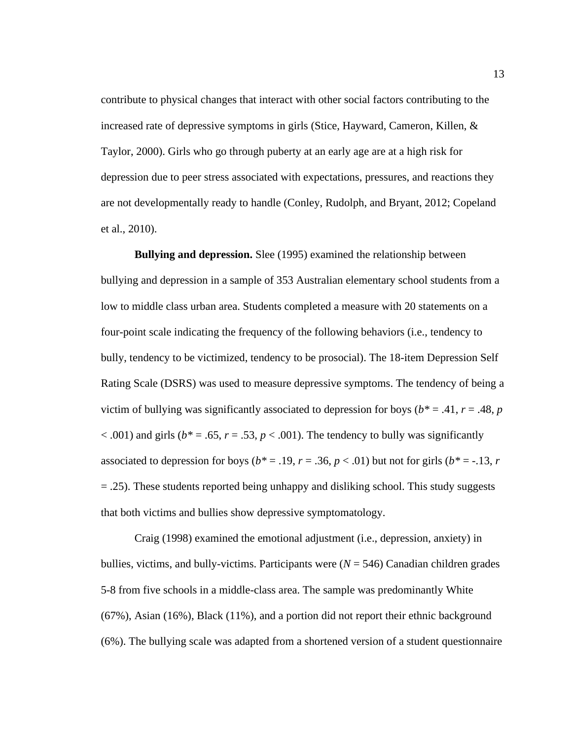contribute to physical changes that interact with other social factors contributing to the increased rate of depressive symptoms in girls (Stice, Hayward, Cameron, Killen, & Taylor, 2000). Girls who go through puberty at an early age are at a high risk for depression due to peer stress associated with expectations, pressures, and reactions they are not developmentally ready to handle (Conley, Rudolph, and Bryant, 2012; Copeland et al., 2010).

**Bullying and depression.** Slee (1995) examined the relationship between bullying and depression in a sample of 353 Australian elementary school students from a low to middle class urban area. Students completed a measure with 20 statements on a four-point scale indicating the frequency of the following behaviors (i.e., tendency to bully, tendency to be victimized, tendency to be prosocial). The 18-item Depression Self Rating Scale (DSRS) was used to measure depressive symptoms. The tendency of being a victim of bullying was significantly associated to depression for boys ($b* = .41$, $r = .48$, $p < .001$) and girls ($b* = .65$, $r = .53$, $p < .001$). The tendency to bully was significantly associated to depression for boys ($b* = .19$, $r = .36$, $p < .01$) but not for girls ($b* = -.13$, $r = .25$). These students reported being unhappy and disliking school. This study suggests that both victims and bullies show depressive symptomatology.

Craig (1998) examined the emotional adjustment (i.e., depression, anxiety) in bullies, victims, and bully-victims. Participants were ($N = 546$) Canadian children grades 5-8 from five schools in a middle-class area. The sample was predominantly White (67%), Asian (16%), Black (11%), and a portion did not report their ethnic background (6%). The bullying scale was adapted from a shortened version of a student questionnaire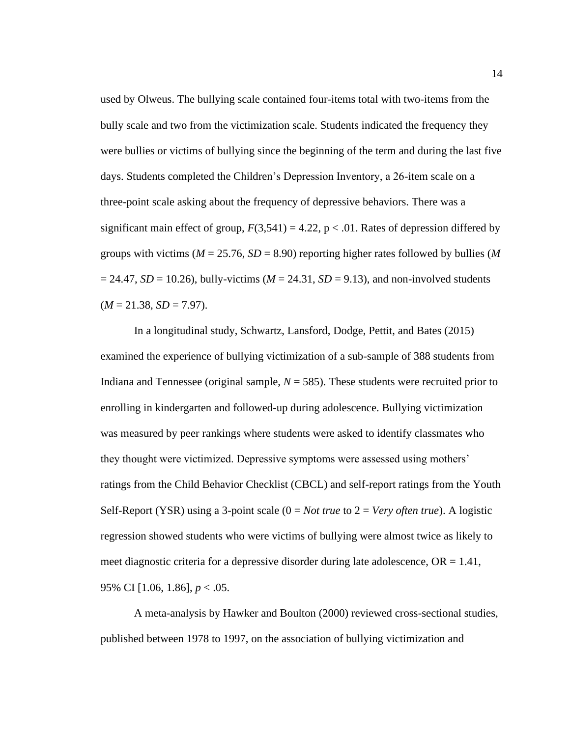used by Olweus. The bullying scale contained four-items total with two-items from the bully scale and two from the victimization scale. Students indicated the frequency they were bullies or victims of bullying since the beginning of the term and during the last five days. Students completed the Children's Depression Inventory, a 26-item scale on a three-point scale asking about the frequency of depressive behaviors. There was a significant main effect of group, $F(3,541) = 4.22$, $p < .01$. Rates of depression differed by groups with victims ($M = 25.76$, $SD = 8.90$) reporting higher rates followed by bullies ($M = 24.47$, $SD = 10.26$), bully-victims ($M = 24.31$, $SD = 9.13$), and non-involved students ($M = 21.38$, $SD = 7.97$).

In a longitudinal study, Schwartz, Lansford, Dodge, Pettit, and Bates (2015) examined the experience of bullying victimization of a sub-sample of 388 students from Indiana and Tennessee (original sample, $N = 585$). These students were recruited prior to enrolling in kindergarten and followed-up during adolescence. Bullying victimization was measured by peer rankings where students were asked to identify classmates who they thought were victimized. Depressive symptoms were assessed using mothers' ratings from the Child Behavior Checklist (CBCL) and self-report ratings from the Youth Self-Report (YSR) using a 3-point scale (0 = *Not true* to 2 = *Very often true*). A logistic regression showed students who were victims of bullying were almost twice as likely to meet diagnostic criteria for a depressive disorder during late adolescence, OR = 1.41, 95% CI [1.06, 1.86], $p < .05$.

A meta-analysis by Hawker and Boulton (2000) reviewed cross-sectional studies, published between 1978 to 1997, on the association of bullying victimization and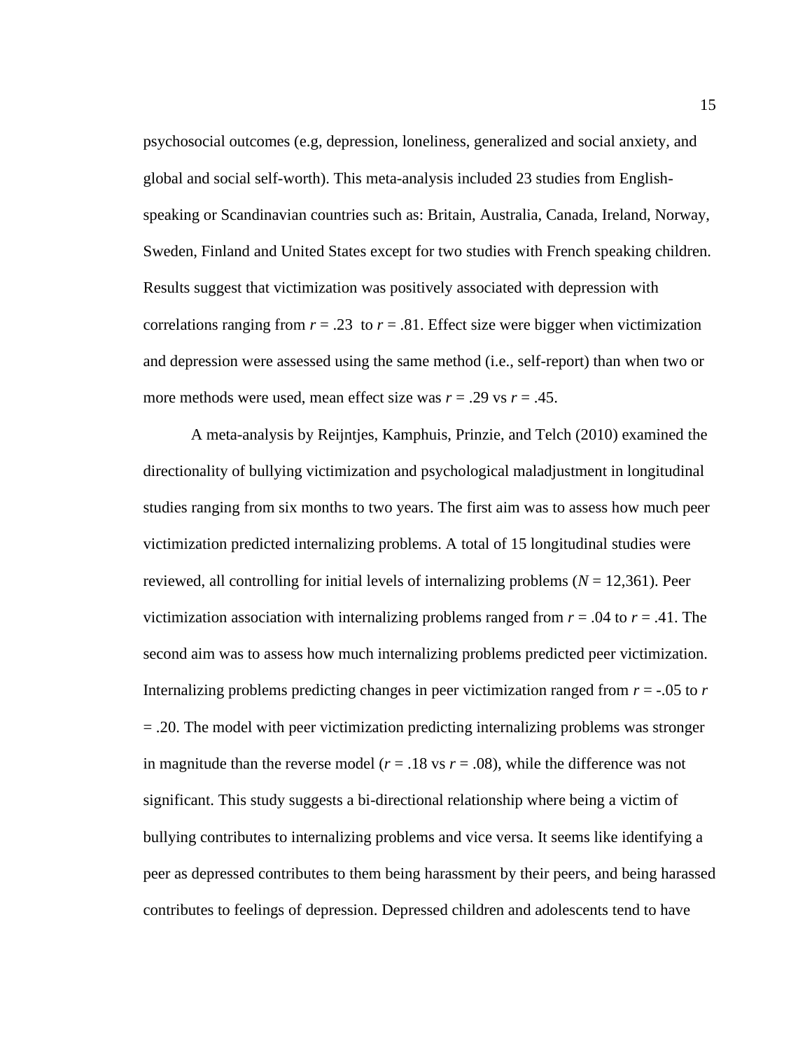psychosocial outcomes (e.g, depression, loneliness, generalized and social anxiety, and global and social self-worth). This meta-analysis included 23 studies from English-speaking or Scandinavian countries such as: Britain, Australia, Canada, Ireland, Norway, Sweden, Finland and United States except for two studies with French speaking children. Results suggest that victimization was positively associated with depression with correlations ranging from $r = .23$ to $r = .81$. Effect size were bigger when victimization and depression were assessed using the same method (i.e., self-report) than when two or more methods were used, mean effect size was $r = .29$ vs $r = .45$.

A meta-analysis by Reijntjes, Kamphuis, Prinzie, and Telch (2010) examined the directionality of bullying victimization and psychological maladjustment in longitudinal studies ranging from six months to two years. The first aim was to assess how much peer victimization predicted internalizing problems. A total of 15 longitudinal studies were reviewed, all controlling for initial levels of internalizing problems ($N = 12{,}361$). Peer victimization association with internalizing problems ranged from $r = .04$ to $r = .41$. The second aim was to assess how much internalizing problems predicted peer victimization. Internalizing problems predicting changes in peer victimization ranged from $r = -.05$ to $r = .20$. The model with peer victimization predicting internalizing problems was stronger in magnitude than the reverse model ($r = .18$ vs $r = .08$), while the difference was not significant. This study suggests a bi-directional relationship where being a victim of bullying contributes to internalizing problems and vice versa. It seems like identifying a peer as depressed contributes to them being harassment by their peers, and being harassed contributes to feelings of depression. Depressed children and adolescents tend to have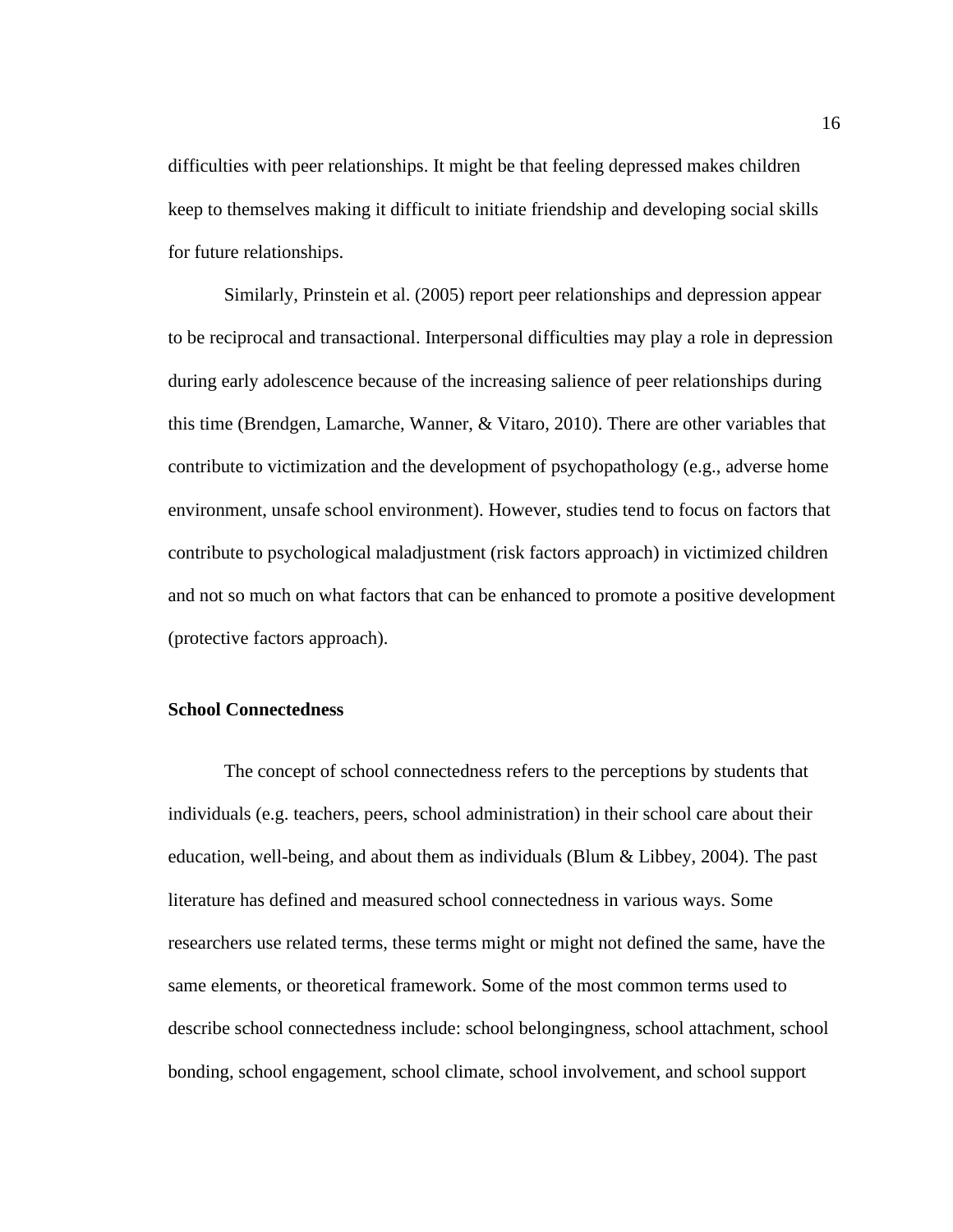difficulties with peer relationships. It might be that feeling depressed makes children keep to themselves making it difficult to initiate friendship and developing social skills for future relationships.

Similarly, Prinstein et al. (2005) report peer relationships and depression appear to be reciprocal and transactional. Interpersonal difficulties may play a role in depression during early adolescence because of the increasing salience of peer relationships during this time (Brendgen, Lamarche, Wanner, & Vitaro, 2010). There are other variables that contribute to victimization and the development of psychopathology (e.g., adverse home environment, unsafe school environment). However, studies tend to focus on factors that contribute to psychological maladjustment (risk factors approach) in victimized children and not so much on what factors that can be enhanced to promote a positive development (protective factors approach).

**School Connectedness**

The concept of school connectedness refers to the perceptions by students that individuals (e.g. teachers, peers, school administration) in their school care about their education, well-being, and about them as individuals (Blum & Libbey, 2004). The past literature has defined and measured school connectedness in various ways. Some researchers use related terms, these terms might or might not defined the same, have the same elements, or theoretical framework. Some of the most common terms used to describe school connectedness include: school belongingness, school attachment, school bonding, school engagement, school climate, school involvement, and school support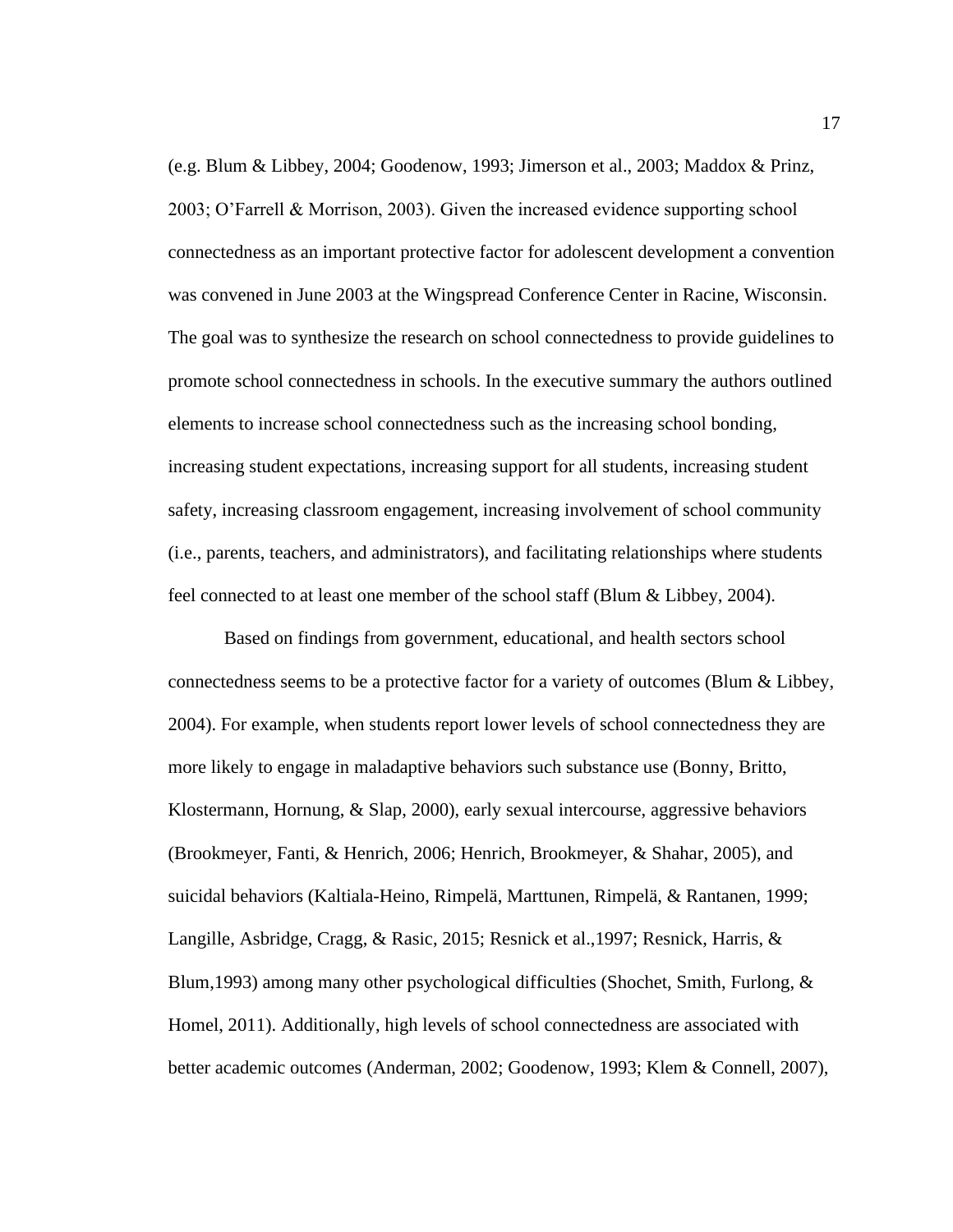(e.g. Blum & Libbey, 2004; Goodenow, 1993; Jimerson et al., 2003; Maddox & Prinz, 2003; O'Farrell & Morrison, 2003). Given the increased evidence supporting school connectedness as an important protective factor for adolescent development a convention was convened in June 2003 at the Wingspread Conference Center in Racine, Wisconsin. The goal was to synthesize the research on school connectedness to provide guidelines to promote school connectedness in schools. In the executive summary the authors outlined elements to increase school connectedness such as the increasing school bonding, increasing student expectations, increasing support for all students, increasing student safety, increasing classroom engagement, increasing involvement of school community (i.e., parents, teachers, and administrators), and facilitating relationships where students feel connected to at least one member of the school staff (Blum & Libbey, 2004).

Based on findings from government, educational, and health sectors school connectedness seems to be a protective factor for a variety of outcomes (Blum & Libbey, 2004). For example, when students report lower levels of school connectedness they are more likely to engage in maladaptive behaviors such substance use (Bonny, Britto, Klostermann, Hornung, & Slap, 2000), early sexual intercourse, aggressive behaviors (Brookmeyer, Fanti, & Henrich, 2006; Henrich, Brookmeyer, & Shahar, 2005), and suicidal behaviors (Kaltiala-Heino, Rimpelä, Marttunen, Rimpelä, & Rantanen, 1999; Langille, Asbridge, Cragg, & Rasic, 2015; Resnick et al.,1997; Resnick, Harris, & Blum,1993) among many other psychological difficulties (Shochet, Smith, Furlong, & Homel, 2011). Additionally, high levels of school connectedness are associated with better academic outcomes (Anderman, 2002; Goodenow, 1993; Klem & Connell, 2007),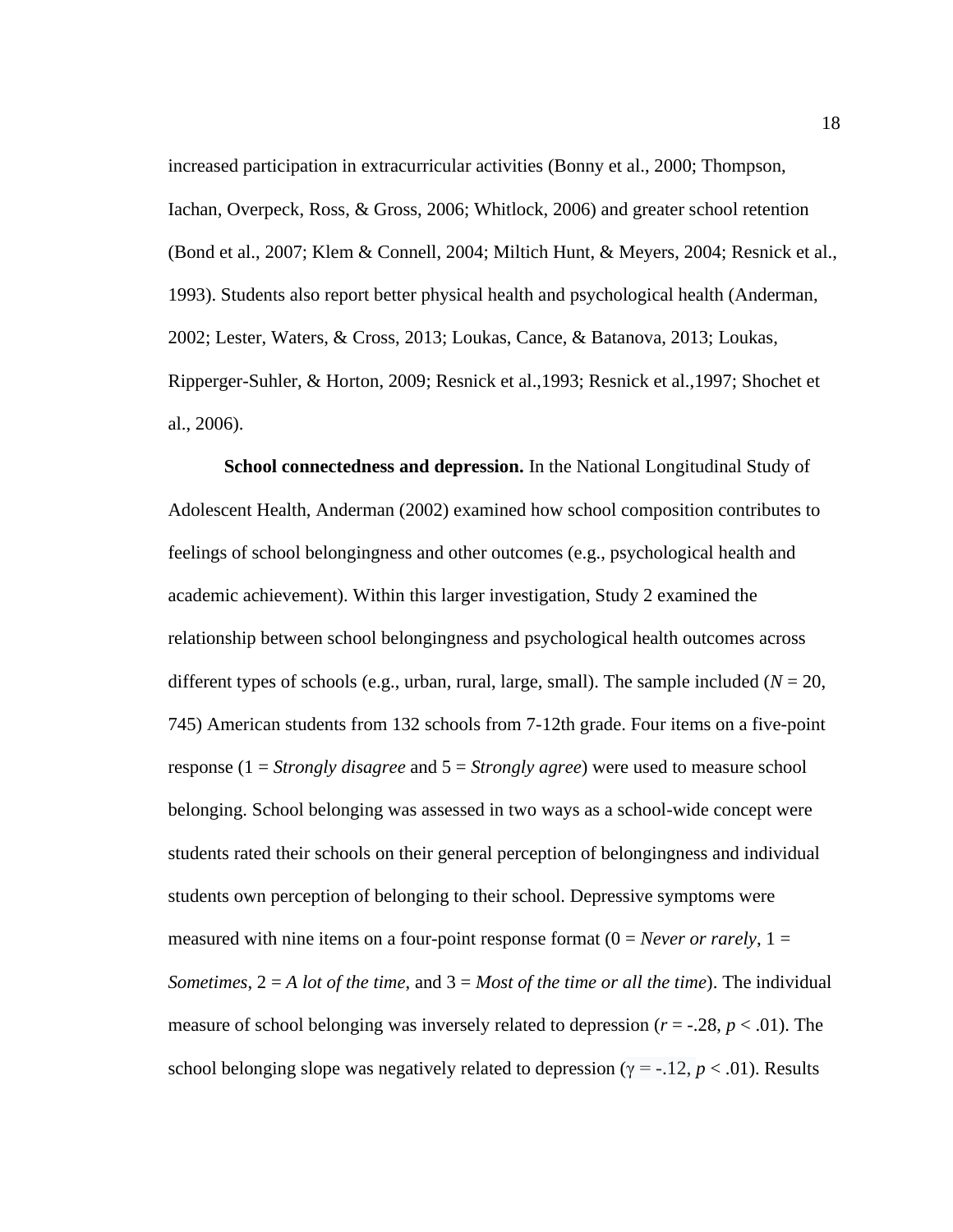increased participation in extracurricular activities (Bonny et al., 2000; Thompson, Iachan, Overpeck, Ross, & Gross, 2006; Whitlock, 2006) and greater school retention (Bond et al., 2007; Klem & Connell, 2004; Miltich Hunt, & Meyers, 2004; Resnick et al., 1993). Students also report better physical health and psychological health (Anderman, 2002; Lester, Waters, & Cross, 2013; Loukas, Cance, & Batanova, 2013; Loukas, Ripperger-Suhler, & Horton, 2009; Resnick et al.,1993; Resnick et al.,1997; Shochet et al., 2006).

**School connectedness and depression.** In the National Longitudinal Study of Adolescent Health, Anderman (2002) examined how school composition contributes to feelings of school belongingness and other outcomes (e.g., psychological health and academic achievement). Within this larger investigation, Study 2 examined the relationship between school belongingness and psychological health outcomes across different types of schools (e.g., urban, rural, large, small). The sample included ($N$ = 20, 745) American students from 132 schools from 7-12th grade. Four items on a five-point response (1 = *Strongly disagree* and 5 = *Strongly agree*) were used to measure school belonging. School belonging was assessed in two ways as a school-wide concept were students rated their schools on their general perception of belongingness and individual students own perception of belonging to their school. Depressive symptoms were measured with nine items on a four-point response format (0 = *Never or rarely*, 1 = *Sometimes*, 2 = *A lot of the time*, and 3 = *Most of the time or all the time*). The individual measure of school belonging was inversely related to depression ($r$ = -.28, $p$ < .01). The school belonging slope was negatively related to depression ($\gamma$ = -.12, $p$ < .01). Results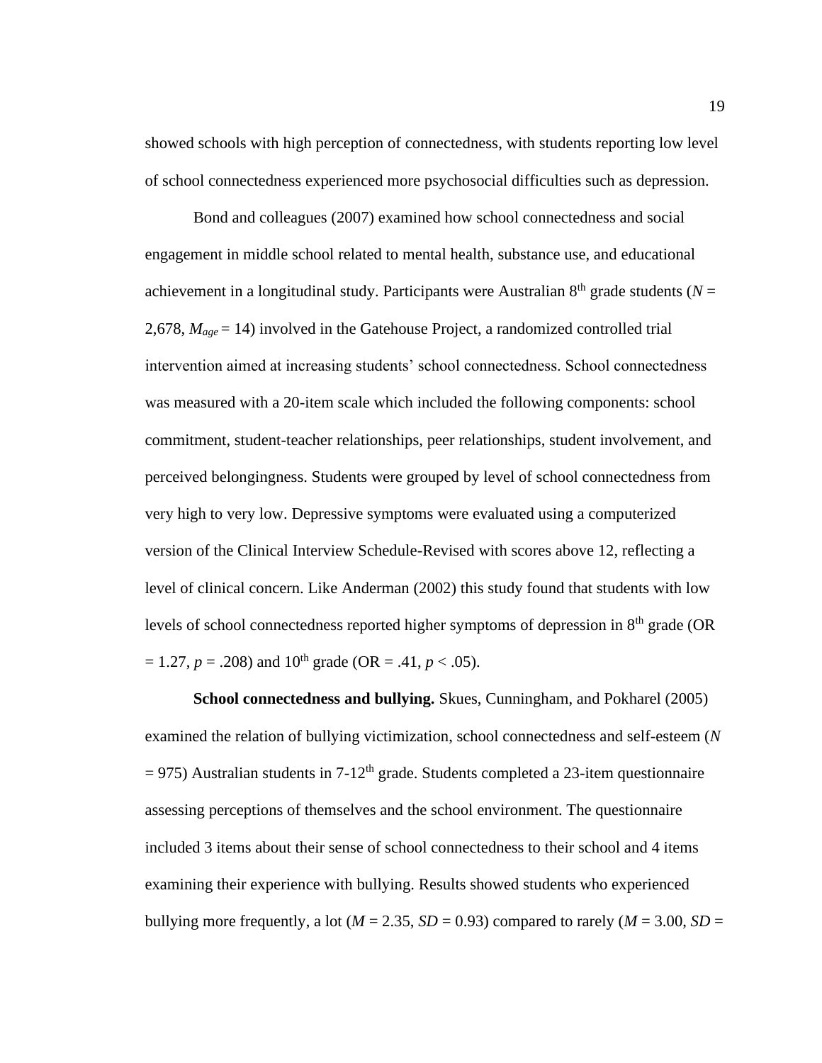showed schools with high perception of connectedness, with students reporting low level of school connectedness experienced more psychosocial difficulties such as depression.

Bond and colleagues (2007) examined how school connectedness and social engagement in middle school related to mental health, substance use, and educational achievement in a longitudinal study. Participants were Australian 8th grade students ($N$ = 2,678, $M_{age}$ = 14) involved in the Gatehouse Project, a randomized controlled trial intervention aimed at increasing students' school connectedness. School connectedness was measured with a 20-item scale which included the following components: school commitment, student-teacher relationships, peer relationships, student involvement, and perceived belongingness. Students were grouped by level of school connectedness from very high to very low. Depressive symptoms were evaluated using a computerized version of the Clinical Interview Schedule-Revised with scores above 12, reflecting a level of clinical concern. Like Anderman (2002) this study found that students with low levels of school connectedness reported higher symptoms of depression in 8th grade (OR = 1.27, $p$ = .208) and 10th grade (OR = .41, $p$ < .05).

**School connectedness and bullying.** Skues, Cunningham, and Pokharel (2005) examined the relation of bullying victimization, school connectedness and self-esteem ($N$ = 975) Australian students in 7-12th grade. Students completed a 23-item questionnaire assessing perceptions of themselves and the school environment. The questionnaire included 3 items about their sense of school connectedness to their school and 4 items examining their experience with bullying. Results showed students who experienced bullying more frequently, a lot ($M$ = 2.35, $SD$ = 0.93) compared to rarely ($M$ = 3.00, $SD$ =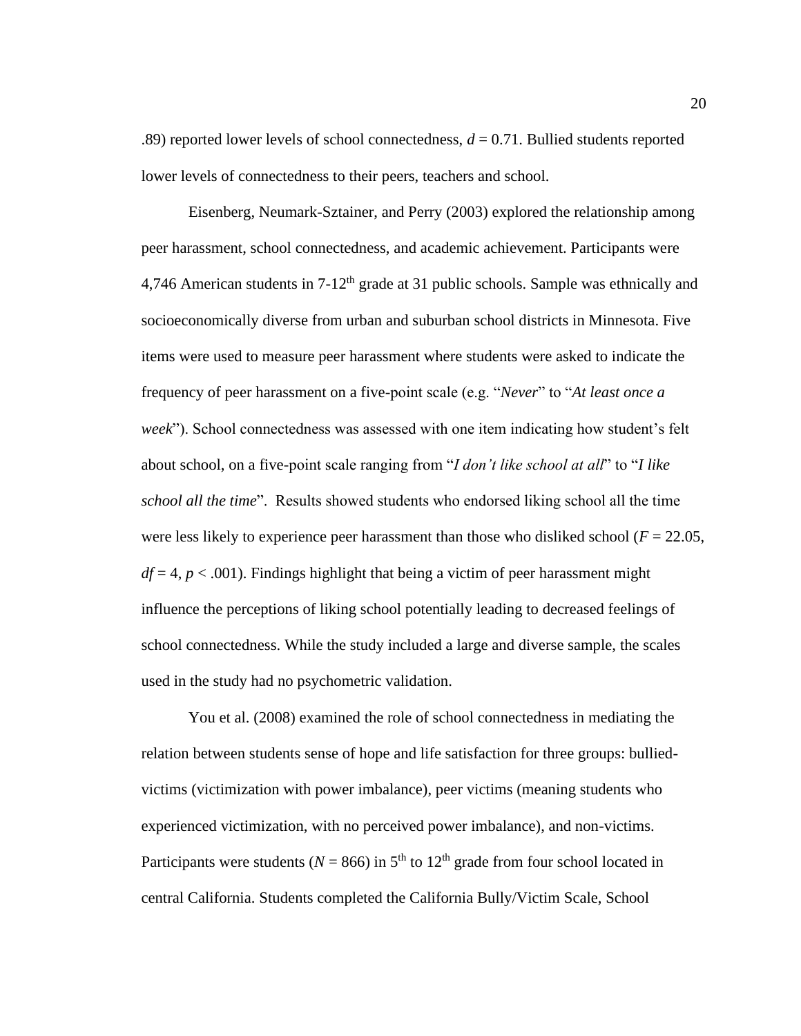.89) reported lower levels of school connectedness, $d = 0.71$. Bullied students reported lower levels of connectedness to their peers, teachers and school.

Eisenberg, Neumark-Sztainer, and Perry (2003) explored the relationship among peer harassment, school connectedness, and academic achievement. Participants were 4,746 American students in 7-12$^{th}$ grade at 31 public schools. Sample was ethnically and socioeconomically diverse from urban and suburban school districts in Minnesota. Five items were used to measure peer harassment where students were asked to indicate the frequency of peer harassment on a five-point scale (e.g. "*Never*" to "*At least once a week*"). School connectedness was assessed with one item indicating how student's felt about school, on a five-point scale ranging from "*I don't like school at all*" to "*I like school all the time*". Results showed students who endorsed liking school all the time were less likely to experience peer harassment than those who disliked school ($F = 22.05$, $df = 4$, $p < .001$). Findings highlight that being a victim of peer harassment might influence the perceptions of liking school potentially leading to decreased feelings of school connectedness. While the study included a large and diverse sample, the scales used in the study had no psychometric validation.

You et al. (2008) examined the role of school connectedness in mediating the relation between students sense of hope and life satisfaction for three groups: bullied-victims (victimization with power imbalance), peer victims (meaning students who experienced victimization, with no perceived power imbalance), and non-victims. Participants were students ($N = 866$) in 5$^{th}$ to 12$^{th}$ grade from four school located in central California. Students completed the California Bully/Victim Scale, School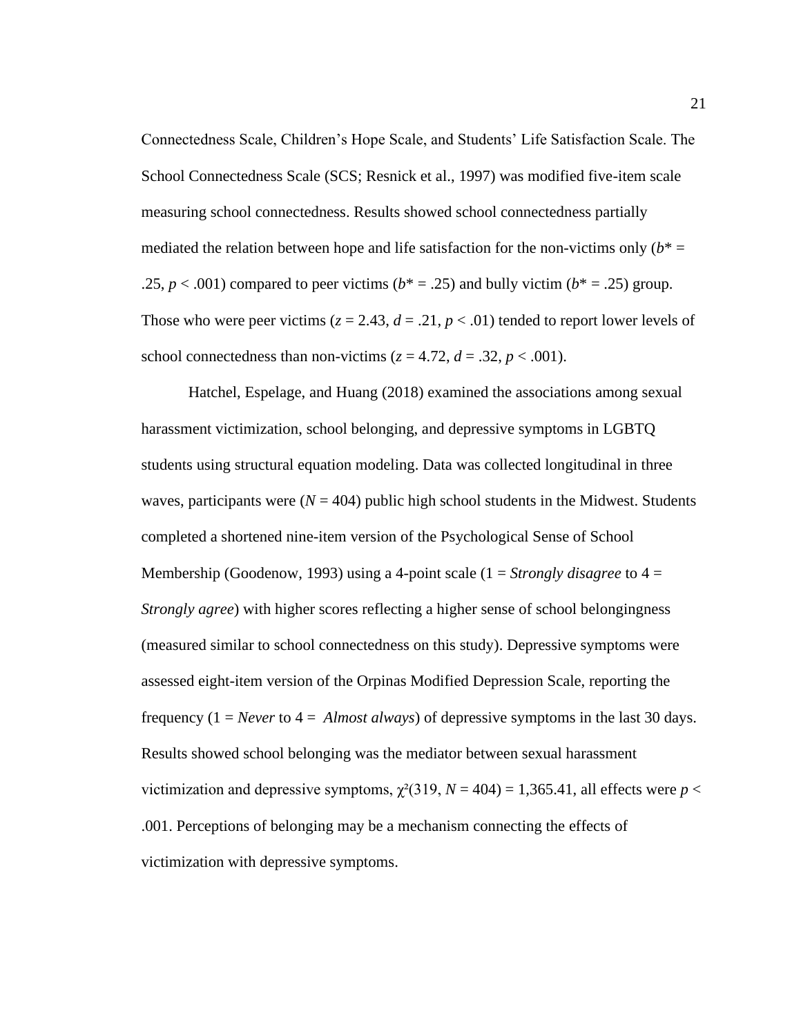Connectedness Scale, Children's Hope Scale, and Students' Life Satisfaction Scale. The School Connectedness Scale (SCS; Resnick et al., 1997) was modified five-item scale measuring school connectedness. Results showed school connectedness partially mediated the relation between hope and life satisfaction for the non-victims only ($b^* = .25$, $p < .001$) compared to peer victims ($b^* = .25$) and bully victim ($b^* = .25$) group. Those who were peer victims ($z = 2.43$, $d = .21$, $p < .01$) tended to report lower levels of school connectedness than non-victims ($z = 4.72$, $d = .32$, $p < .001$).

Hatchel, Espelage, and Huang (2018) examined the associations among sexual harassment victimization, school belonging, and depressive symptoms in LGBTQ students using structural equation modeling. Data was collected longitudinal in three waves, participants were ($N = 404$) public high school students in the Midwest. Students completed a shortened nine-item version of the Psychological Sense of School Membership (Goodenow, 1993) using a 4-point scale (1 = *Strongly disagree* to 4 = *Strongly agree*) with higher scores reflecting a higher sense of school belongingness (measured similar to school connectedness on this study). Depressive symptoms were assessed eight-item version of the Orpinas Modified Depression Scale, reporting the frequency (1 = *Never* to 4 = *Almost always*) of depressive symptoms in the last 30 days. Results showed school belonging was the mediator between sexual harassment victimization and depressive symptoms, $\chi^2(319, N = 404) = 1{,}365.41$, all effects were $p < .001$. Perceptions of belonging may be a mechanism connecting the effects of victimization with depressive symptoms.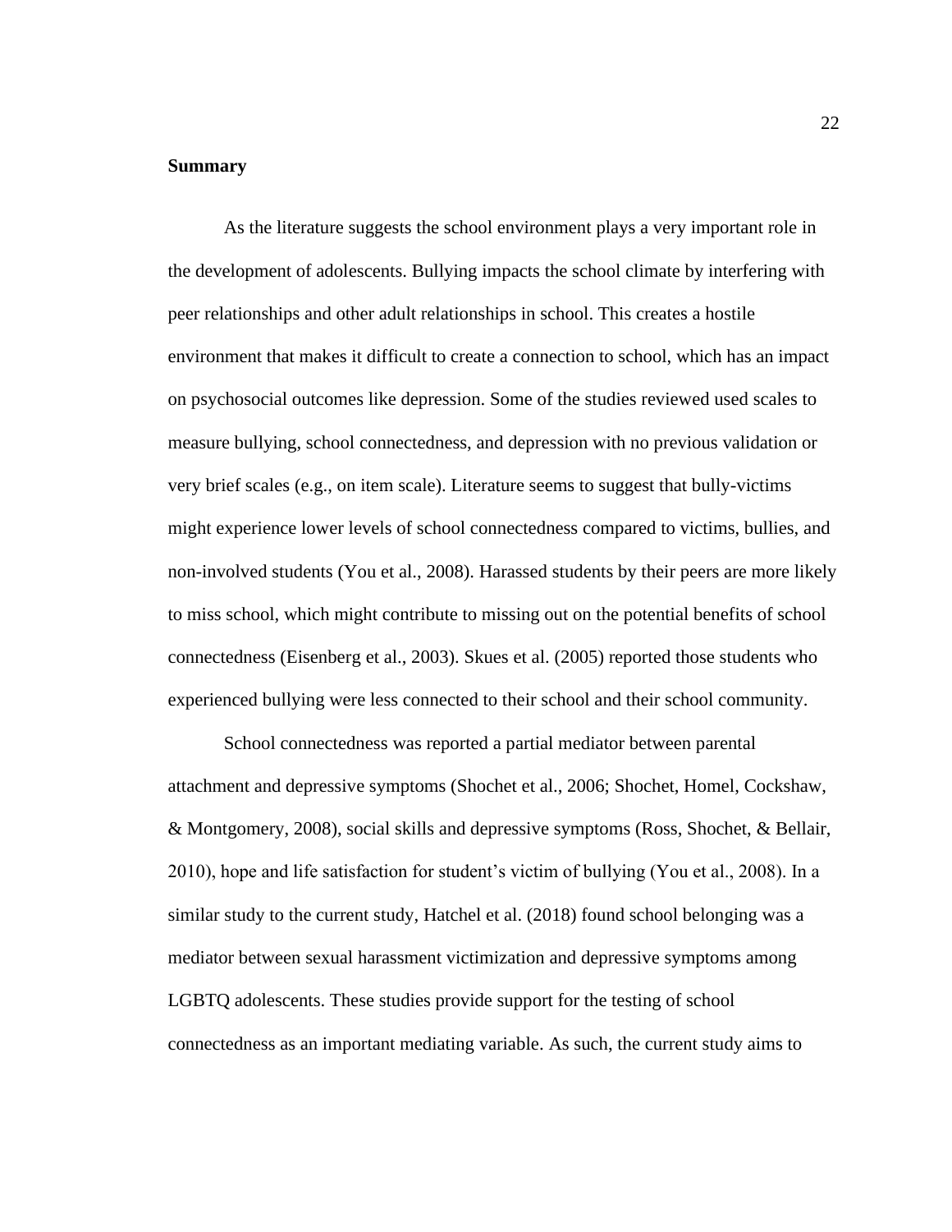**Summary**

As the literature suggests the school environment plays a very important role in the development of adolescents. Bullying impacts the school climate by interfering with peer relationships and other adult relationships in school. This creates a hostile environment that makes it difficult to create a connection to school, which has an impact on psychosocial outcomes like depression. Some of the studies reviewed used scales to measure bullying, school connectedness, and depression with no previous validation or very brief scales (e.g., on item scale). Literature seems to suggest that bully-victims might experience lower levels of school connectedness compared to victims, bullies, and non-involved students (You et al., 2008). Harassed students by their peers are more likely to miss school, which might contribute to missing out on the potential benefits of school connectedness (Eisenberg et al., 2003). Skues et al. (2005) reported those students who experienced bullying were less connected to their school and their school community.

School connectedness was reported a partial mediator between parental attachment and depressive symptoms (Shochet et al., 2006; Shochet, Homel, Cockshaw, & Montgomery, 2008), social skills and depressive symptoms (Ross, Shochet, & Bellair, 2010), hope and life satisfaction for student's victim of bullying (You et al., 2008). In a similar study to the current study, Hatchel et al. (2018) found school belonging was a mediator between sexual harassment victimization and depressive symptoms among LGBTQ adolescents. These studies provide support for the testing of school connectedness as an important mediating variable. As such, the current study aims to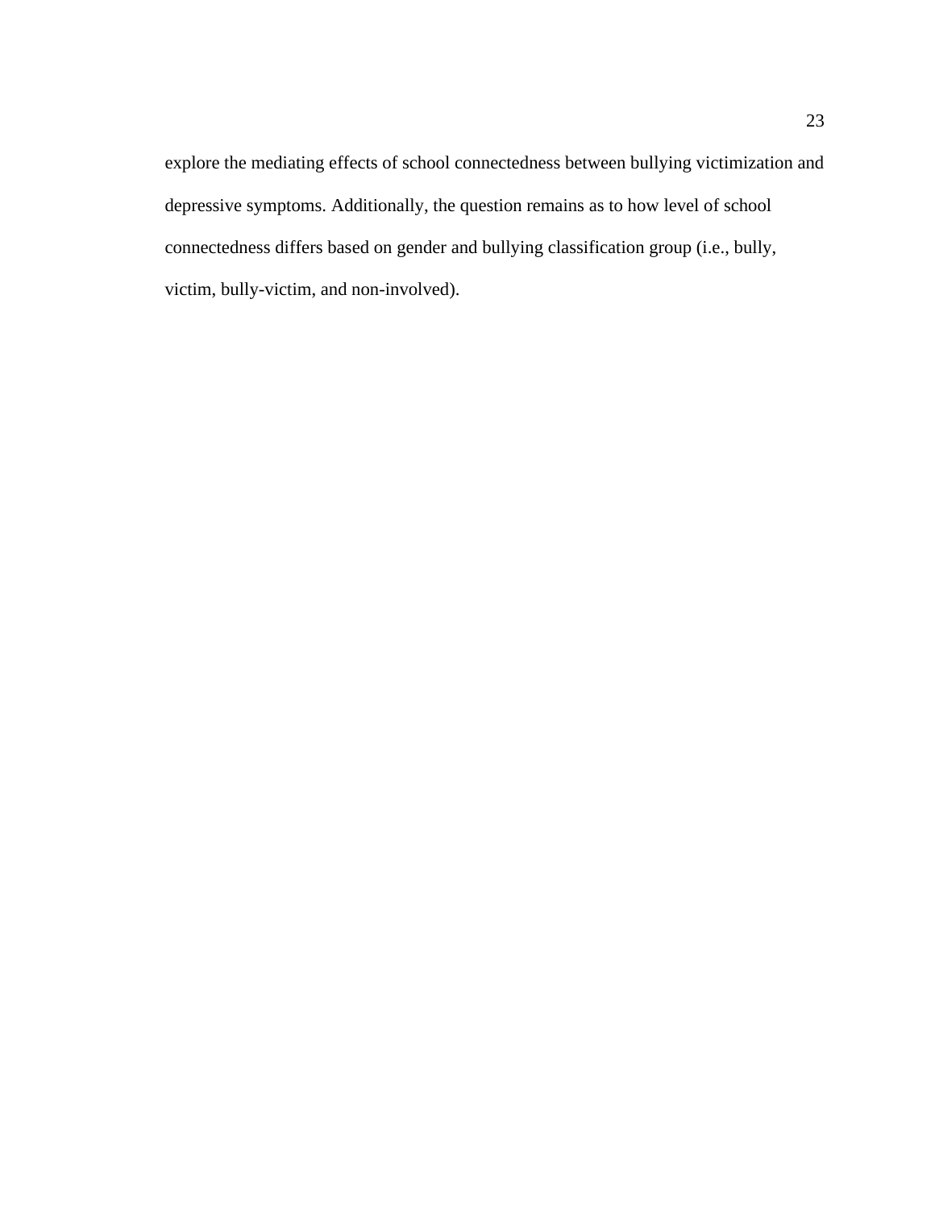explore the mediating effects of school connectedness between bullying victimization and depressive symptoms. Additionally, the question remains as to how level of school connectedness differs based on gender and bullying classification group (i.e., bully, victim, bully-victim, and non-involved).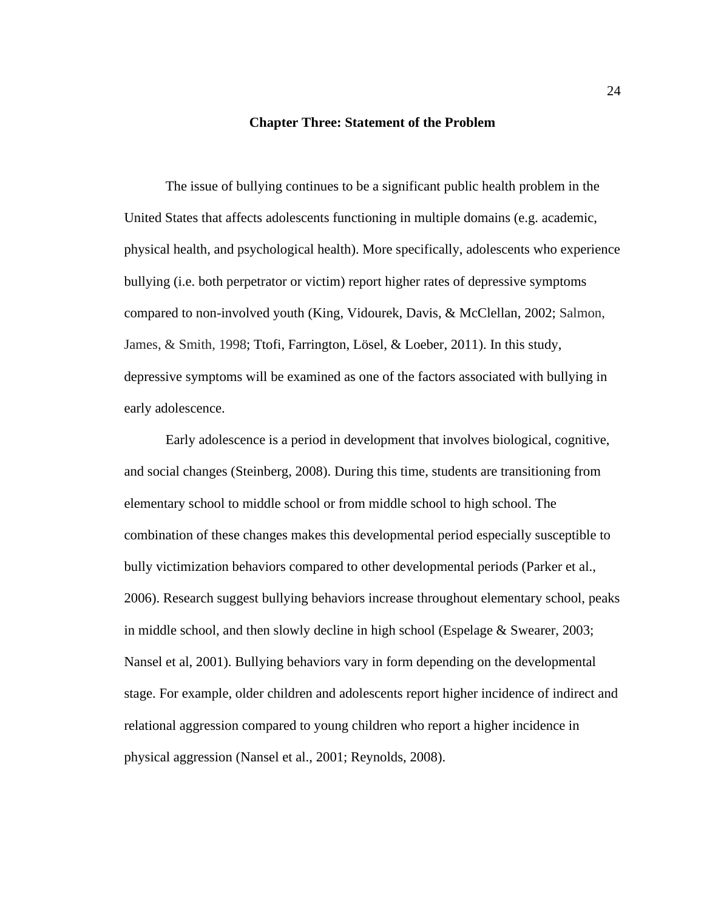# Chapter Three: Statement of the Problem

The issue of bullying continues to be a significant public health problem in the United States that affects adolescents functioning in multiple domains (e.g. academic, physical health, and psychological health). More specifically, adolescents who experience bullying (i.e. both perpetrator or victim) report higher rates of depressive symptoms compared to non-involved youth (King, Vidourek, Davis, & McClellan, 2002; Salmon, James, & Smith, 1998; Ttofi, Farrington, Lösel, & Loeber, 2011). In this study, depressive symptoms will be examined as one of the factors associated with bullying in early adolescence.

Early adolescence is a period in development that involves biological, cognitive, and social changes (Steinberg, 2008). During this time, students are transitioning from elementary school to middle school or from middle school to high school. The combination of these changes makes this developmental period especially susceptible to bully victimization behaviors compared to other developmental periods (Parker et al., 2006). Research suggest bullying behaviors increase throughout elementary school, peaks in middle school, and then slowly decline in high school (Espelage & Swearer, 2003; Nansel et al, 2001). Bullying behaviors vary in form depending on the developmental stage. For example, older children and adolescents report higher incidence of indirect and relational aggression compared to young children who report a higher incidence in physical aggression (Nansel et al., 2001; Reynolds, 2008).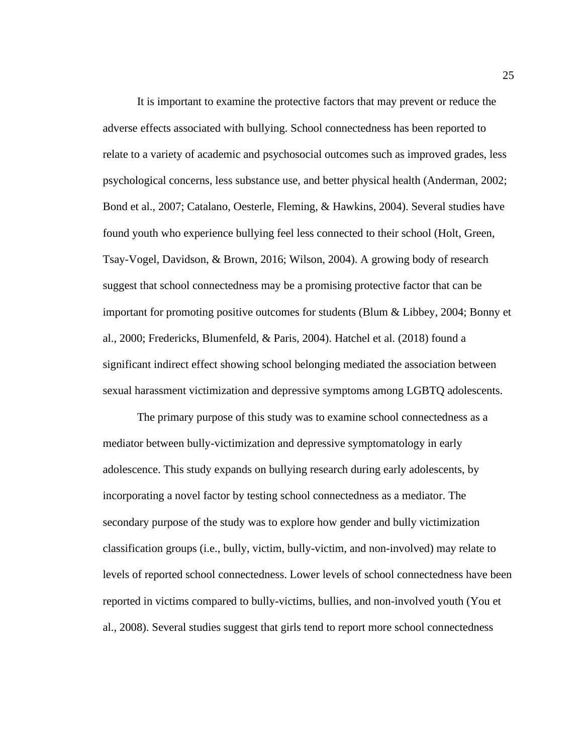It is important to examine the protective factors that may prevent or reduce the adverse effects associated with bullying. School connectedness has been reported to relate to a variety of academic and psychosocial outcomes such as improved grades, less psychological concerns, less substance use, and better physical health (Anderman, 2002; Bond et al., 2007; Catalano, Oesterle, Fleming, & Hawkins, 2004). Several studies have found youth who experience bullying feel less connected to their school (Holt, Green, Tsay-Vogel, Davidson, & Brown, 2016; Wilson, 2004). A growing body of research suggest that school connectedness may be a promising protective factor that can be important for promoting positive outcomes for students (Blum & Libbey, 2004; Bonny et al., 2000; Fredericks, Blumenfeld, & Paris, 2004). Hatchel et al. (2018) found a significant indirect effect showing school belonging mediated the association between sexual harassment victimization and depressive symptoms among LGBTQ adolescents.

The primary purpose of this study was to examine school connectedness as a mediator between bully-victimization and depressive symptomatology in early adolescence. This study expands on bullying research during early adolescents, by incorporating a novel factor by testing school connectedness as a mediator. The secondary purpose of the study was to explore how gender and bully victimization classification groups (i.e., bully, victim, bully-victim, and non-involved) may relate to levels of reported school connectedness. Lower levels of school connectedness have been reported in victims compared to bully-victims, bullies, and non-involved youth (You et al., 2008). Several studies suggest that girls tend to report more school connectedness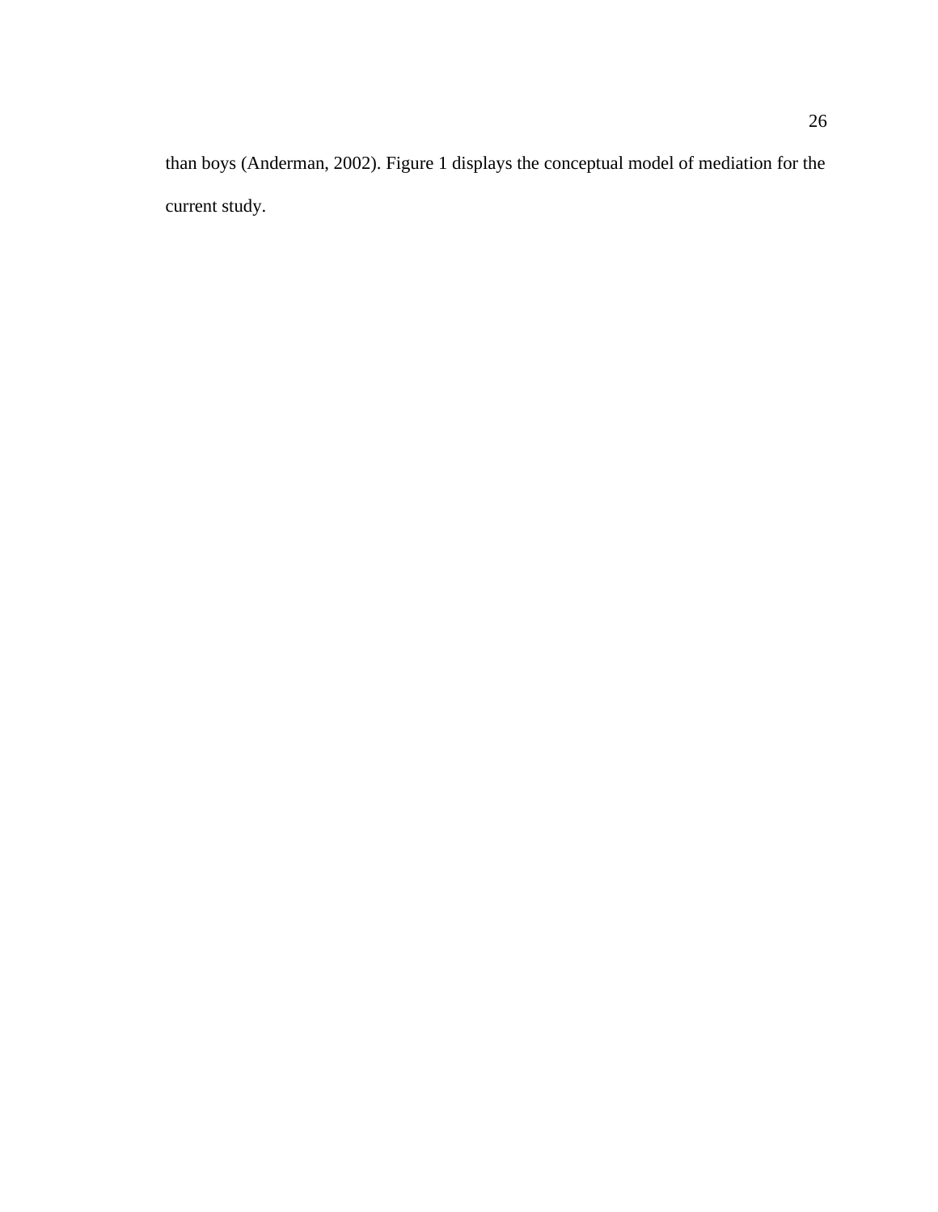than boys (Anderman, 2002). Figure 1 displays the conceptual model of mediation for the current study.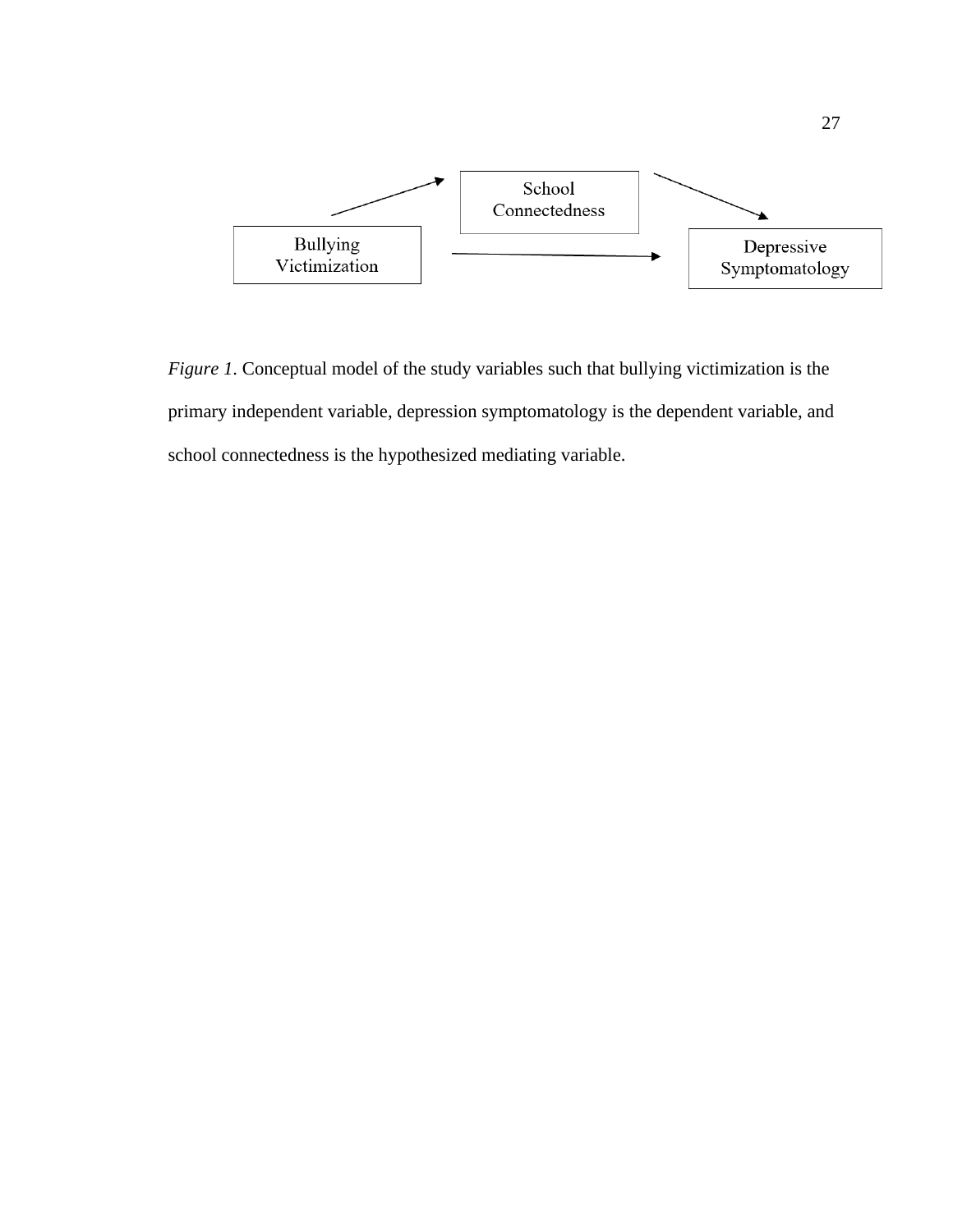School Connectedness

Bullying Victimization

Depressive Symptomatology

*Figure 1*. Conceptual model of the study variables such that bullying victimization is the primary independent variable, depression symptomatology is the dependent variable, and school connectedness is the hypothesized mediating variable.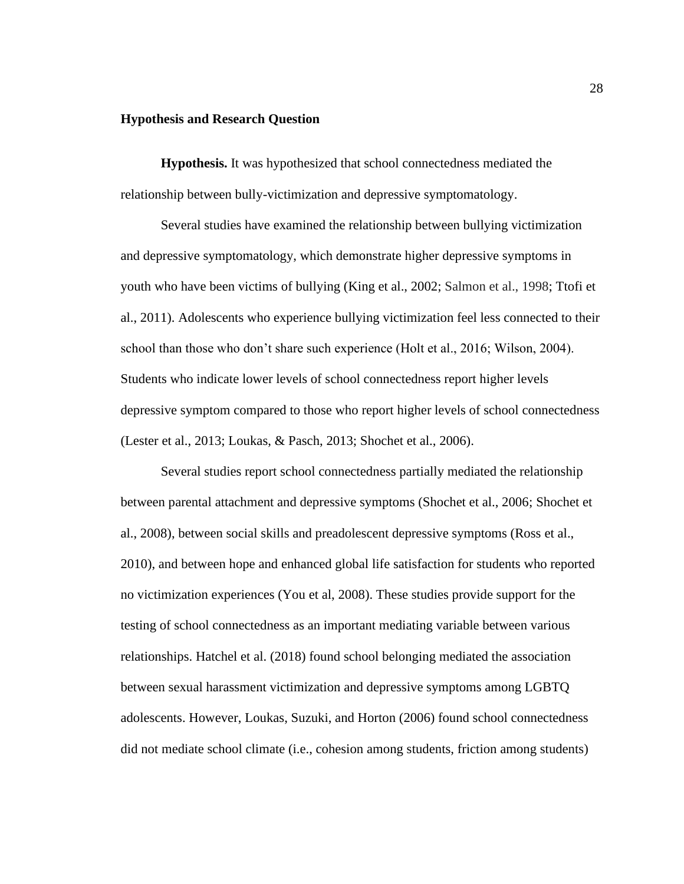**Hypothesis and Research Question**

**Hypothesis.** It was hypothesized that school connectedness mediated the relationship between bully-victimization and depressive symptomatology.

Several studies have examined the relationship between bullying victimization and depressive symptomatology, which demonstrate higher depressive symptoms in youth who have been victims of bullying (King et al., 2002; Salmon et al., 1998; Ttofi et al., 2011). Adolescents who experience bullying victimization feel less connected to their school than those who don't share such experience (Holt et al., 2016; Wilson, 2004). Students who indicate lower levels of school connectedness report higher levels depressive symptom compared to those who report higher levels of school connectedness (Lester et al., 2013; Loukas, & Pasch, 2013; Shochet et al., 2006).

Several studies report school connectedness partially mediated the relationship between parental attachment and depressive symptoms (Shochet et al., 2006; Shochet et al., 2008), between social skills and preadolescent depressive symptoms (Ross et al., 2010), and between hope and enhanced global life satisfaction for students who reported no victimization experiences (You et al, 2008). These studies provide support for the testing of school connectedness as an important mediating variable between various relationships. Hatchel et al. (2018) found school belonging mediated the association between sexual harassment victimization and depressive symptoms among LGBTQ adolescents. However, Loukas, Suzuki, and Horton (2006) found school connectedness did not mediate school climate (i.e., cohesion among students, friction among students)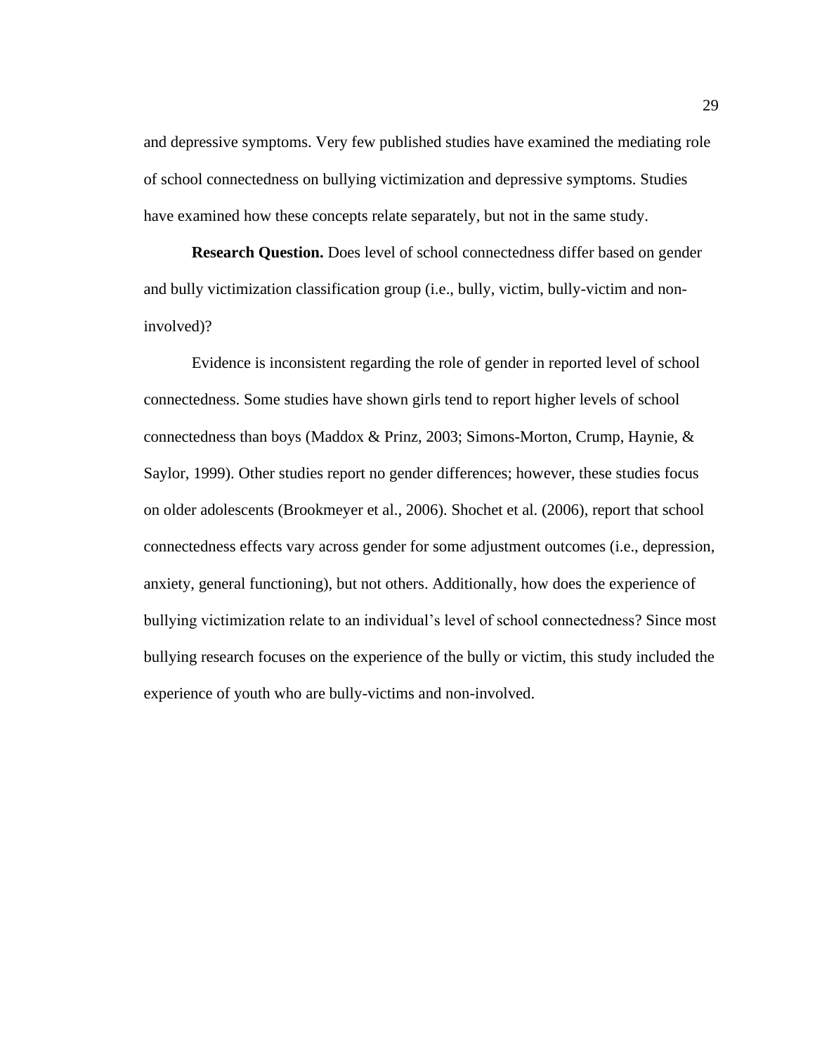and depressive symptoms. Very few published studies have examined the mediating role of school connectedness on bullying victimization and depressive symptoms. Studies have examined how these concepts relate separately, but not in the same study.

**Research Question.** Does level of school connectedness differ based on gender and bully victimization classification group (i.e., bully, victim, bully-victim and non-involved)?

Evidence is inconsistent regarding the role of gender in reported level of school connectedness. Some studies have shown girls tend to report higher levels of school connectedness than boys (Maddox & Prinz, 2003; Simons-Morton, Crump, Haynie, & Saylor, 1999). Other studies report no gender differences; however, these studies focus on older adolescents (Brookmeyer et al., 2006). Shochet et al. (2006), report that school connectedness effects vary across gender for some adjustment outcomes (i.e., depression, anxiety, general functioning), but not others. Additionally, how does the experience of bullying victimization relate to an individual's level of school connectedness? Since most bullying research focuses on the experience of the bully or victim, this study included the experience of youth who are bully-victims and non-involved.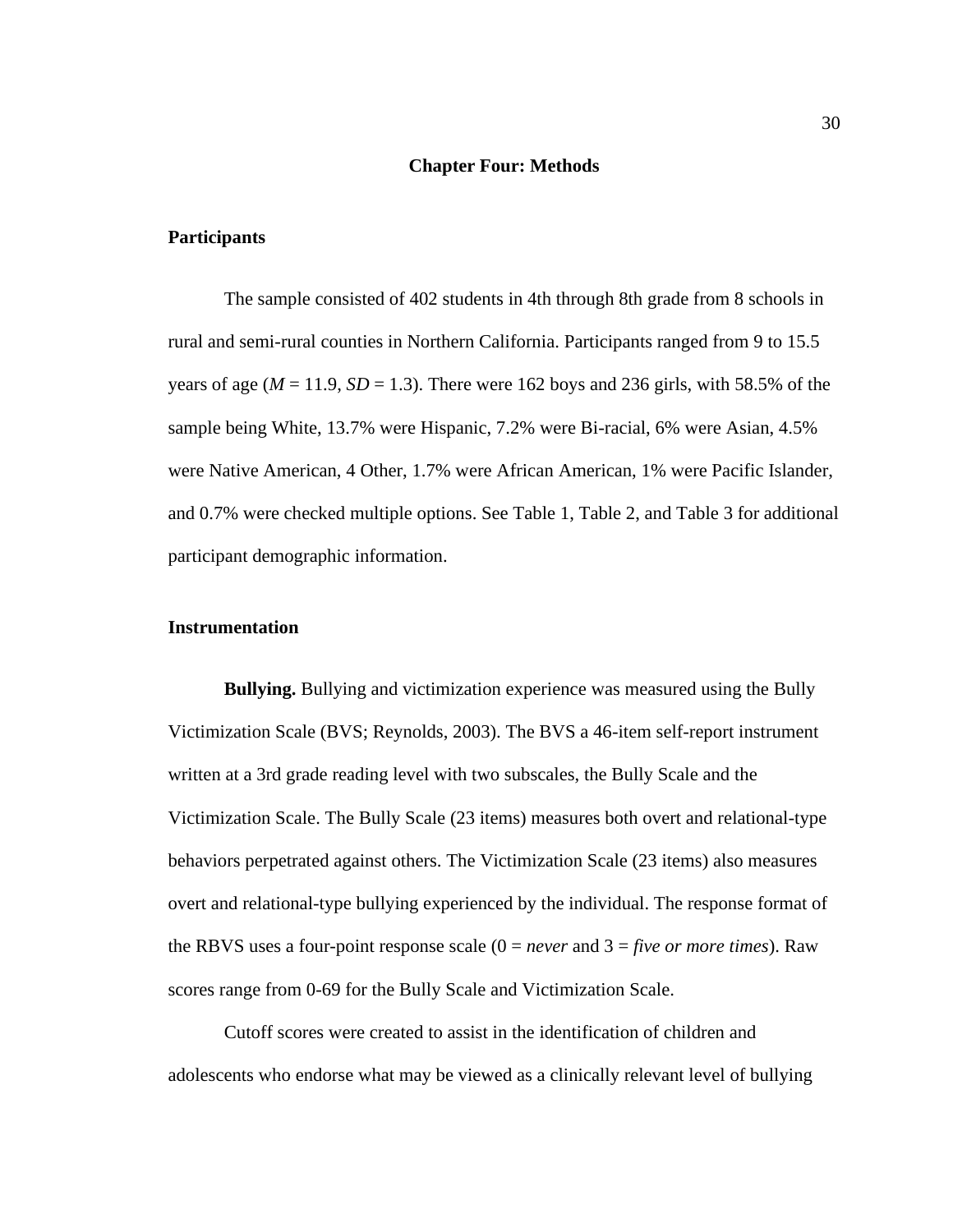# Chapter Four: Methods

## Participants

The sample consisted of 402 students in 4th through 8th grade from 8 schools in rural and semi-rural counties in Northern California. Participants ranged from 9 to 15.5 years of age (*M* = 11.9, *SD* = 1.3). There were 162 boys and 236 girls, with 58.5% of the sample being White, 13.7% were Hispanic, 7.2% were Bi-racial, 6% were Asian, 4.5% were Native American, 4 Other, 1.7% were African American, 1% were Pacific Islander, and 0.7% were checked multiple options. See Table 1, Table 2, and Table 3 for additional participant demographic information.

## Instrumentation

**Bullying.** Bullying and victimization experience was measured using the Bully Victimization Scale (BVS; Reynolds, 2003). The BVS a 46-item self-report instrument written at a 3rd grade reading level with two subscales, the Bully Scale and the Victimization Scale. The Bully Scale (23 items) measures both overt and relational-type behaviors perpetrated against others. The Victimization Scale (23 items) also measures overt and relational-type bullying experienced by the individual. The response format of the RBVS uses a four-point response scale (0 = *never* and 3 = *five or more times*). Raw scores range from 0-69 for the Bully Scale and Victimization Scale.

Cutoff scores were created to assist in the identification of children and adolescents who endorse what may be viewed as a clinically relevant level of bullying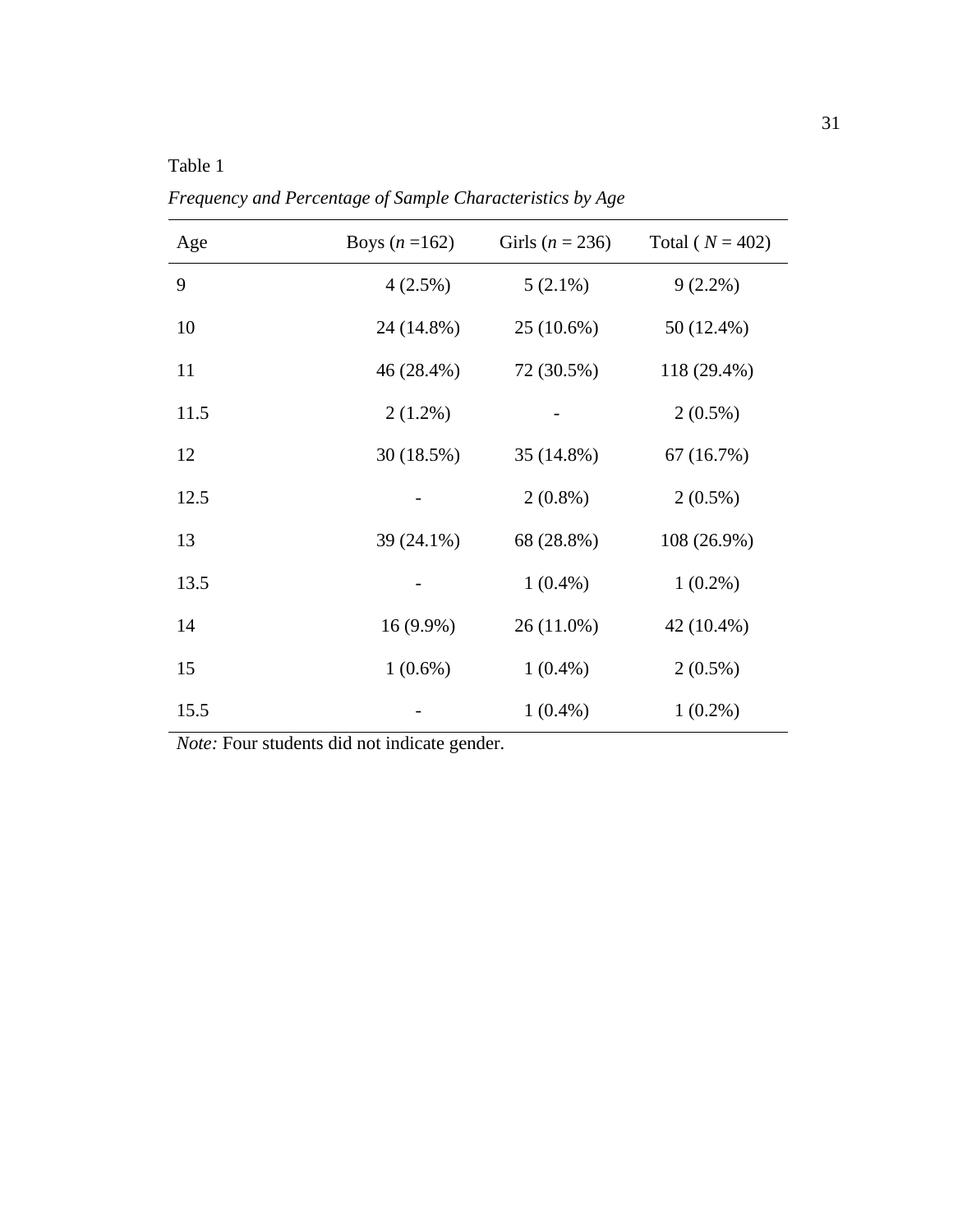Table 1

*Frequency and Percentage of Sample Characteristics by Age*

| Age | Boys (*n* =162) | Girls (*n* = 236) | Total ( *N* = 402) |
|---|---|---|---|
| 9 | 4 (2.5%) | 5 (2.1%) | 9 (2.2%) |
| 10 | 24 (14.8%) | 25 (10.6%) | 50 (12.4%) |
| 11 | 46 (28.4%) | 72 (30.5%) | 118 (29.4%) |
| 11.5 | 2 (1.2%) | - | 2 (0.5%) |
| 12 | 30 (18.5%) | 35 (14.8%) | 67 (16.7%) |
| 12.5 | - | 2 (0.8%) | 2 (0.5%) |
| 13 | 39 (24.1%) | 68 (28.8%) | 108 (26.9%) |
| 13.5 | - | 1 (0.4%) | 1 (0.2%) |
| 14 | 16 (9.9%) | 26 (11.0%) | 42 (10.4%) |
| 15 | 1 (0.6%) | 1 (0.4%) | 2 (0.5%) |
| 15.5 | - | 1 (0.4%) | 1 (0.2%) |

*Note:* Four students did not indicate gender.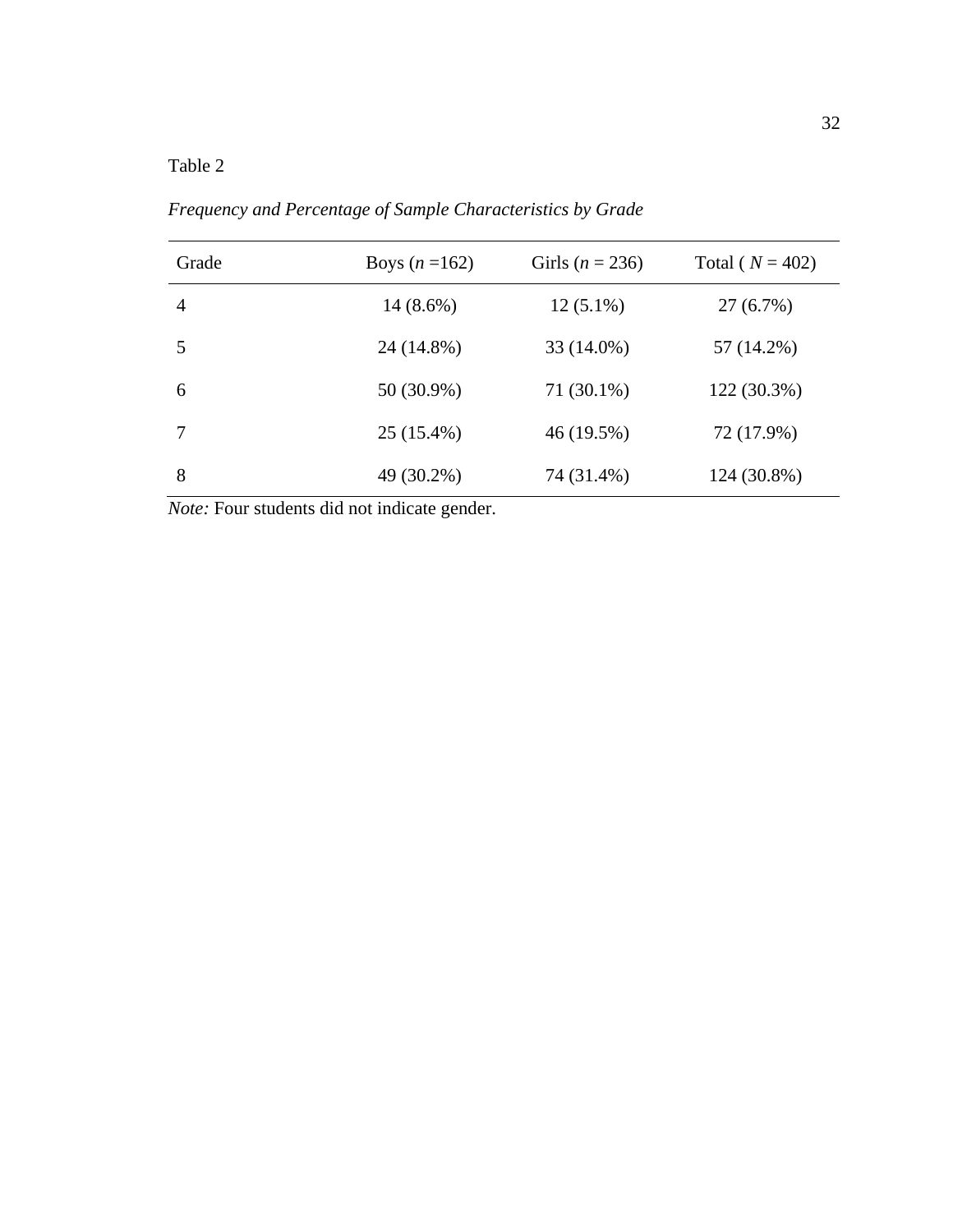Table 2

*Frequency and Percentage of Sample Characteristics by Grade*

| Grade | Boys (*n* =162) | Girls (*n* = 236) | Total ( *N* = 402) |
|---|---|---|---|
| 4 | 14 (8.6%) | 12 (5.1%) | 27 (6.7%) |
| 5 | 24 (14.8%) | 33 (14.0%) | 57 (14.2%) |
| 6 | 50 (30.9%) | 71 (30.1%) | 122 (30.3%) |
| 7 | 25 (15.4%) | 46 (19.5%) | 72 (17.9%) |
| 8 | 49 (30.2%) | 74 (31.4%) | 124 (30.8%) |

*Note:* Four students did not indicate gender.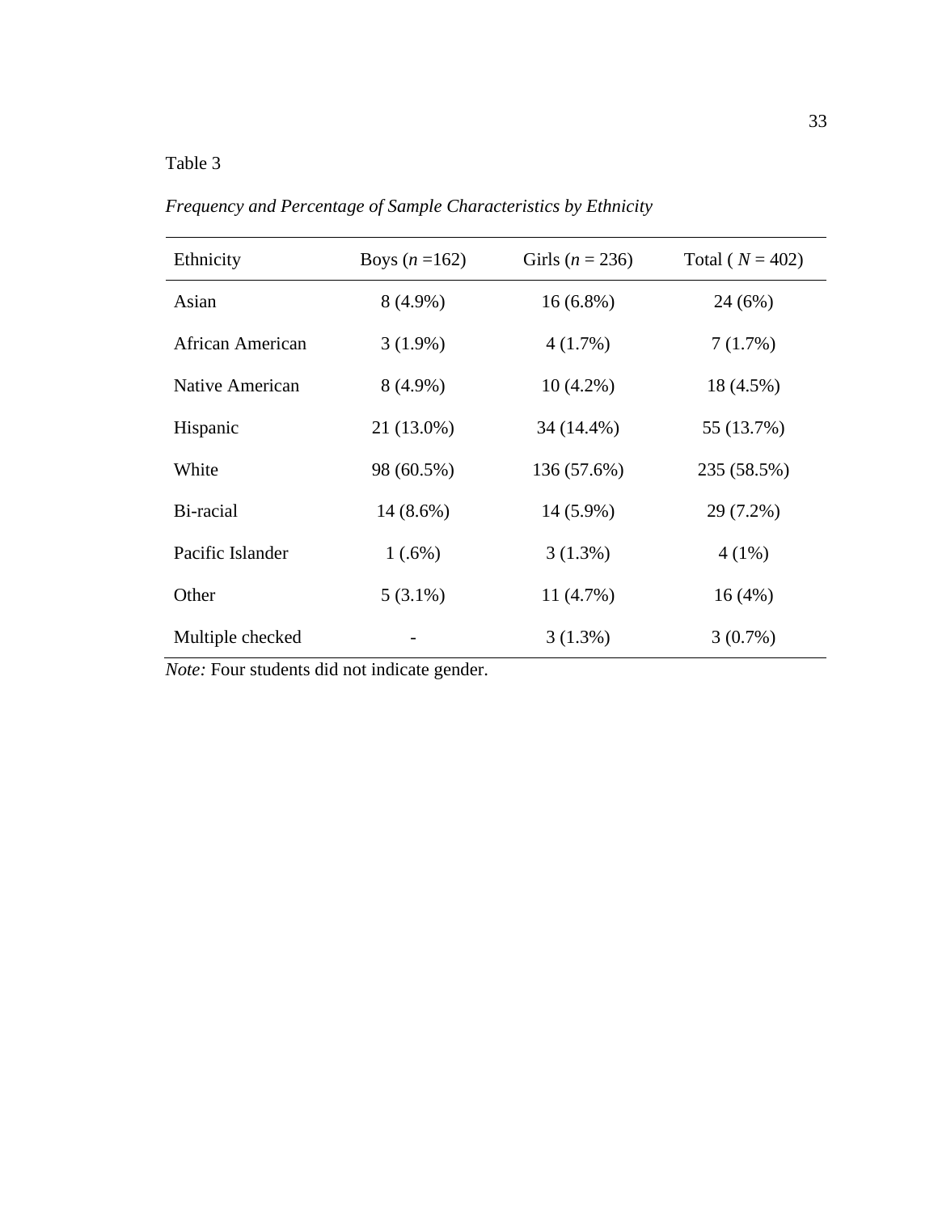Table 3

*Frequency and Percentage of Sample Characteristics by Ethnicity*

| Ethnicity | Boys (*n* =162) | Girls (*n* = 236) | Total ( *N* = 402) |
|---|---|---|---|
| Asian | 8 (4.9%) | 16 (6.8%) | 24 (6%) |
| African American | 3 (1.9%) | 4 (1.7%) | 7 (1.7%) |
| Native American | 8 (4.9%) | 10 (4.2%) | 18 (4.5%) |
| Hispanic | 21 (13.0%) | 34 (14.4%) | 55 (13.7%) |
| White | 98 (60.5%) | 136 (57.6%) | 235 (58.5%) |
| Bi-racial | 14 (8.6%) | 14 (5.9%) | 29 (7.2%) |
| Pacific Islander | 1 (.6%) | 3 (1.3%) | 4 (1%) |
| Other | 5 (3.1%) | 11 (4.7%) | 16 (4%) |
| Multiple checked | - | 3 (1.3%) | 3 (0.7%) |

*Note:* Four students did not indicate gender.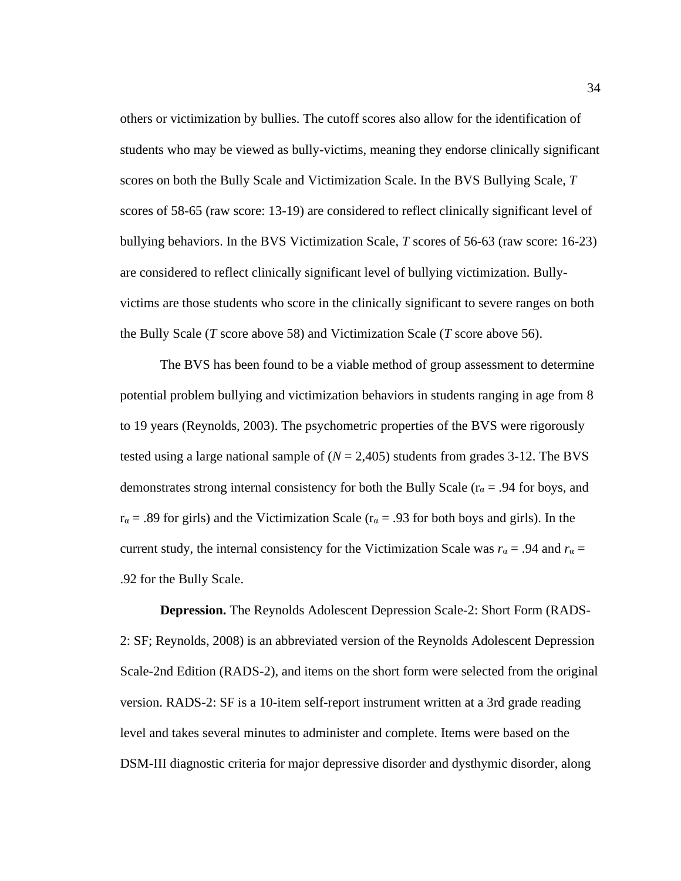others or victimization by bullies. The cutoff scores also allow for the identification of students who may be viewed as bully-victims, meaning they endorse clinically significant scores on both the Bully Scale and Victimization Scale. In the BVS Bullying Scale, *T* scores of 58-65 (raw score: 13-19) are considered to reflect clinically significant level of bullying behaviors. In the BVS Victimization Scale, *T* scores of 56-63 (raw score: 16-23) are considered to reflect clinically significant level of bullying victimization. Bully-victims are those students who score in the clinically significant to severe ranges on both the Bully Scale (*T* score above 58) and Victimization Scale (*T* score above 56).

The BVS has been found to be a viable method of group assessment to determine potential problem bullying and victimization behaviors in students ranging in age from 8 to 19 years (Reynolds, 2003). The psychometric properties of the BVS were rigorously tested using a large national sample of ($N$ = 2,405) students from grades 3-12. The BVS demonstrates strong internal consistency for both the Bully Scale ($r_\alpha$ = .94 for boys, and $r_\alpha$ = .89 for girls) and the Victimization Scale ($r_\alpha$ = .93 for both boys and girls). In the current study, the internal consistency for the Victimization Scale was $r_\alpha$ = .94 and $r_\alpha$ = .92 for the Bully Scale.

**Depression.** The Reynolds Adolescent Depression Scale-2: Short Form (RADS-2: SF; Reynolds, 2008) is an abbreviated version of the Reynolds Adolescent Depression Scale-2nd Edition (RADS-2), and items on the short form were selected from the original version. RADS-2: SF is a 10-item self-report instrument written at a 3rd grade reading level and takes several minutes to administer and complete. Items were based on the DSM-III diagnostic criteria for major depressive disorder and dysthymic disorder, along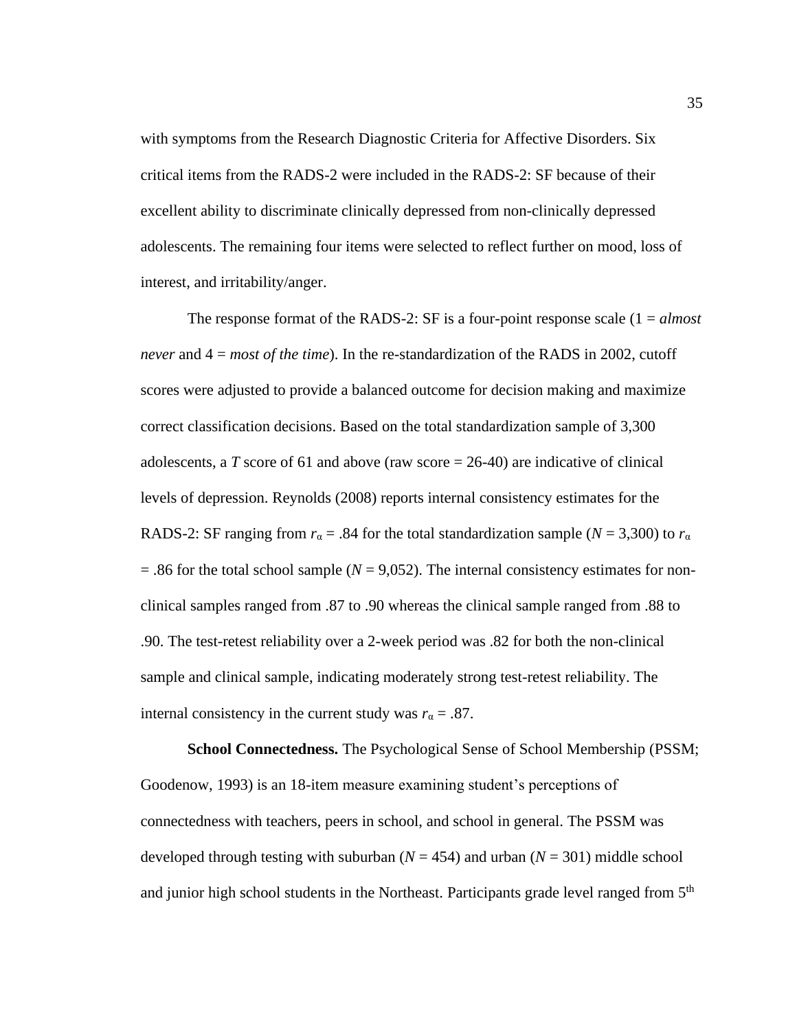with symptoms from the Research Diagnostic Criteria for Affective Disorders. Six critical items from the RADS-2 were included in the RADS-2: SF because of their excellent ability to discriminate clinically depressed from non-clinically depressed adolescents. The remaining four items were selected to reflect further on mood, loss of interest, and irritability/anger.

The response format of the RADS-2: SF is a four-point response scale (1 = *almost never* and 4 = *most of the time*). In the re-standardization of the RADS in 2002, cutoff scores were adjusted to provide a balanced outcome for decision making and maximize correct classification decisions. Based on the total standardization sample of 3,300 adolescents, a *T* score of 61 and above (raw score = 26-40) are indicative of clinical levels of depression. Reynolds (2008) reports internal consistency estimates for the RADS-2: SF ranging from $r_\alpha$ = .84 for the total standardization sample (*N* = 3,300) to $r_\alpha$ = .86 for the total school sample (*N* = 9,052). The internal consistency estimates for non-clinical samples ranged from .87 to .90 whereas the clinical sample ranged from .88 to .90. The test-retest reliability over a 2-week period was .82 for both the non-clinical sample and clinical sample, indicating moderately strong test-retest reliability. The internal consistency in the current study was $r_\alpha$ = .87.

**School Connectedness.** The Psychological Sense of School Membership (PSSM; Goodenow, 1993) is an 18-item measure examining student's perceptions of connectedness with teachers, peers in school, and school in general. The PSSM was developed through testing with suburban (*N* = 454) and urban (*N* = 301) middle school and junior high school students in the Northeast. Participants grade level ranged from 5$^{th}$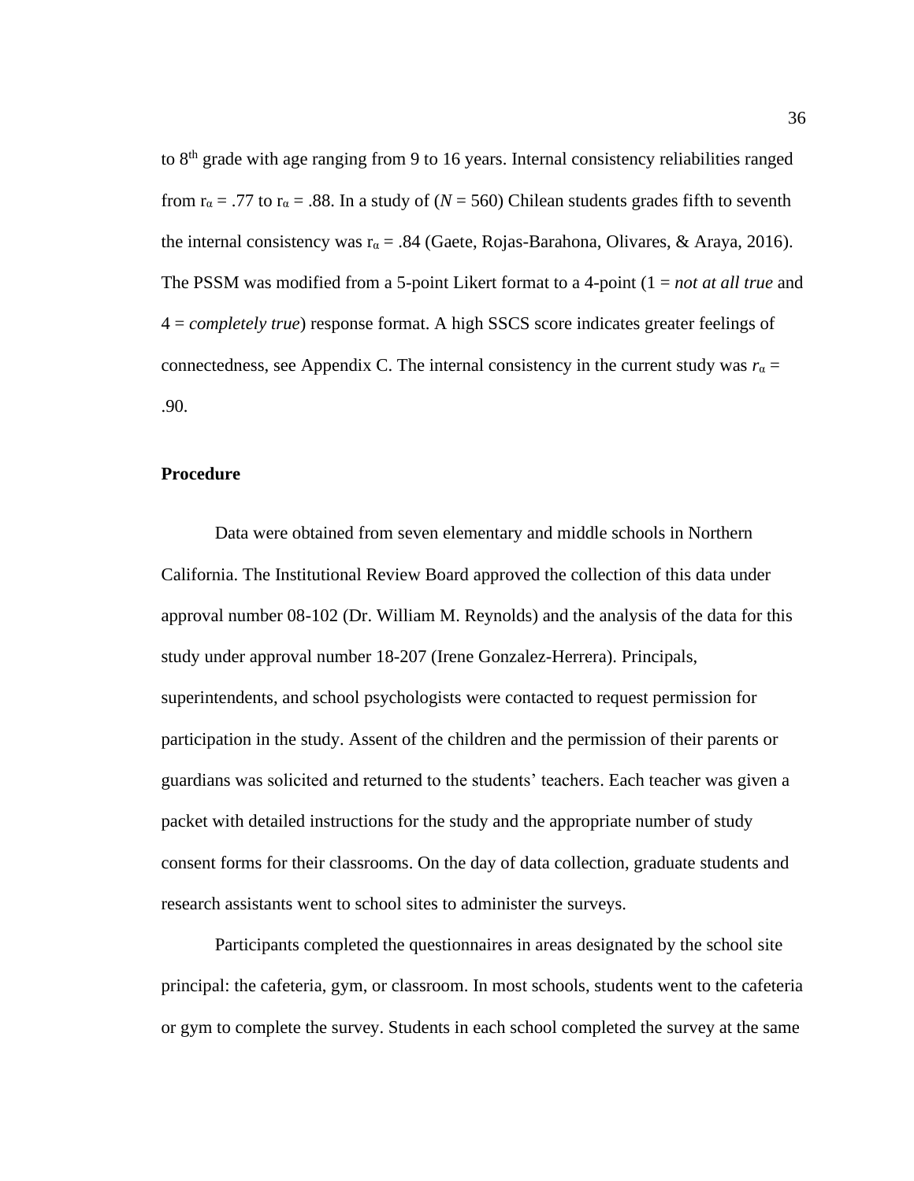to 8th grade with age ranging from 9 to 16 years. Internal consistency reliabilities ranged from $r_\alpha = .77$ to $r_\alpha = .88$. In a study of ($N = 560$) Chilean students grades fifth to seventh the internal consistency was $r_\alpha = .84$ (Gaete, Rojas-Barahona, Olivares, & Araya, 2016). The PSSM was modified from a 5-point Likert format to a 4-point (1 = *not at all true* and 4 = *completely true*) response format. A high SSCS score indicates greater feelings of connectedness, see Appendix C. The internal consistency in the current study was $r_\alpha = .90$.

**Procedure**

Data were obtained from seven elementary and middle schools in Northern California. The Institutional Review Board approved the collection of this data under approval number 08-102 (Dr. William M. Reynolds) and the analysis of the data for this study under approval number 18-207 (Irene Gonzalez-Herrera). Principals, superintendents, and school psychologists were contacted to request permission for participation in the study. Assent of the children and the permission of their parents or guardians was solicited and returned to the students' teachers. Each teacher was given a packet with detailed instructions for the study and the appropriate number of study consent forms for their classrooms. On the day of data collection, graduate students and research assistants went to school sites to administer the surveys.

Participants completed the questionnaires in areas designated by the school site principal: the cafeteria, gym, or classroom. In most schools, students went to the cafeteria or gym to complete the survey. Students in each school completed the survey at the same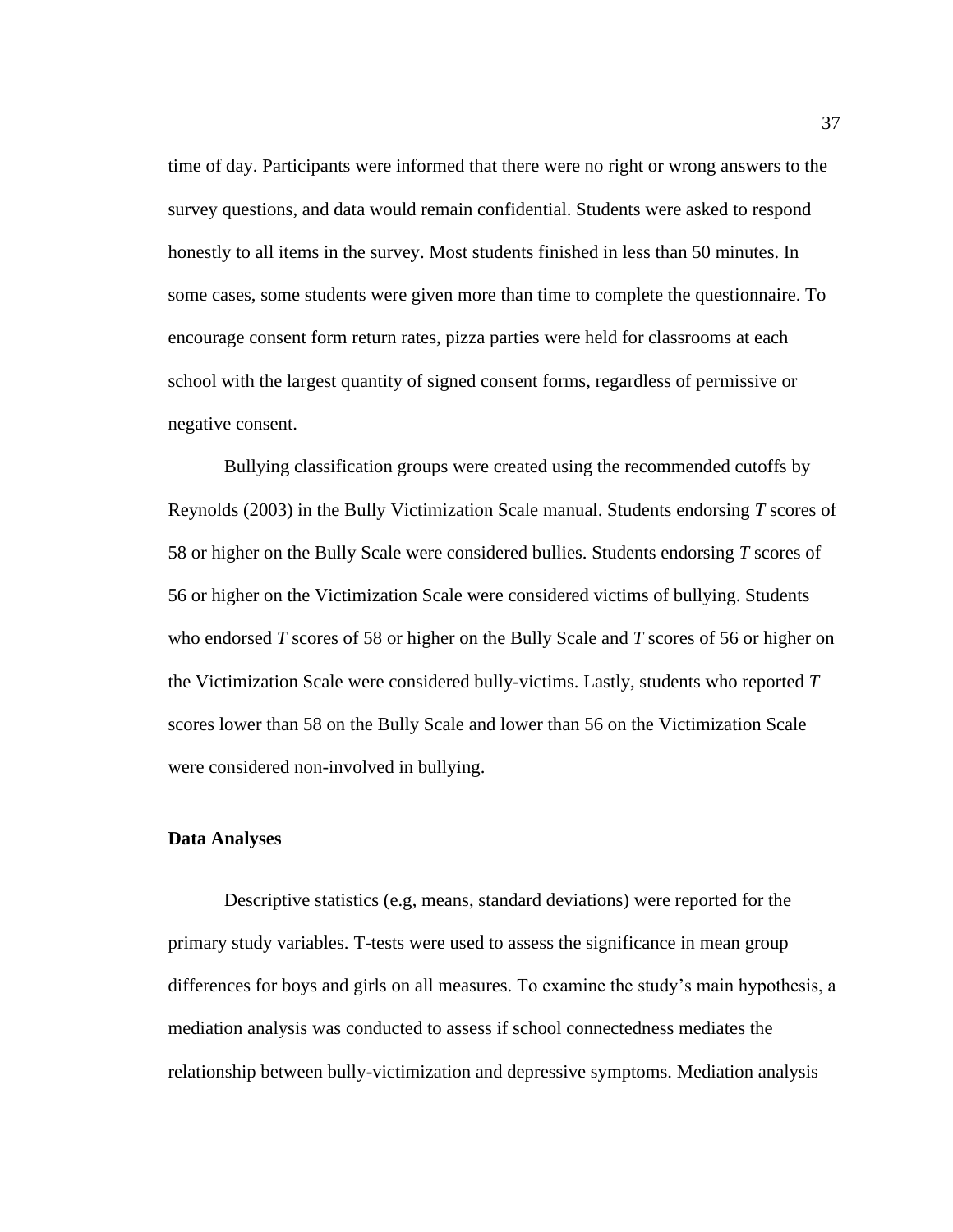time of day. Participants were informed that there were no right or wrong answers to the survey questions, and data would remain confidential. Students were asked to respond honestly to all items in the survey. Most students finished in less than 50 minutes. In some cases, some students were given more than time to complete the questionnaire. To encourage consent form return rates, pizza parties were held for classrooms at each school with the largest quantity of signed consent forms, regardless of permissive or negative consent.

Bullying classification groups were created using the recommended cutoffs by Reynolds (2003) in the Bully Victimization Scale manual. Students endorsing *T* scores of 58 or higher on the Bully Scale were considered bullies. Students endorsing *T* scores of 56 or higher on the Victimization Scale were considered victims of bullying. Students who endorsed *T* scores of 58 or higher on the Bully Scale and *T* scores of 56 or higher on the Victimization Scale were considered bully-victims. Lastly, students who reported *T* scores lower than 58 on the Bully Scale and lower than 56 on the Victimization Scale were considered non-involved in bullying.

### Data Analyses

Descriptive statistics (e.g, means, standard deviations) were reported for the primary study variables. T-tests were used to assess the significance in mean group differences for boys and girls on all measures. To examine the study's main hypothesis, a mediation analysis was conducted to assess if school connectedness mediates the relationship between bully-victimization and depressive symptoms. Mediation analysis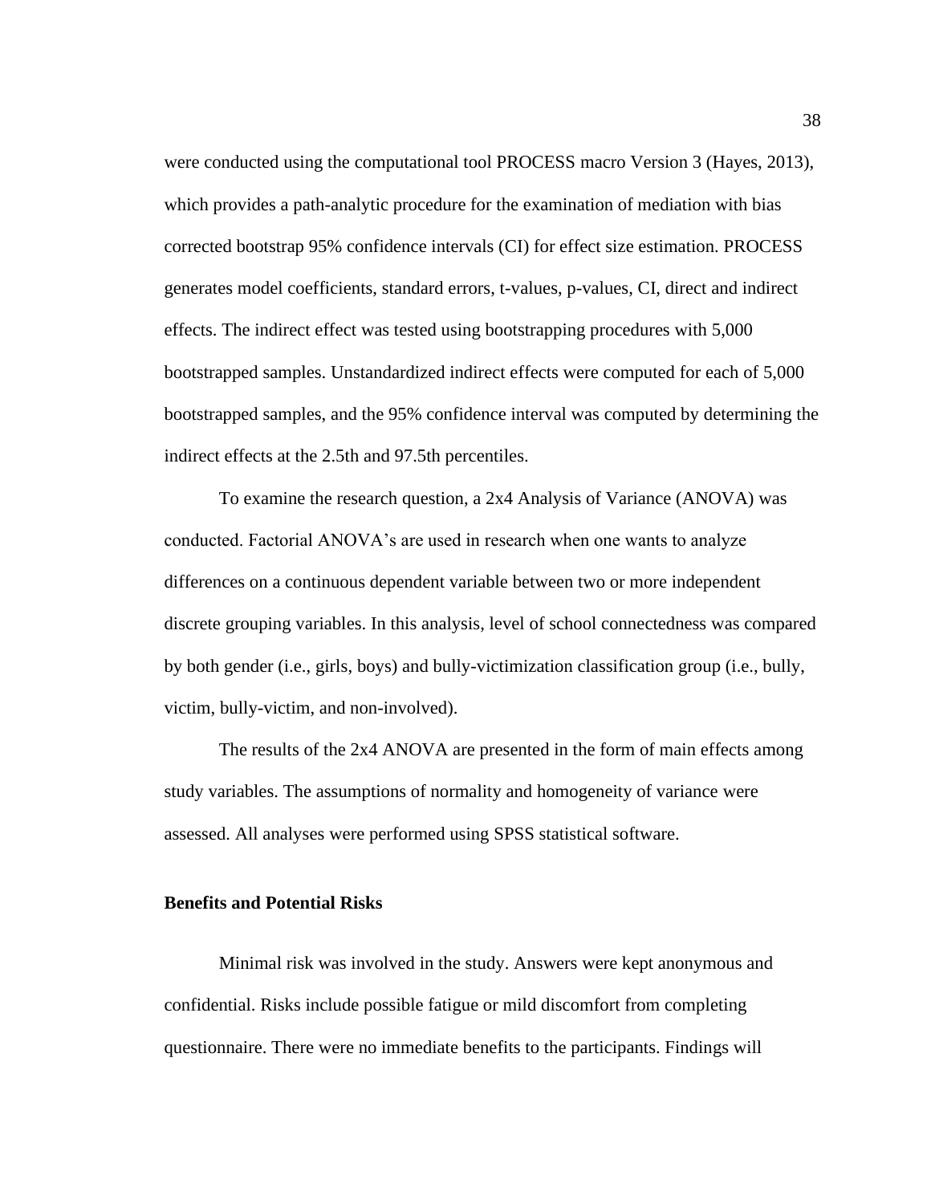were conducted using the computational tool PROCESS macro Version 3 (Hayes, 2013), which provides a path-analytic procedure for the examination of mediation with bias corrected bootstrap 95% confidence intervals (CI) for effect size estimation. PROCESS generates model coefficients, standard errors, t-values, p-values, CI, direct and indirect effects. The indirect effect was tested using bootstrapping procedures with 5,000 bootstrapped samples. Unstandardized indirect effects were computed for each of 5,000 bootstrapped samples, and the 95% confidence interval was computed by determining the indirect effects at the 2.5th and 97.5th percentiles.

To examine the research question, a 2x4 Analysis of Variance (ANOVA) was conducted. Factorial ANOVA's are used in research when one wants to analyze differences on a continuous dependent variable between two or more independent discrete grouping variables. In this analysis, level of school connectedness was compared by both gender (i.e., girls, boys) and bully-victimization classification group (i.e., bully, victim, bully-victim, and non-involved).

The results of the 2x4 ANOVA are presented in the form of main effects among study variables. The assumptions of normality and homogeneity of variance were assessed. All analyses were performed using SPSS statistical software.

### Benefits and Potential Risks

Minimal risk was involved in the study. Answers were kept anonymous and confidential. Risks include possible fatigue or mild discomfort from completing questionnaire. There were no immediate benefits to the participants. Findings will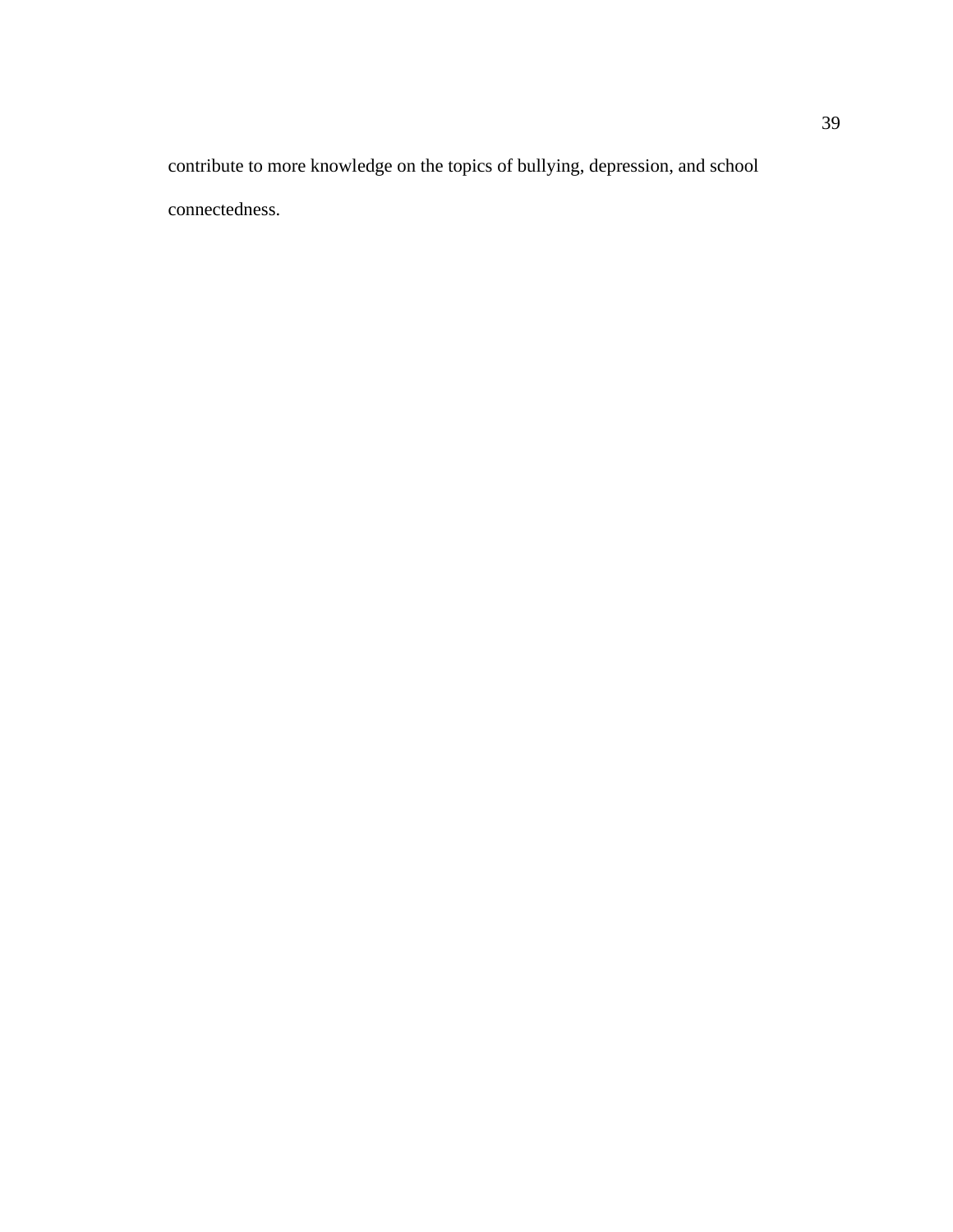contribute to more knowledge on the topics of bullying, depression, and school connectedness.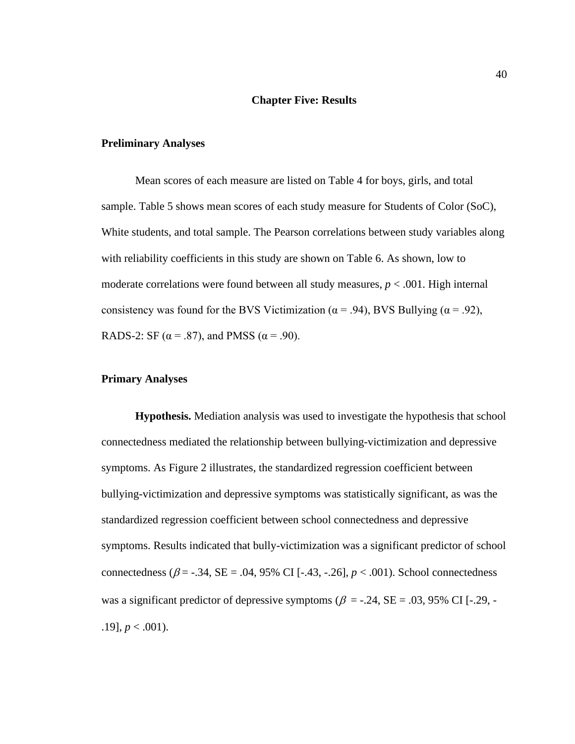# Chapter Five: Results

## Preliminary Analyses

Mean scores of each measure are listed on Table 4 for boys, girls, and total sample. Table 5 shows mean scores of each study measure for Students of Color (SoC), White students, and total sample. The Pearson correlations between study variables along with reliability coefficients in this study are shown on Table 6. As shown, low to moderate correlations were found between all study measures, $p < .001$. High internal consistency was found for the BVS Victimization ($\alpha = .94$), BVS Bullying ($\alpha = .92$), RADS-2: SF ($\alpha = .87$), and PMSS ($\alpha = .90$).

## Primary Analyses

**Hypothesis.** Mediation analysis was used to investigate the hypothesis that school connectedness mediated the relationship between bullying-victimization and depressive symptoms. As Figure 2 illustrates, the standardized regression coefficient between bullying-victimization and depressive symptoms was statistically significant, as was the standardized regression coefficient between school connectedness and depressive symptoms. Results indicated that bully-victimization was a significant predictor of school connectedness ($\beta = -.34$, SE = .04, 95% CI [-.43, -.26], $p < .001$). School connectedness was a significant predictor of depressive symptoms ($\beta = -.24$, SE = .03, 95% CI [-.29, -.19], $p < .001$).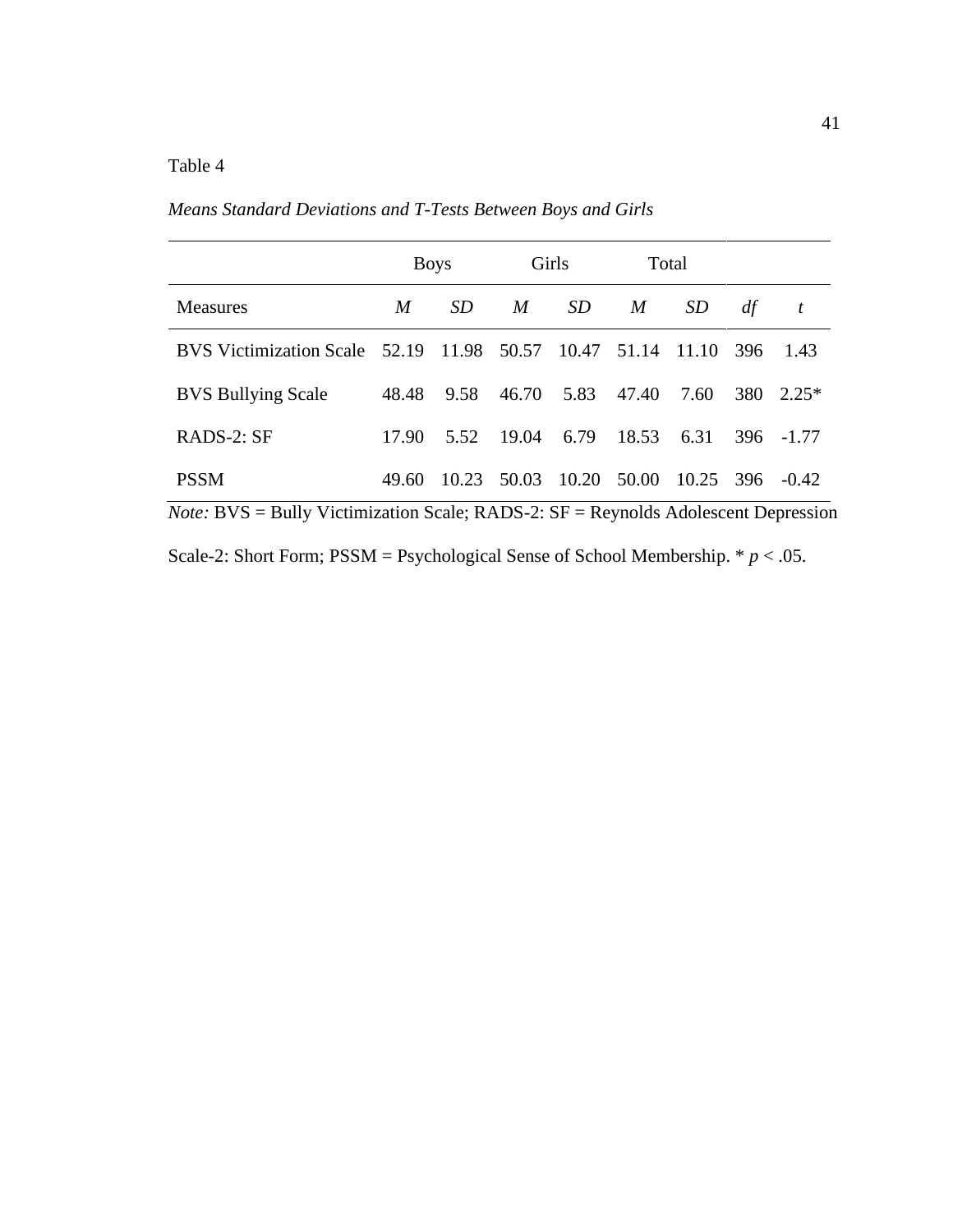Table 4

*Means Standard Deviations and T-Tests Between Boys and Girls*

| | Boys | | Girls | | Total | | | |
|---|---|---|---|---|---|---|---|---|
| Measures | *M* | *SD* | *M* | *SD* | *M* | *SD* | *df* | *t* |
| BVS Victimization Scale | 52.19 | 11.98 | 50.57 | 10.47 | 51.14 | 11.10 | 396 | 1.43 |
| BVS Bullying Scale | 48.48 | 9.58 | 46.70 | 5.83 | 47.40 | 7.60 | 380 | 2.25* |
| RADS-2: SF | 17.90 | 5.52 | 19.04 | 6.79 | 18.53 | 6.31 | 396 | -1.77 |
| PSSM | 49.60 | 10.23 | 50.03 | 10.20 | 50.00 | 10.25 | 396 | -0.42 |

*Note:* BVS = Bully Victimization Scale; RADS-2: SF = Reynolds Adolescent Depression Scale-2: Short Form; PSSM = Psychological Sense of School Membership. * $p < .05$.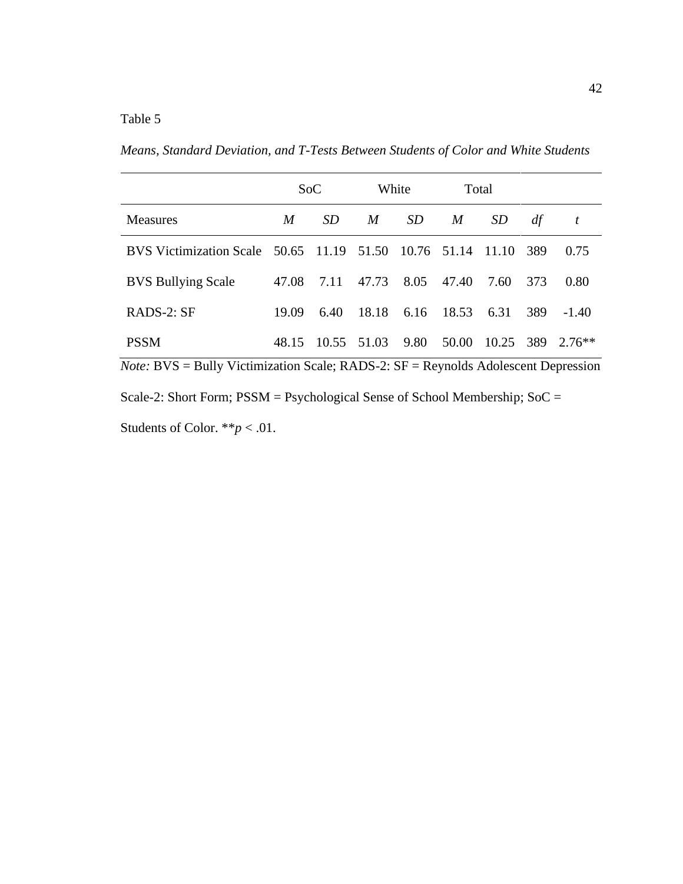Table 5

*Means, Standard Deviation, and T-Tests Between Students of Color and White Students*

| | SoC | | White | | Total | | | |
|---|---|---|---|---|---|---|---|---|
| Measures | *M* | *SD* | *M* | *SD* | *M* | *SD* | *df* | *t* |
| BVS Victimization Scale | 50.65 | 11.19 | 51.50 | 10.76 | 51.14 | 11.10 | 389 | 0.75 |
| BVS Bullying Scale | 47.08 | 7.11 | 47.73 | 8.05 | 47.40 | 7.60 | 373 | 0.80 |
| RADS-2: SF | 19.09 | 6.40 | 18.18 | 6.16 | 18.53 | 6.31 | 389 | -1.40 |
| PSSM | 48.15 | 10.55 | 51.03 | 9.80 | 50.00 | 10.25 | 389 | 2.76** |

*Note:* BVS = Bully Victimization Scale; RADS-2: SF = Reynolds Adolescent Depression Scale-2: Short Form; PSSM = Psychological Sense of School Membership; SoC = Students of Color. **$p < .01$.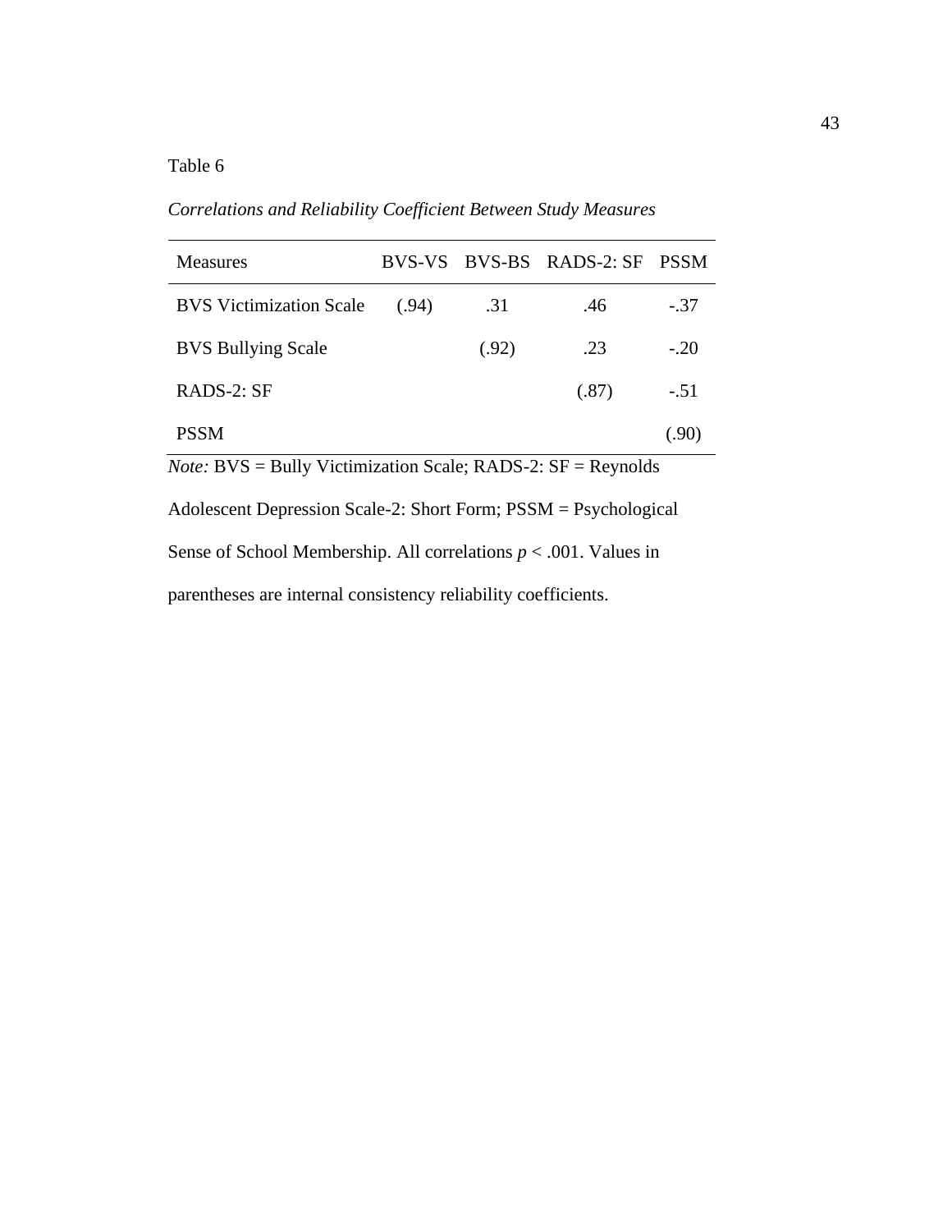Table 6

*Correlations and Reliability Coefficient Between Study Measures*

| Measures | BVS-VS | BVS-BS | RADS-2: SF | PSSM |
|---|---|---|---|---|
| BVS Victimization Scale | (.94) | .31 | .46 | -.37 |
| BVS Bullying Scale | | (.92) | .23 | -.20 |
| RADS-2: SF | | | (.87) | -.51 |
| PSSM | | | | (.90) |

*Note:* BVS = Bully Victimization Scale; RADS-2: SF = Reynolds Adolescent Depression Scale-2: Short Form; PSSM = Psychological Sense of School Membership. All correlations $p < .001$. Values in parentheses are internal consistency reliability coefficients.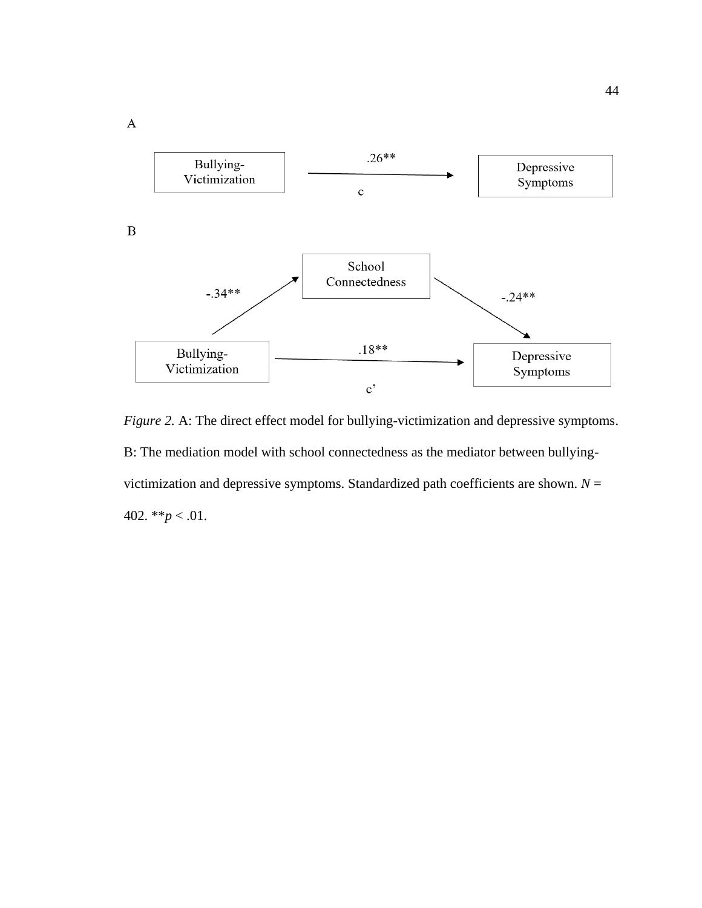A

Bullying-Victimization

.26**

c

Depressive Symptoms

B

School Connectedness

-.34**

-.24**

Bullying-Victimization

.18**

c'

Depressive Symptoms

*Figure 2.* A: The direct effect model for bullying-victimization and depressive symptoms. B: The mediation model with school connectedness as the mediator between bullying-victimization and depressive symptoms. Standardized path coefficients are shown. $N = 402$. $^{**}p < .01$.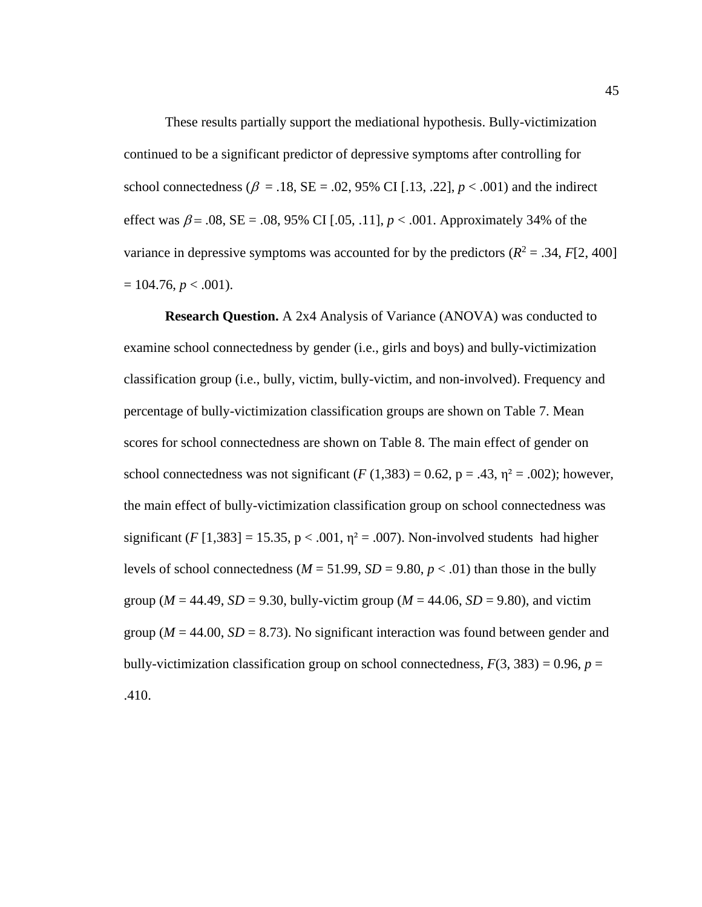These results partially support the mediational hypothesis. Bully-victimization continued to be a significant predictor of depressive symptoms after controlling for school connectedness ($\beta$ = .18, SE = .02, 95% CI [.13, .22], *p* < .001) and the indirect effect was $\beta$ = .08, SE = .08, 95% CI [.05, .11], *p* < .001. Approximately 34% of the variance in depressive symptoms was accounted for by the predictors ($R^2$ = .34, *F*[2, 400] = 104.76, *p* < .001).

**Research Question.** A 2x4 Analysis of Variance (ANOVA) was conducted to examine school connectedness by gender (i.e., girls and boys) and bully-victimization classification group (i.e., bully, victim, bully-victim, and non-involved). Frequency and percentage of bully-victimization classification groups are shown on Table 7. Mean scores for school connectedness are shown on Table 8. The main effect of gender on school connectedness was not significant (*F* (1,383) = 0.62, p = .43, $\eta^2$ = .002); however, the main effect of bully-victimization classification group on school connectedness was significant (*F* [1,383] = 15.35, p < .001, $\eta^2$ = .007). Non-involved students had higher levels of school connectedness (*M* = 51.99, *SD* = 9.80, *p* < .01) than those in the bully group (*M* = 44.49, *SD* = 9.30, bully-victim group (*M* = 44.06, *SD* = 9.80), and victim group (*M* = 44.00, *SD* = 8.73). No significant interaction was found between gender and bully-victimization classification group on school connectedness, *F*(3, 383) = 0.96, *p* = .410.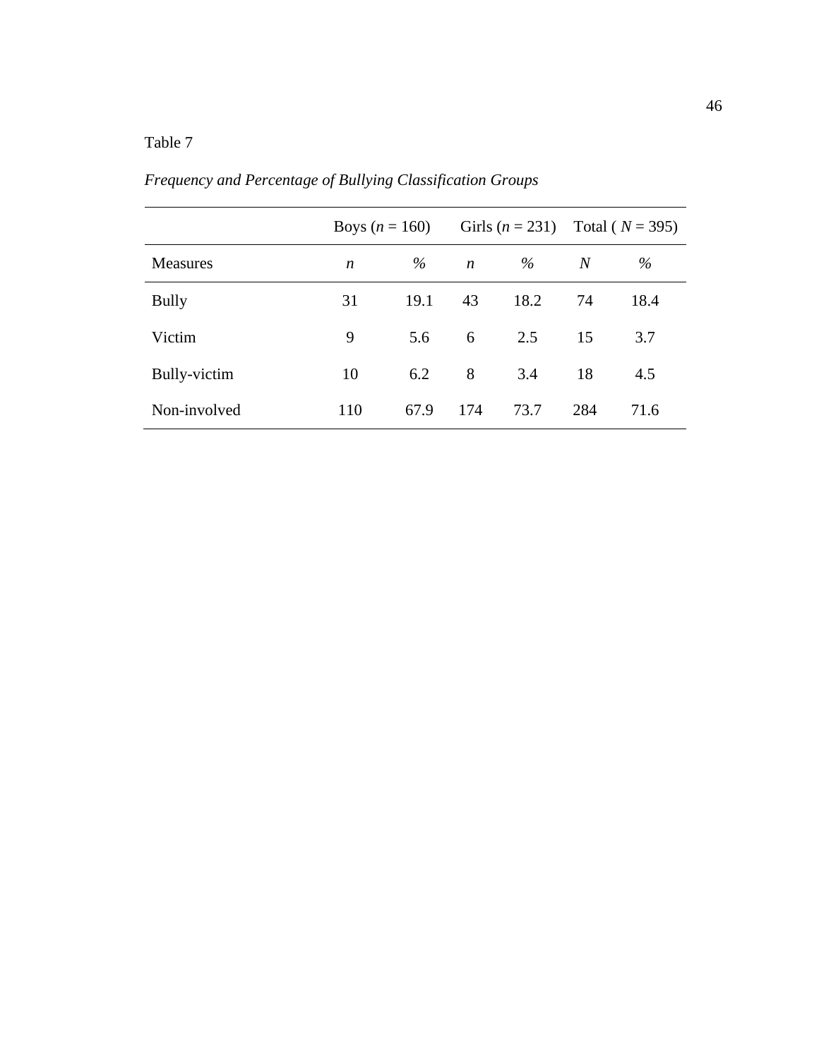Table 7

*Frequency and Percentage of Bullying Classification Groups*

| | Boys (*n* = 160) | | Girls (*n* = 231) | | Total ( *N* = 395) | |
|---|---|---|---|---|---|---|
| Measures | *n* | % | *n* | % | *N* | % |
| Bully | 31 | 19.1 | 43 | 18.2 | 74 | 18.4 |
| Victim | 9 | 5.6 | 6 | 2.5 | 15 | 3.7 |
| Bully-victim | 10 | 6.2 | 8 | 3.4 | 18 | 4.5 |
| Non-involved | 110 | 67.9 | 174 | 73.7 | 284 | 71.6 |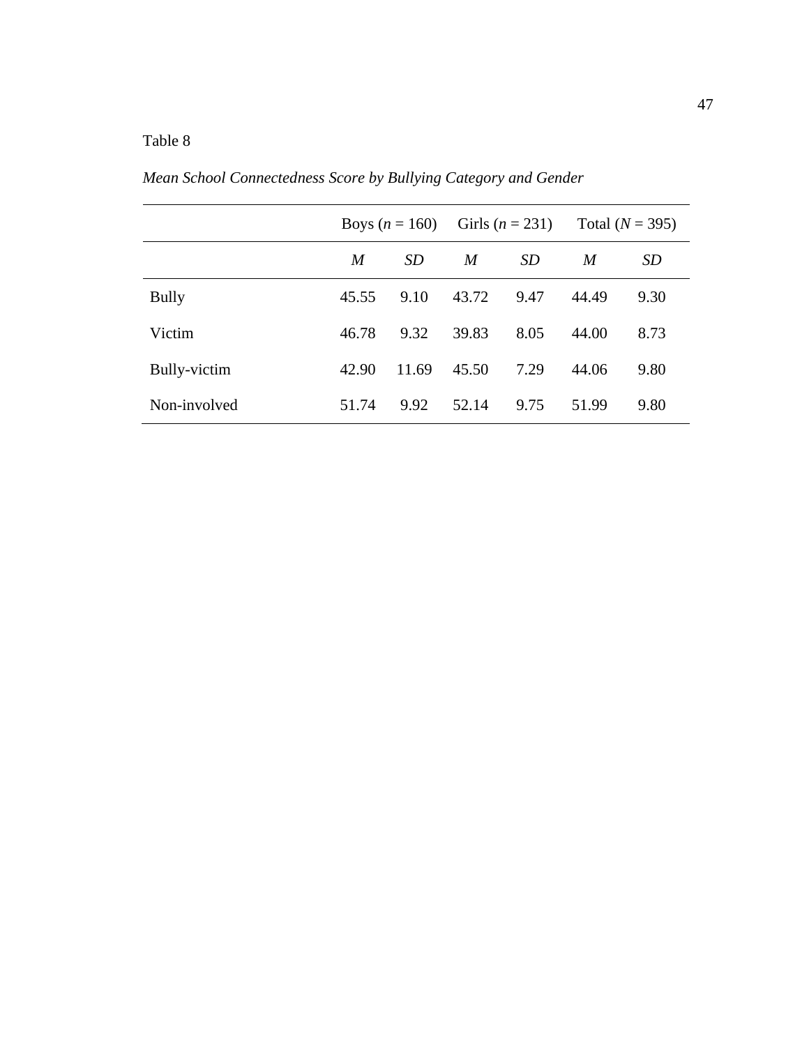Table 8

*Mean School Connectedness Score by Bullying Category and Gender*

| | Boys (*n* = 160) | | Girls (*n* = 231) | | Total (*N* = 395) | |
|---|---|---|---|---|---|---|
| | *M* | *SD* | *M* | *SD* | *M* | *SD* |
| Bully | 45.55 | 9.10 | 43.72 | 9.47 | 44.49 | 9.30 |
| Victim | 46.78 | 9.32 | 39.83 | 8.05 | 44.00 | 8.73 |
| Bully-victim | 42.90 | 11.69 | 45.50 | 7.29 | 44.06 | 9.80 |
| Non-involved | 51.74 | 9.92 | 52.14 | 9.75 | 51.99 | 9.80 |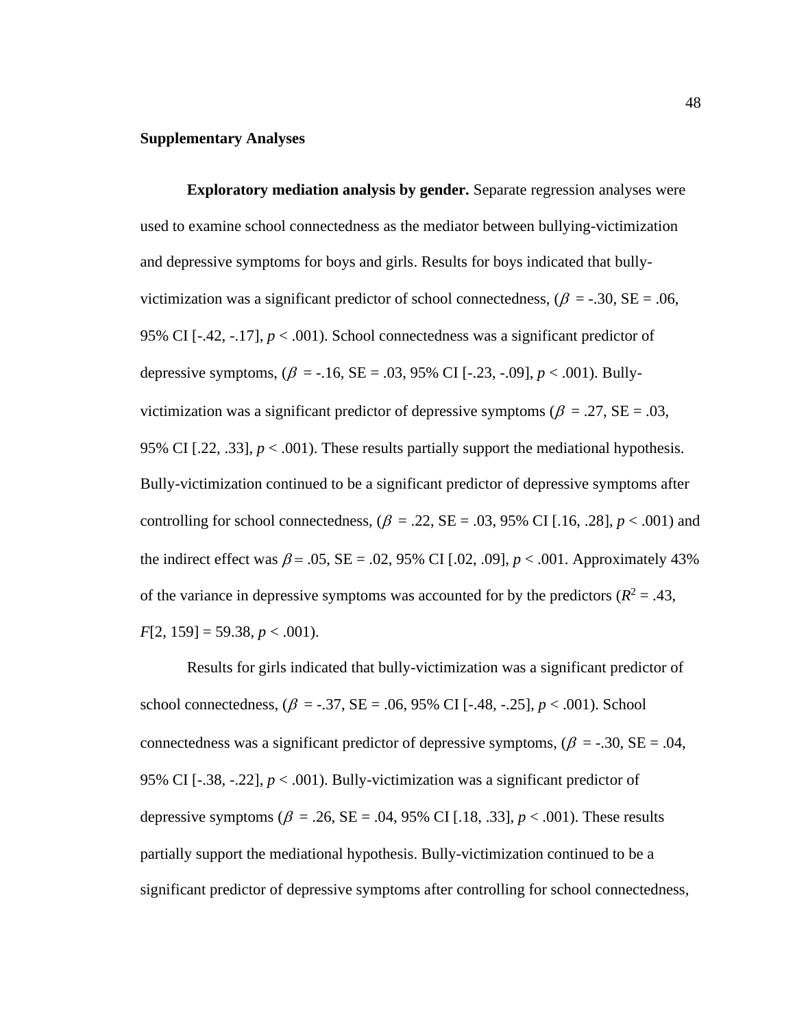### Supplementary Analyses

**Exploratory mediation analysis by gender.** Separate regression analyses were used to examine school connectedness as the mediator between bullying-victimization and depressive symptoms for boys and girls. Results for boys indicated that bully-victimization was a significant predictor of school connectedness, ($\beta$ = -.30, SE = .06, 95% CI [-.42, -.17], $p$ < .001). School connectedness was a significant predictor of depressive symptoms, ($\beta$ = -.16, SE = .03, 95% CI [-.23, -.09], $p$ < .001). Bully-victimization was a significant predictor of depressive symptoms ($\beta$ = .27, SE = .03, 95% CI [.22, .33], $p$ < .001). These results partially support the mediational hypothesis. Bully-victimization continued to be a significant predictor of depressive symptoms after controlling for school connectedness, ($\beta$ = .22, SE = .03, 95% CI [.16, .28], $p$ < .001) and the indirect effect was $\beta$ = .05, SE = .02, 95% CI [.02, .09], $p$ < .001. Approximately 43% of the variance in depressive symptoms was accounted for by the predictors ($R^2$ = .43, $F$[2, 159] = 59.38, $p$ < .001).

Results for girls indicated that bully-victimization was a significant predictor of school connectedness, ($\beta$ = -.37, SE = .06, 95% CI [-.48, -.25], $p$ < .001). School connectedness was a significant predictor of depressive symptoms, ($\beta$ = -.30, SE = .04, 95% CI [-.38, -.22], $p$ < .001). Bully-victimization was a significant predictor of depressive symptoms ($\beta$ = .26, SE = .04, 95% CI [.18, .33], $p$ < .001). These results partially support the mediational hypothesis. Bully-victimization continued to be a significant predictor of depressive symptoms after controlling for school connectedness,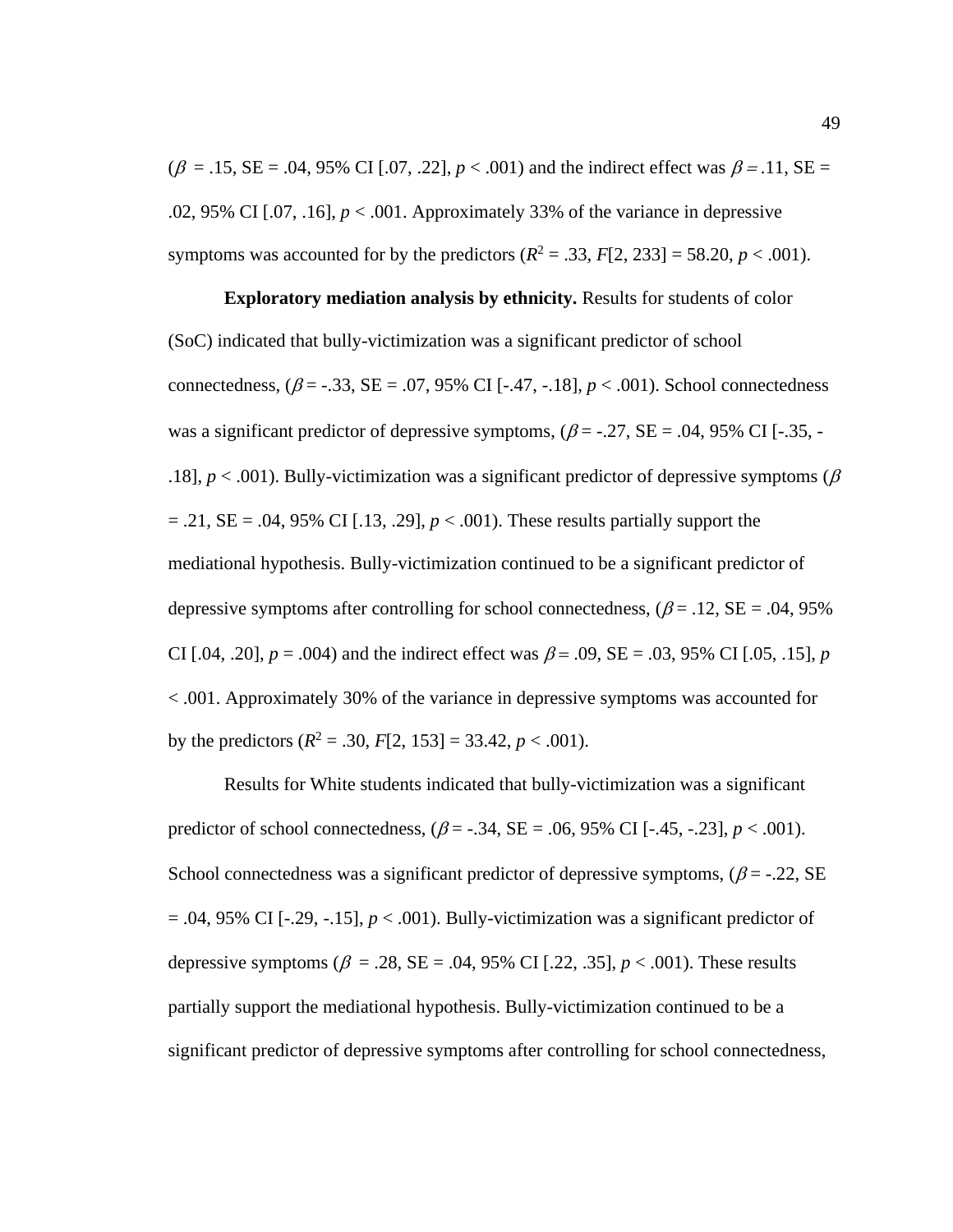($\beta$ = .15, SE = .04, 95% CI [.07, .22], $p < .001$) and the indirect effect was $\beta = .11$, SE = .02, 95% CI [.07, .16], $p < .001$. Approximately 33% of the variance in depressive symptoms was accounted for by the predictors ($R^2 = .33$, $F[2, 233] = 58.20$, $p < .001$).

**Exploratory mediation analysis by ethnicity.** Results for students of color (SoC) indicated that bully-victimization was a significant predictor of school connectedness, ($\beta$ = -.33, SE = .07, 95% CI [-.47, -.18], $p < .001$). School connectedness was a significant predictor of depressive symptoms, ($\beta$ = -.27, SE = .04, 95% CI [-.35, -.18], $p < .001$). Bully-victimization was a significant predictor of depressive symptoms ($\beta$ = .21, SE = .04, 95% CI [.13, .29], $p < .001$). These results partially support the mediational hypothesis. Bully-victimization continued to be a significant predictor of depressive symptoms after controlling for school connectedness, ($\beta$ = .12, SE = .04, 95% CI [.04, .20], $p = .004$) and the indirect effect was $\beta = .09$, SE = .03, 95% CI [.05, .15], $p < .001$. Approximately 30% of the variance in depressive symptoms was accounted for by the predictors ($R^2 = .30$, $F[2, 153] = 33.42$, $p < .001$).

Results for White students indicated that bully-victimization was a significant predictor of school connectedness, ($\beta$ = -.34, SE = .06, 95% CI [-.45, -.23], $p < .001$). School connectedness was a significant predictor of depressive symptoms, ($\beta$ = -.22, SE = .04, 95% CI [-.29, -.15], $p < .001$). Bully-victimization was a significant predictor of depressive symptoms ($\beta$ = .28, SE = .04, 95% CI [.22, .35], $p < .001$). These results partially support the mediational hypothesis. Bully-victimization continued to be a significant predictor of depressive symptoms after controlling for school connectedness,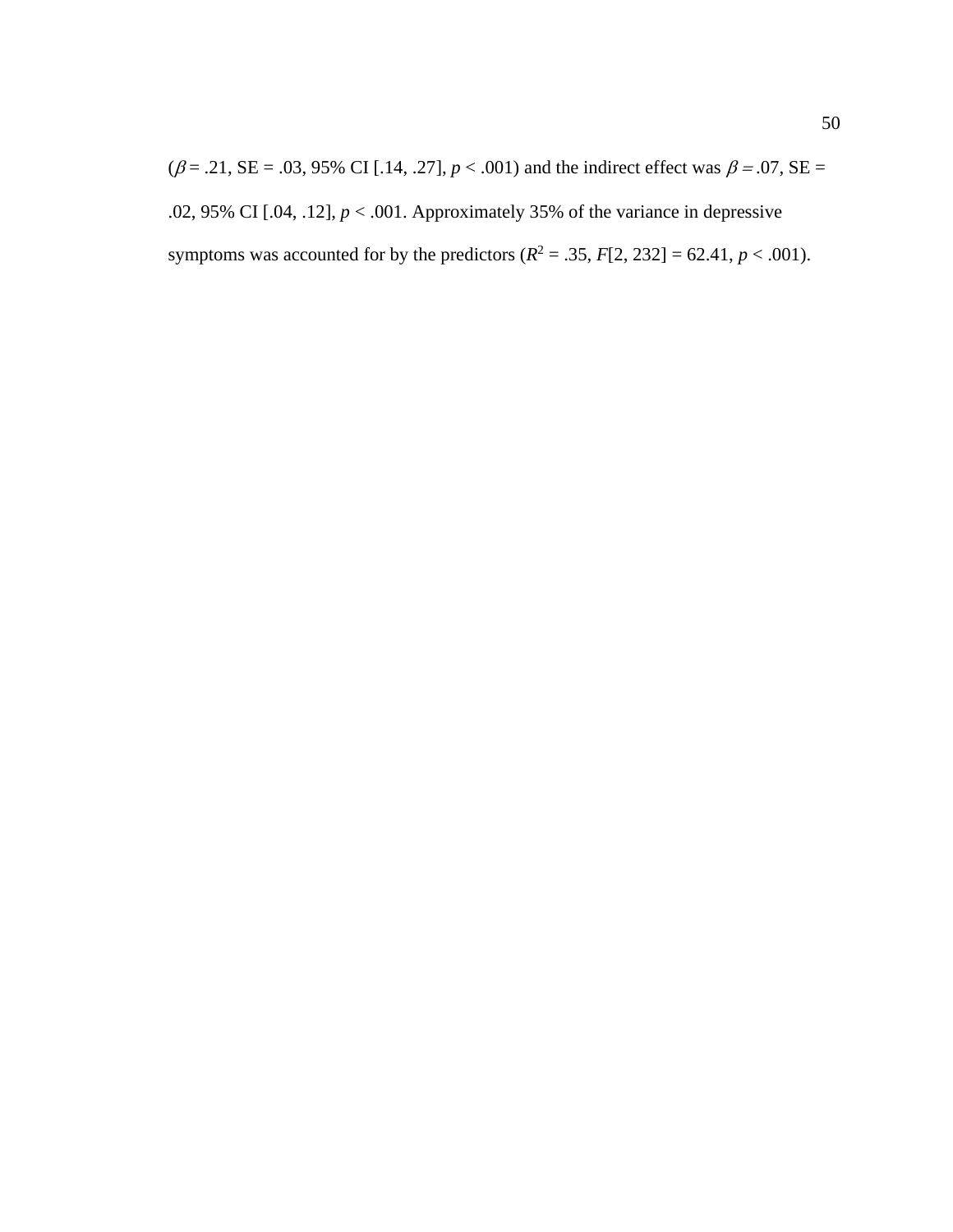($\beta = .21$, SE = .03, 95% CI [.14, .27], $p < .001$) and the indirect effect was $\beta = .07$, SE = .02, 95% CI [.04, .12], $p < .001$. Approximately 35% of the variance in depressive symptoms was accounted for by the predictors ($R^2 = .35$, $F[2, 232] = 62.41$, $p < .001$).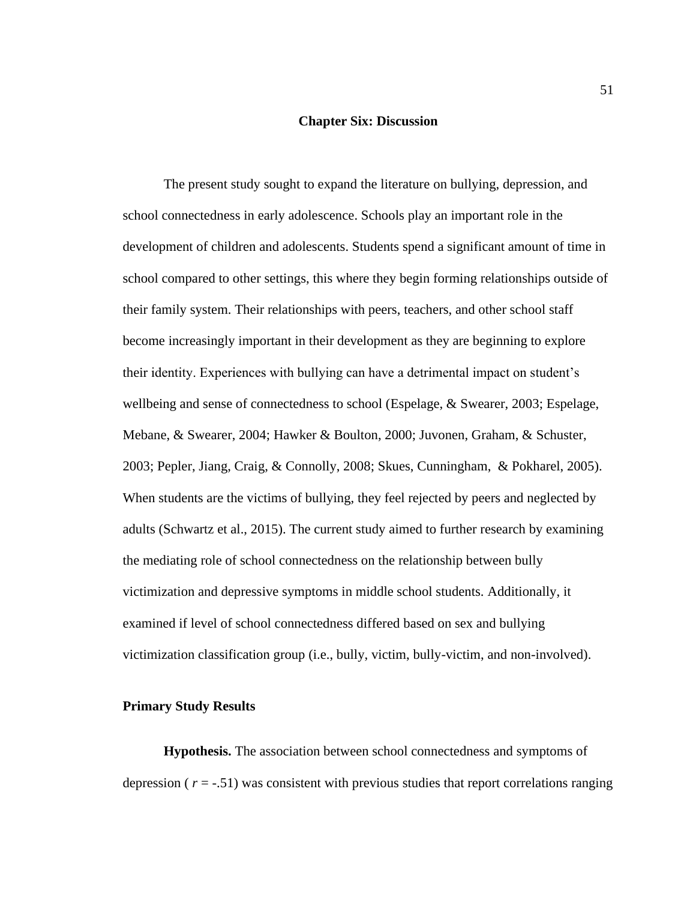# Chapter Six: Discussion

The present study sought to expand the literature on bullying, depression, and school connectedness in early adolescence. Schools play an important role in the development of children and adolescents. Students spend a significant amount of time in school compared to other settings, this where they begin forming relationships outside of their family system. Their relationships with peers, teachers, and other school staff become increasingly important in their development as they are beginning to explore their identity. Experiences with bullying can have a detrimental impact on student's wellbeing and sense of connectedness to school (Espelage, & Swearer, 2003; Espelage, Mebane, & Swearer, 2004; Hawker & Boulton, 2000; Juvonen, Graham, & Schuster, 2003; Pepler, Jiang, Craig, & Connolly, 2008; Skues, Cunningham, & Pokharel, 2005). When students are the victims of bullying, they feel rejected by peers and neglected by adults (Schwartz et al., 2015). The current study aimed to further research by examining the mediating role of school connectedness on the relationship between bully victimization and depressive symptoms in middle school students. Additionally, it examined if level of school connectedness differed based on sex and bullying victimization classification group (i.e., bully, victim, bully-victim, and non-involved).

## Primary Study Results

**Hypothesis.** The association between school connectedness and symptoms of depression ( $r = -.51$) was consistent with previous studies that report correlations ranging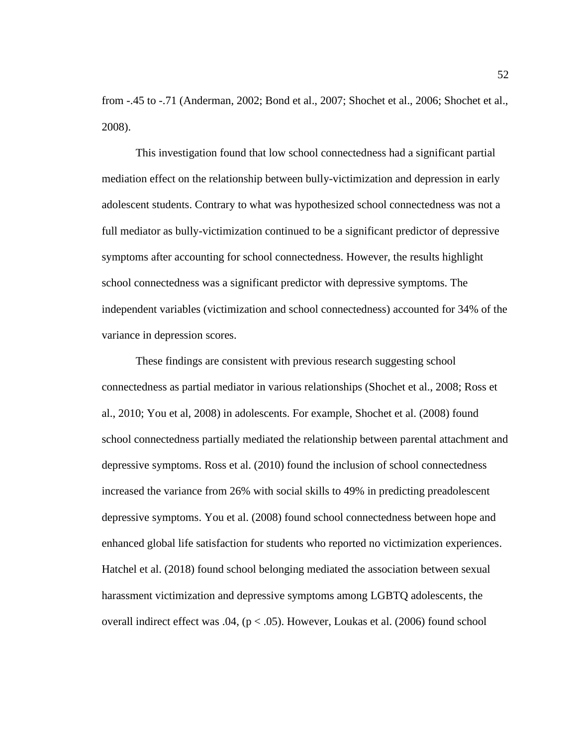from -.45 to -.71 (Anderman, 2002; Bond et al., 2007; Shochet et al., 2006; Shochet et al., 2008).

This investigation found that low school connectedness had a significant partial mediation effect on the relationship between bully-victimization and depression in early adolescent students. Contrary to what was hypothesized school connectedness was not a full mediator as bully-victimization continued to be a significant predictor of depressive symptoms after accounting for school connectedness. However, the results highlight school connectedness was a significant predictor with depressive symptoms. The independent variables (victimization and school connectedness) accounted for 34% of the variance in depression scores.

These findings are consistent with previous research suggesting school connectedness as partial mediator in various relationships (Shochet et al., 2008; Ross et al., 2010; You et al, 2008) in adolescents. For example, Shochet et al. (2008) found school connectedness partially mediated the relationship between parental attachment and depressive symptoms. Ross et al. (2010) found the inclusion of school connectedness increased the variance from 26% with social skills to 49% in predicting preadolescent depressive symptoms. You et al. (2008) found school connectedness between hope and enhanced global life satisfaction for students who reported no victimization experiences. Hatchel et al. (2018) found school belonging mediated the association between sexual harassment victimization and depressive symptoms among LGBTQ adolescents, the overall indirect effect was .04, ($p < .05$). However, Loukas et al. (2006) found school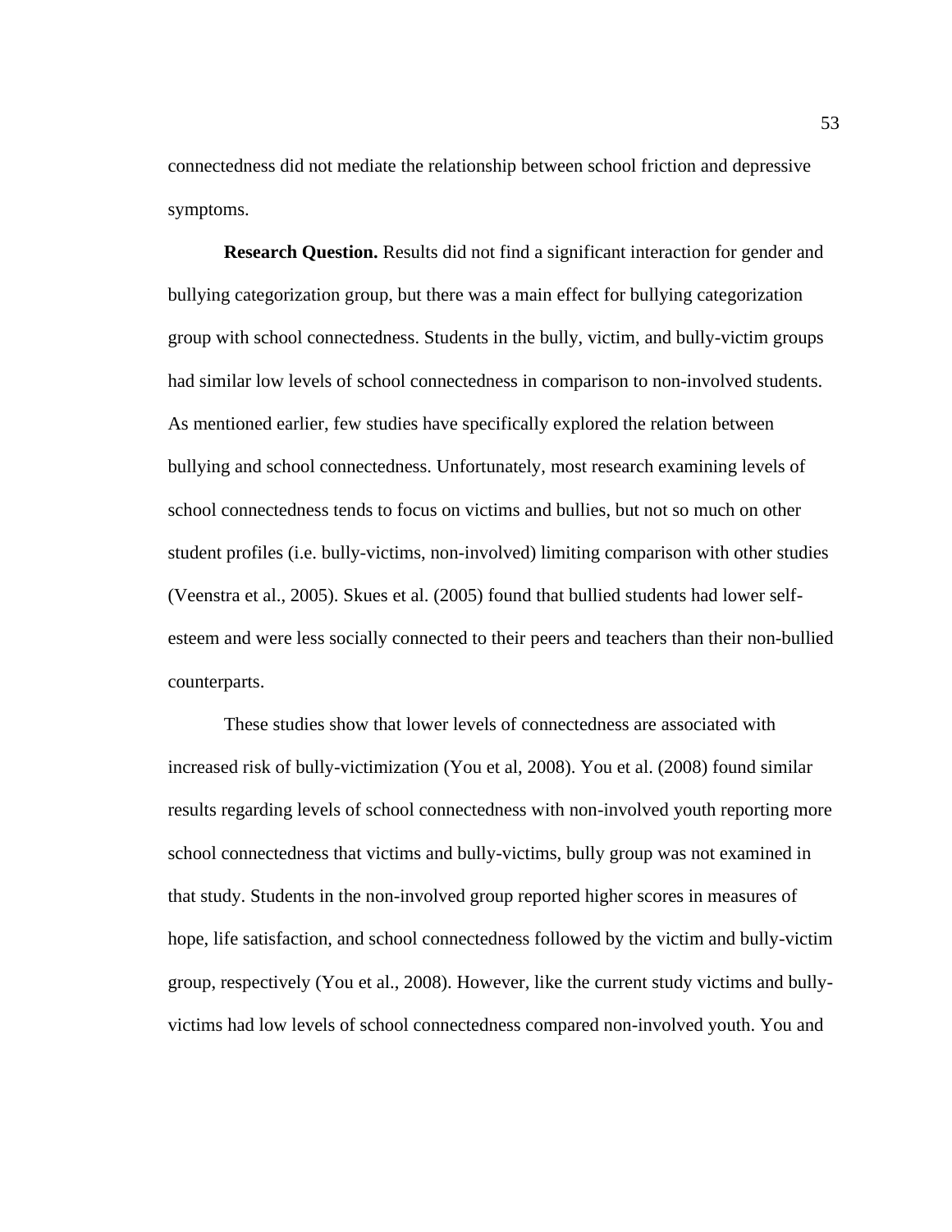connectedness did not mediate the relationship between school friction and depressive symptoms.

**Research Question.** Results did not find a significant interaction for gender and bullying categorization group, but there was a main effect for bullying categorization group with school connectedness. Students in the bully, victim, and bully-victim groups had similar low levels of school connectedness in comparison to non-involved students. As mentioned earlier, few studies have specifically explored the relation between bullying and school connectedness. Unfortunately, most research examining levels of school connectedness tends to focus on victims and bullies, but not so much on other student profiles (i.e. bully-victims, non-involved) limiting comparison with other studies (Veenstra et al., 2005). Skues et al. (2005) found that bullied students had lower self-esteem and were less socially connected to their peers and teachers than their non-bullied counterparts.

These studies show that lower levels of connectedness are associated with increased risk of bully-victimization (You et al, 2008). You et al. (2008) found similar results regarding levels of school connectedness with non-involved youth reporting more school connectedness that victims and bully-victims, bully group was not examined in that study. Students in the non-involved group reported higher scores in measures of hope, life satisfaction, and school connectedness followed by the victim and bully-victim group, respectively (You et al., 2008). However, like the current study victims and bully-victims had low levels of school connectedness compared non-involved youth. You and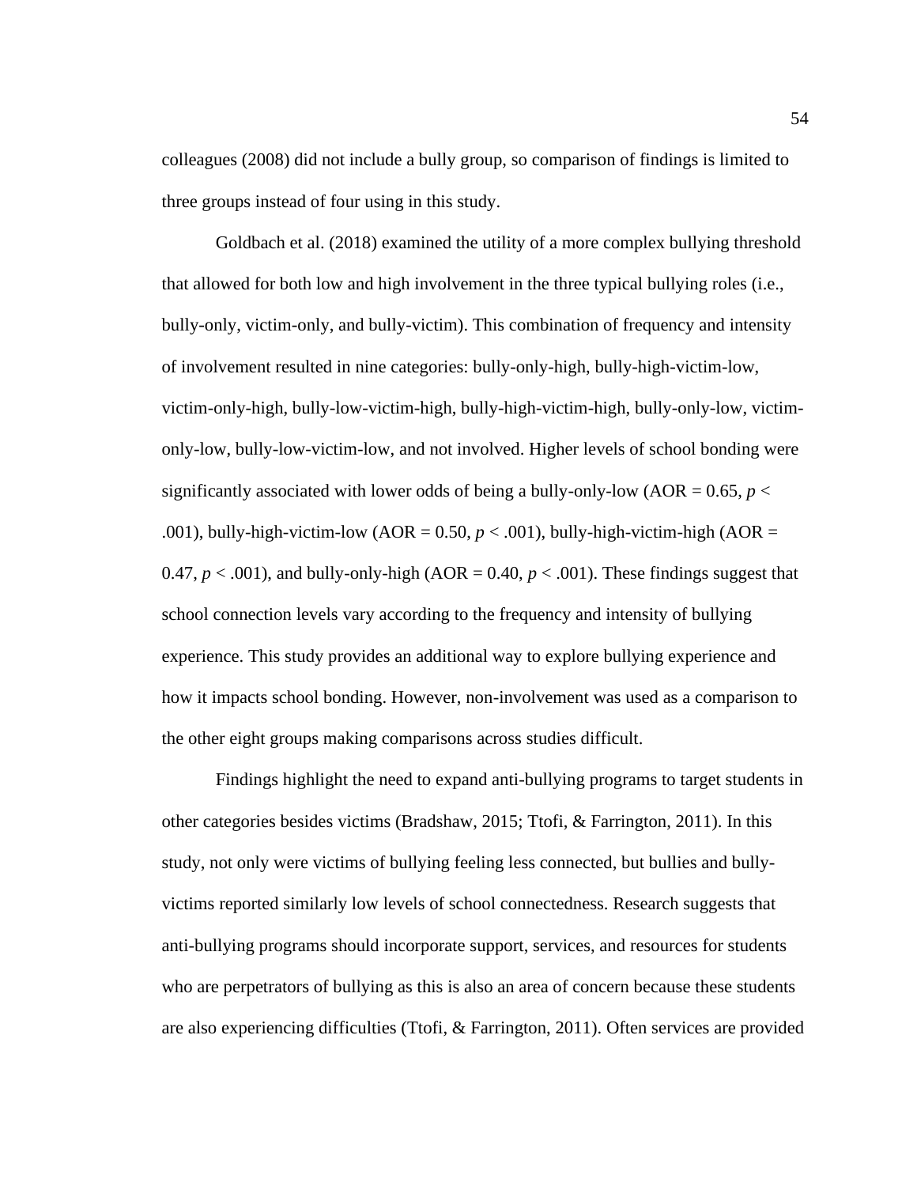colleagues (2008) did not include a bully group, so comparison of findings is limited to three groups instead of four using in this study.

Goldbach et al. (2018) examined the utility of a more complex bullying threshold that allowed for both low and high involvement in the three typical bullying roles (i.e., bully-only, victim-only, and bully-victim). This combination of frequency and intensity of involvement resulted in nine categories: bully-only-high, bully-high-victim-low, victim-only-high, bully-low-victim-high, bully-high-victim-high, bully-only-low, victim-only-low, bully-low-victim-low, and not involved. Higher levels of school bonding were significantly associated with lower odds of being a bully-only-low (AOR = 0.65, $p < .001$), bully-high-victim-low (AOR = 0.50, $p < .001$), bully-high-victim-high (AOR = 0.47, $p < .001$), and bully-only-high (AOR = 0.40, $p < .001$). These findings suggest that school connection levels vary according to the frequency and intensity of bullying experience. This study provides an additional way to explore bullying experience and how it impacts school bonding. However, non-involvement was used as a comparison to the other eight groups making comparisons across studies difficult.

Findings highlight the need to expand anti-bullying programs to target students in other categories besides victims (Bradshaw, 2015; Ttofi, & Farrington, 2011). In this study, not only were victims of bullying feeling less connected, but bullies and bully-victims reported similarly low levels of school connectedness. Research suggests that anti-bullying programs should incorporate support, services, and resources for students who are perpetrators of bullying as this is also an area of concern because these students are also experiencing difficulties (Ttofi, & Farrington, 2011). Often services are provided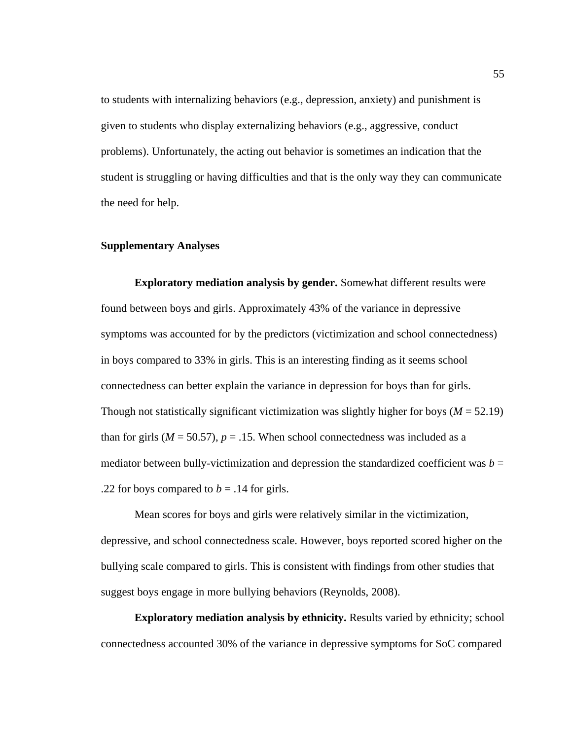to students with internalizing behaviors (e.g., depression, anxiety) and punishment is given to students who display externalizing behaviors (e.g., aggressive, conduct problems). Unfortunately, the acting out behavior is sometimes an indication that the student is struggling or having difficulties and that is the only way they can communicate the need for help.

## Supplementary Analyses

**Exploratory mediation analysis by gender.** Somewhat different results were found between boys and girls. Approximately 43% of the variance in depressive symptoms was accounted for by the predictors (victimization and school connectedness) in boys compared to 33% in girls. This is an interesting finding as it seems school connectedness can better explain the variance in depression for boys than for girls. Though not statistically significant victimization was slightly higher for boys ($M$ = 52.19) than for girls ($M$ = 50.57), $p$ = .15. When school connectedness was included as a mediator between bully-victimization and depression the standardized coefficient was $b$ = .22 for boys compared to $b$ = .14 for girls.

Mean scores for boys and girls were relatively similar in the victimization, depressive, and school connectedness scale. However, boys reported scored higher on the bullying scale compared to girls. This is consistent with findings from other studies that suggest boys engage in more bullying behaviors (Reynolds, 2008).

**Exploratory mediation analysis by ethnicity.** Results varied by ethnicity; school connectedness accounted 30% of the variance in depressive symptoms for SoC compared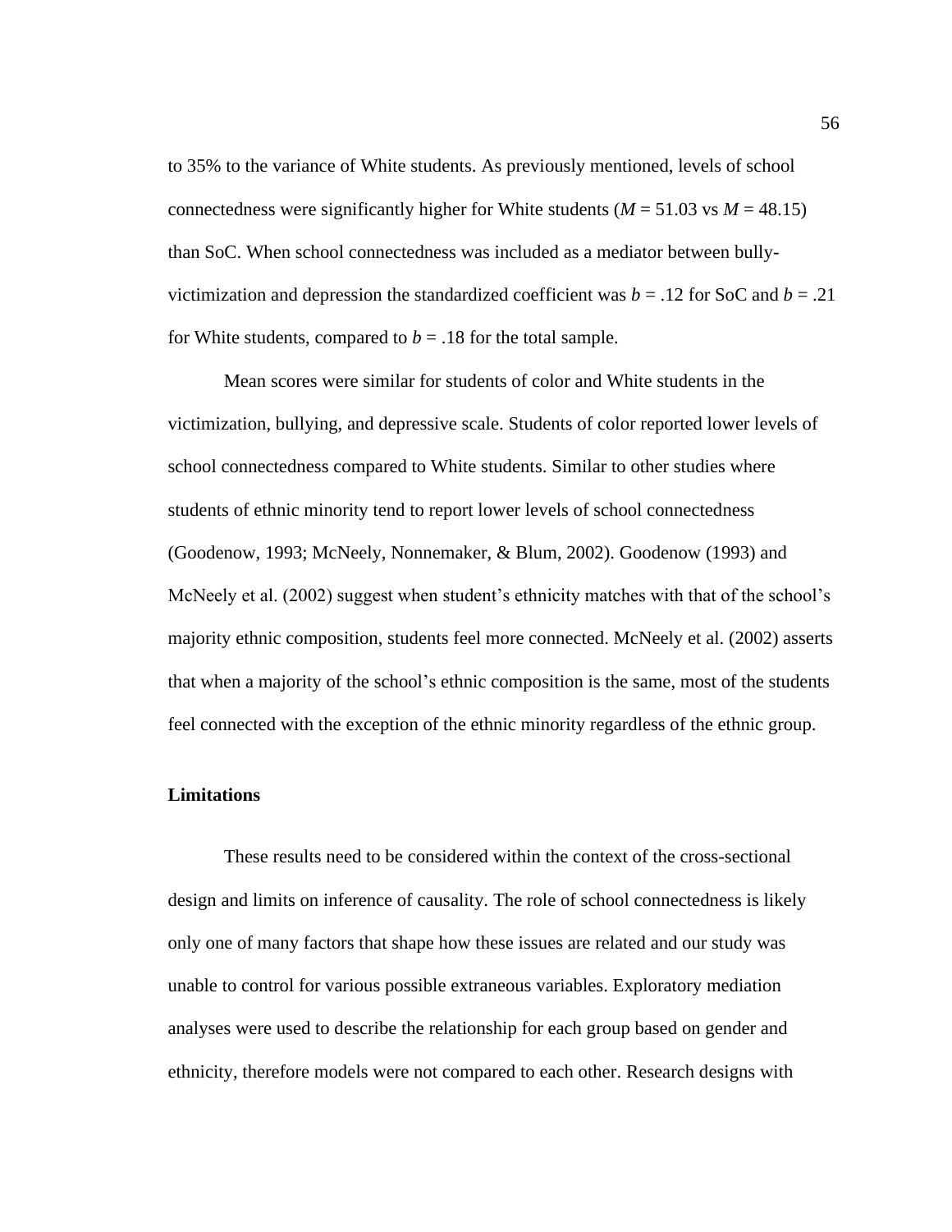to 35% to the variance of White students. As previously mentioned, levels of school connectedness were significantly higher for White students ($M$ = 51.03 vs $M$ = 48.15) than SoC. When school connectedness was included as a mediator between bully-victimization and depression the standardized coefficient was $b$ = .12 for SoC and $b$ = .21 for White students, compared to $b$ = .18 for the total sample.

Mean scores were similar for students of color and White students in the victimization, bullying, and depressive scale. Students of color reported lower levels of school connectedness compared to White students. Similar to other studies where students of ethnic minority tend to report lower levels of school connectedness (Goodenow, 1993; McNeely, Nonnemaker, & Blum, 2002). Goodenow (1993) and McNeely et al. (2002) suggest when student's ethnicity matches with that of the school's majority ethnic composition, students feel more connected. McNeely et al. (2002) asserts that when a majority of the school's ethnic composition is the same, most of the students feel connected with the exception of the ethnic minority regardless of the ethnic group.

**Limitations**

These results need to be considered within the context of the cross-sectional design and limits on inference of causality. The role of school connectedness is likely only one of many factors that shape how these issues are related and our study was unable to control for various possible extraneous variables. Exploratory mediation analyses were used to describe the relationship for each group based on gender and ethnicity, therefore models were not compared to each other. Research designs with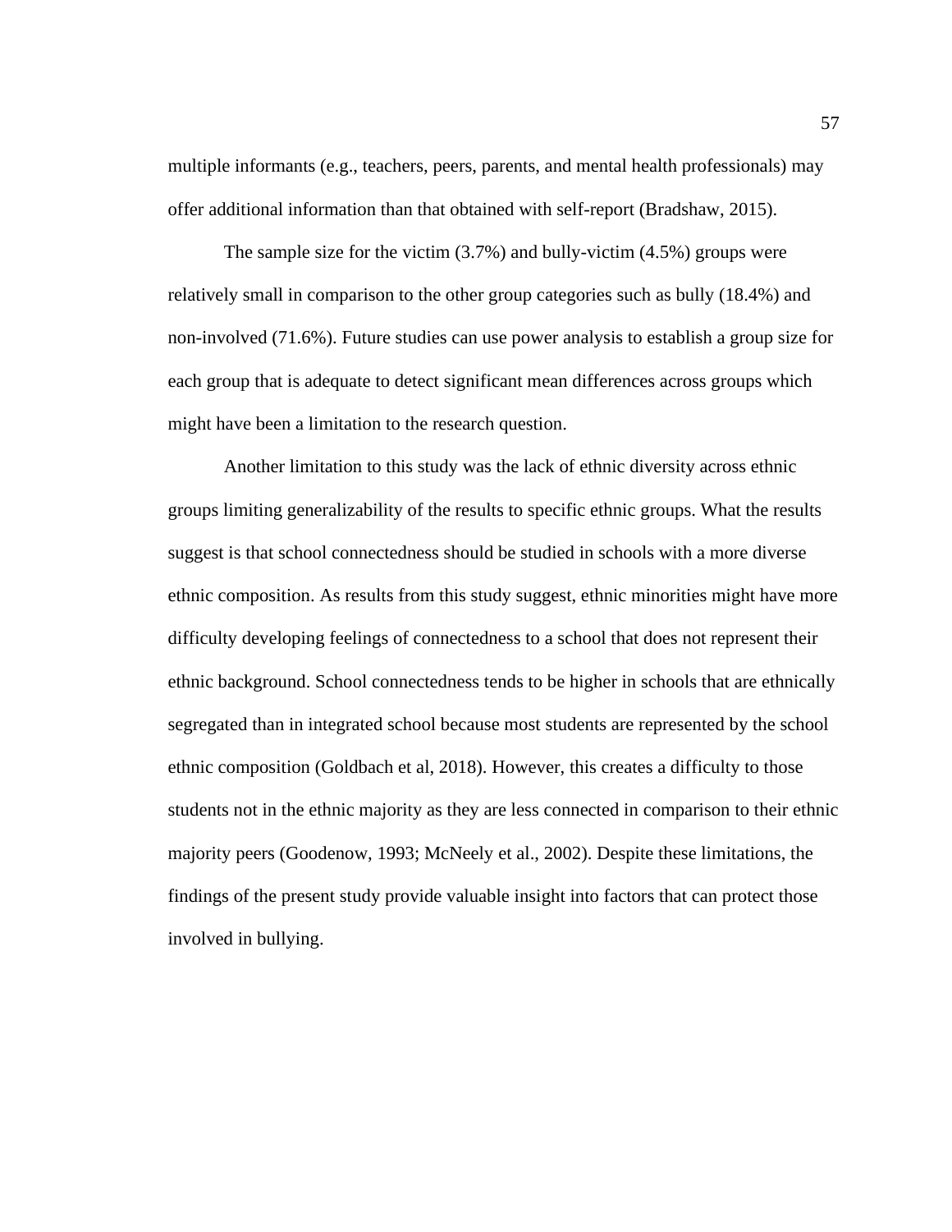multiple informants (e.g., teachers, peers, parents, and mental health professionals) may offer additional information than that obtained with self-report (Bradshaw, 2015).

The sample size for the victim (3.7%) and bully-victim (4.5%) groups were relatively small in comparison to the other group categories such as bully (18.4%) and non-involved (71.6%). Future studies can use power analysis to establish a group size for each group that is adequate to detect significant mean differences across groups which might have been a limitation to the research question.

Another limitation to this study was the lack of ethnic diversity across ethnic groups limiting generalizability of the results to specific ethnic groups. What the results suggest is that school connectedness should be studied in schools with a more diverse ethnic composition. As results from this study suggest, ethnic minorities might have more difficulty developing feelings of connectedness to a school that does not represent their ethnic background. School connectedness tends to be higher in schools that are ethnically segregated than in integrated school because most students are represented by the school ethnic composition (Goldbach et al, 2018). However, this creates a difficulty to those students not in the ethnic majority as they are less connected in comparison to their ethnic majority peers (Goodenow, 1993; McNeely et al., 2002). Despite these limitations, the findings of the present study provide valuable insight into factors that can protect those involved in bullying.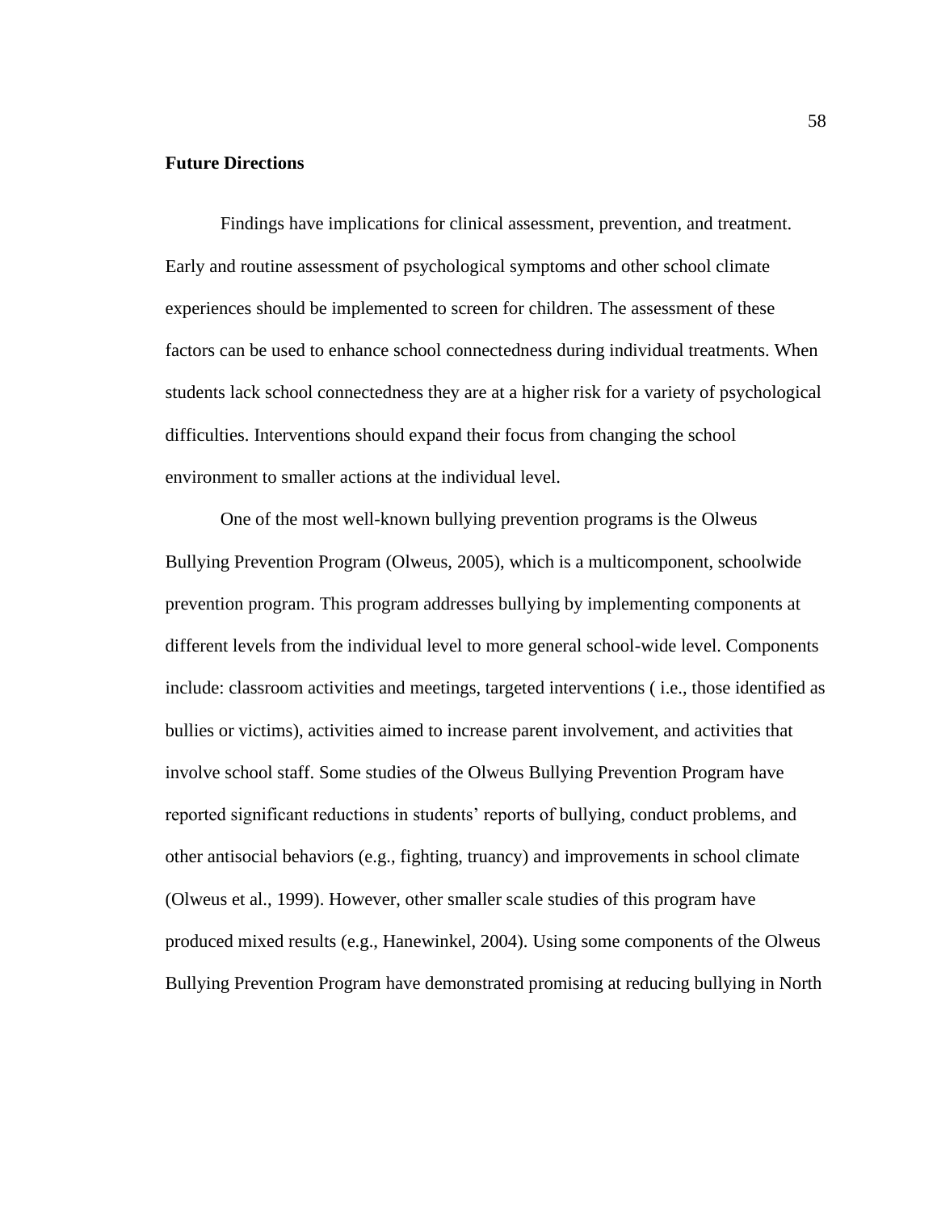**Future Directions**

Findings have implications for clinical assessment, prevention, and treatment. Early and routine assessment of psychological symptoms and other school climate experiences should be implemented to screen for children. The assessment of these factors can be used to enhance school connectedness during individual treatments. When students lack school connectedness they are at a higher risk for a variety of psychological difficulties. Interventions should expand their focus from changing the school environment to smaller actions at the individual level.

One of the most well-known bullying prevention programs is the Olweus Bullying Prevention Program (Olweus, 2005), which is a multicomponent, schoolwide prevention program. This program addresses bullying by implementing components at different levels from the individual level to more general school-wide level. Components include: classroom activities and meetings, targeted interventions ( i.e., those identified as bullies or victims), activities aimed to increase parent involvement, and activities that involve school staff. Some studies of the Olweus Bullying Prevention Program have reported significant reductions in students' reports of bullying, conduct problems, and other antisocial behaviors (e.g., fighting, truancy) and improvements in school climate (Olweus et al., 1999). However, other smaller scale studies of this program have produced mixed results (e.g., Hanewinkel, 2004). Using some components of the Olweus Bullying Prevention Program have demonstrated promising at reducing bullying in North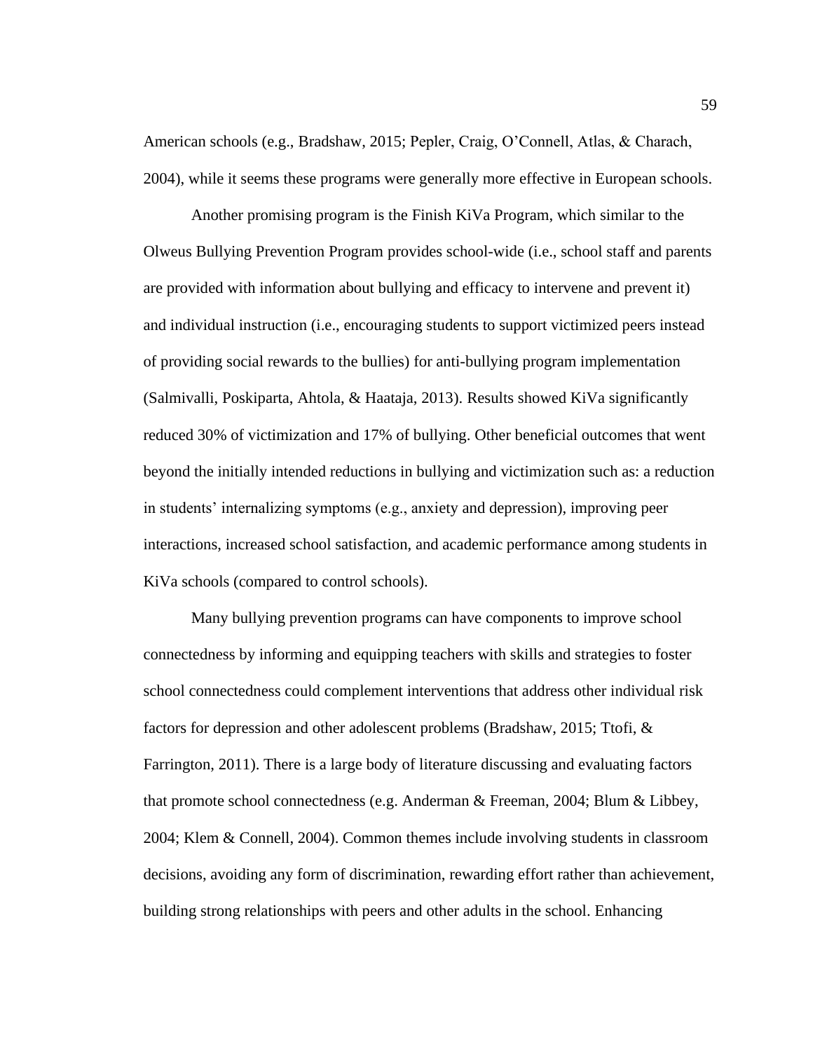American schools (e.g., Bradshaw, 2015; Pepler, Craig, O'Connell, Atlas, & Charach, 2004), while it seems these programs were generally more effective in European schools.

Another promising program is the Finish KiVa Program, which similar to the Olweus Bullying Prevention Program provides school-wide (i.e., school staff and parents are provided with information about bullying and efficacy to intervene and prevent it) and individual instruction (i.e., encouraging students to support victimized peers instead of providing social rewards to the bullies) for anti-bullying program implementation (Salmivalli, Poskiparta, Ahtola, & Haataja, 2013). Results showed KiVa significantly reduced 30% of victimization and 17% of bullying. Other beneficial outcomes that went beyond the initially intended reductions in bullying and victimization such as: a reduction in students' internalizing symptoms (e.g., anxiety and depression), improving peer interactions, increased school satisfaction, and academic performance among students in KiVa schools (compared to control schools).

Many bullying prevention programs can have components to improve school connectedness by informing and equipping teachers with skills and strategies to foster school connectedness could complement interventions that address other individual risk factors for depression and other adolescent problems (Bradshaw, 2015; Ttofi, & Farrington, 2011). There is a large body of literature discussing and evaluating factors that promote school connectedness (e.g. Anderman & Freeman, 2004; Blum & Libbey, 2004; Klem & Connell, 2004). Common themes include involving students in classroom decisions, avoiding any form of discrimination, rewarding effort rather than achievement, building strong relationships with peers and other adults in the school. Enhancing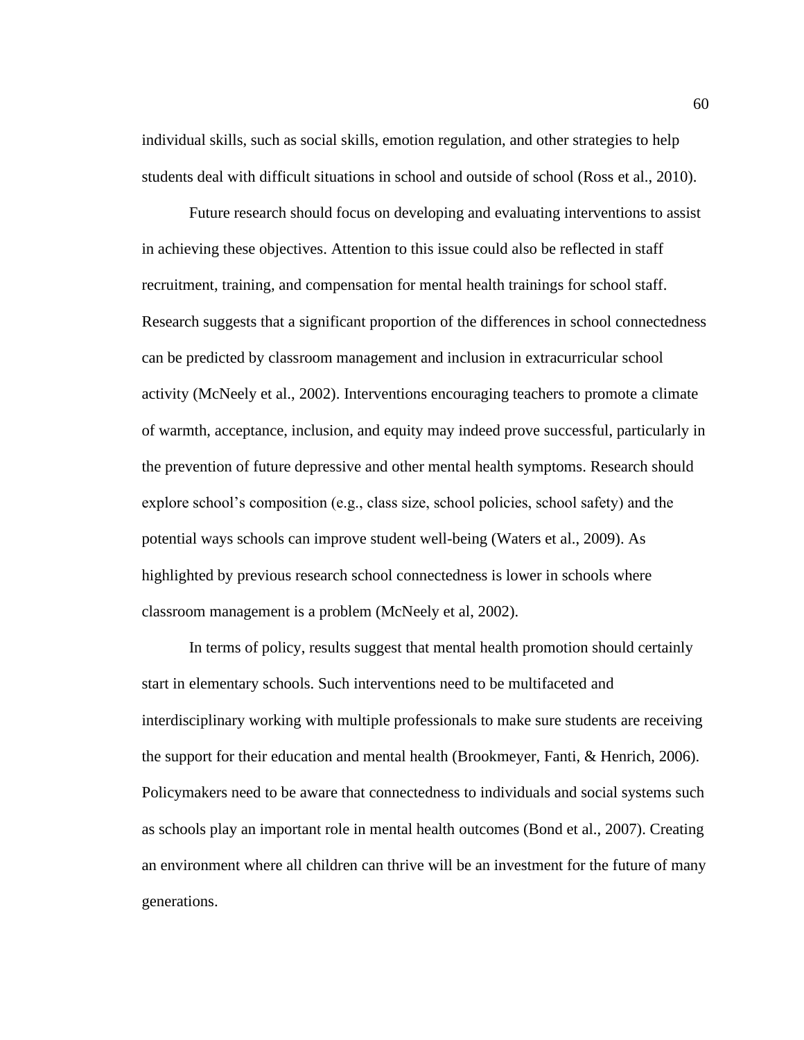individual skills, such as social skills, emotion regulation, and other strategies to help students deal with difficult situations in school and outside of school (Ross et al., 2010).

Future research should focus on developing and evaluating interventions to assist in achieving these objectives. Attention to this issue could also be reflected in staff recruitment, training, and compensation for mental health trainings for school staff. Research suggests that a significant proportion of the differences in school connectedness can be predicted by classroom management and inclusion in extracurricular school activity (McNeely et al., 2002). Interventions encouraging teachers to promote a climate of warmth, acceptance, inclusion, and equity may indeed prove successful, particularly in the prevention of future depressive and other mental health symptoms. Research should explore school's composition (e.g., class size, school policies, school safety) and the potential ways schools can improve student well-being (Waters et al., 2009). As highlighted by previous research school connectedness is lower in schools where classroom management is a problem (McNeely et al, 2002).

In terms of policy, results suggest that mental health promotion should certainly start in elementary schools. Such interventions need to be multifaceted and interdisciplinary working with multiple professionals to make sure students are receiving the support for their education and mental health (Brookmeyer, Fanti, & Henrich, 2006). Policymakers need to be aware that connectedness to individuals and social systems such as schools play an important role in mental health outcomes (Bond et al., 2007). Creating an environment where all children can thrive will be an investment for the future of many generations.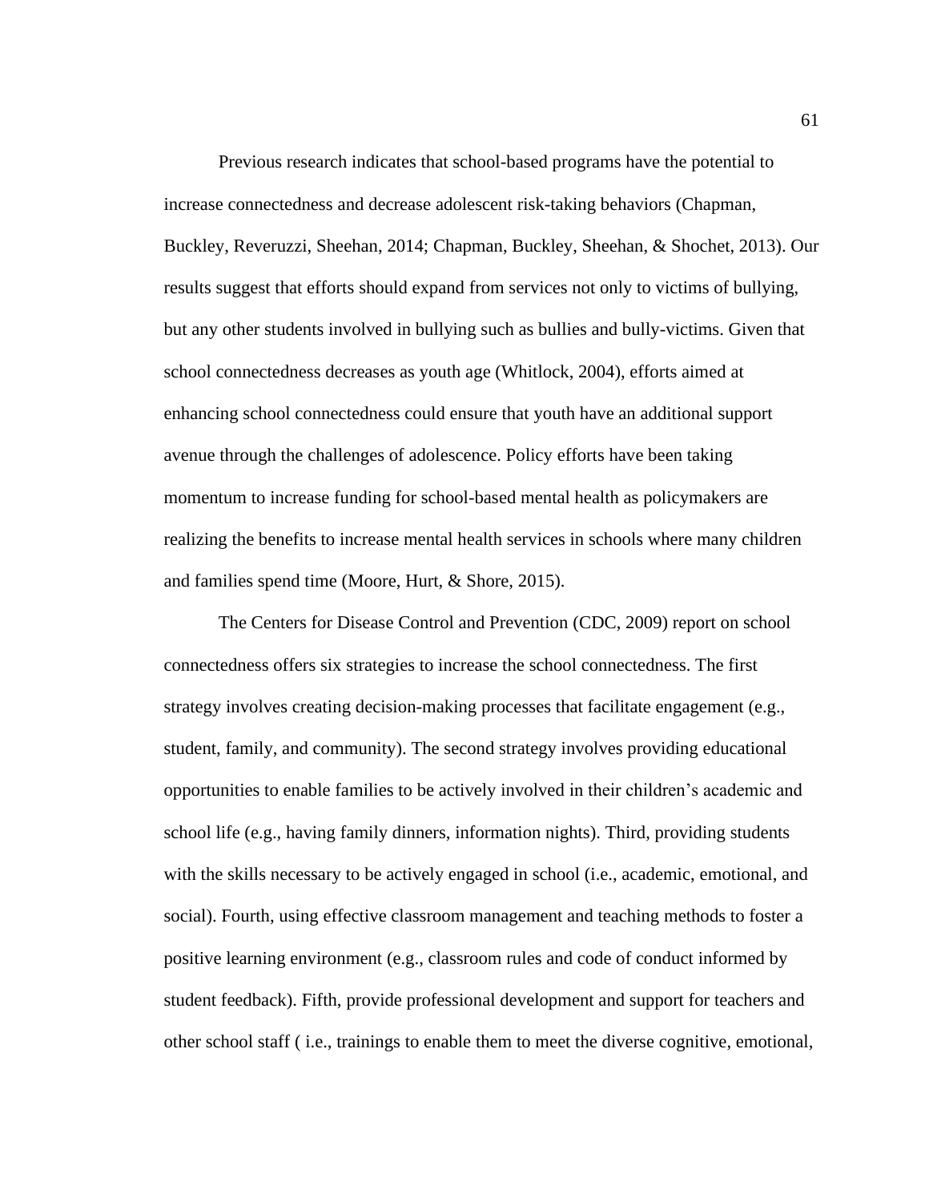Previous research indicates that school-based programs have the potential to increase connectedness and decrease adolescent risk-taking behaviors (Chapman, Buckley, Reveruzzi, Sheehan, 2014; Chapman, Buckley, Sheehan, & Shochet, 2013). Our results suggest that efforts should expand from services not only to victims of bullying, but any other students involved in bullying such as bullies and bully-victims. Given that school connectedness decreases as youth age (Whitlock, 2004), efforts aimed at enhancing school connectedness could ensure that youth have an additional support avenue through the challenges of adolescence. Policy efforts have been taking momentum to increase funding for school-based mental health as policymakers are realizing the benefits to increase mental health services in schools where many children and families spend time (Moore, Hurt, & Shore, 2015).

The Centers for Disease Control and Prevention (CDC, 2009) report on school connectedness offers six strategies to increase the school connectedness. The first strategy involves creating decision-making processes that facilitate engagement (e.g., student, family, and community). The second strategy involves providing educational opportunities to enable families to be actively involved in their children's academic and school life (e.g., having family dinners, information nights). Third, providing students with the skills necessary to be actively engaged in school (i.e., academic, emotional, and social). Fourth, using effective classroom management and teaching methods to foster a positive learning environment (e.g., classroom rules and code of conduct informed by student feedback). Fifth, provide professional development and support for teachers and other school staff ( i.e., trainings to enable them to meet the diverse cognitive, emotional,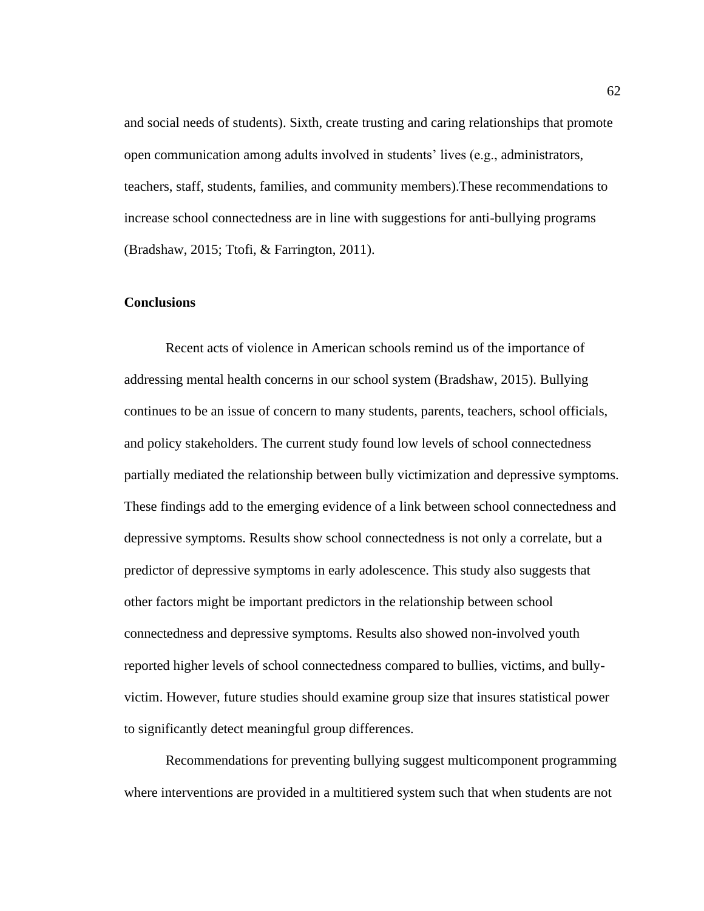and social needs of students). Sixth, create trusting and caring relationships that promote open communication among adults involved in students' lives (e.g., administrators, teachers, staff, students, families, and community members).These recommendations to increase school connectedness are in line with suggestions for anti-bullying programs (Bradshaw, 2015; Ttofi, & Farrington, 2011).

**Conclusions**

Recent acts of violence in American schools remind us of the importance of addressing mental health concerns in our school system (Bradshaw, 2015). Bullying continues to be an issue of concern to many students, parents, teachers, school officials, and policy stakeholders. The current study found low levels of school connectedness partially mediated the relationship between bully victimization and depressive symptoms. These findings add to the emerging evidence of a link between school connectedness and depressive symptoms. Results show school connectedness is not only a correlate, but a predictor of depressive symptoms in early adolescence. This study also suggests that other factors might be important predictors in the relationship between school connectedness and depressive symptoms. Results also showed non-involved youth reported higher levels of school connectedness compared to bullies, victims, and bully-victim. However, future studies should examine group size that insures statistical power to significantly detect meaningful group differences.

Recommendations for preventing bullying suggest multicomponent programming where interventions are provided in a multitiered system such that when students are not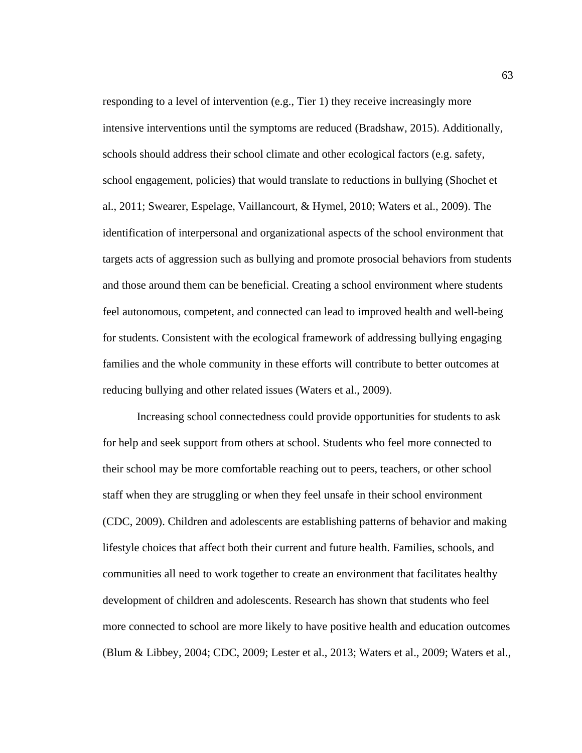responding to a level of intervention (e.g., Tier 1) they receive increasingly more intensive interventions until the symptoms are reduced (Bradshaw, 2015). Additionally, schools should address their school climate and other ecological factors (e.g. safety, school engagement, policies) that would translate to reductions in bullying (Shochet et al., 2011; Swearer, Espelage, Vaillancourt, & Hymel, 2010; Waters et al., 2009). The identification of interpersonal and organizational aspects of the school environment that targets acts of aggression such as bullying and promote prosocial behaviors from students and those around them can be beneficial. Creating a school environment where students feel autonomous, competent, and connected can lead to improved health and well-being for students. Consistent with the ecological framework of addressing bullying engaging families and the whole community in these efforts will contribute to better outcomes at reducing bullying and other related issues (Waters et al., 2009).

Increasing school connectedness could provide opportunities for students to ask for help and seek support from others at school. Students who feel more connected to their school may be more comfortable reaching out to peers, teachers, or other school staff when they are struggling or when they feel unsafe in their school environment (CDC, 2009). Children and adolescents are establishing patterns of behavior and making lifestyle choices that affect both their current and future health. Families, schools, and communities all need to work together to create an environment that facilitates healthy development of children and adolescents. Research has shown that students who feel more connected to school are more likely to have positive health and education outcomes (Blum & Libbey, 2004; CDC, 2009; Lester et al., 2013; Waters et al., 2009; Waters et al.,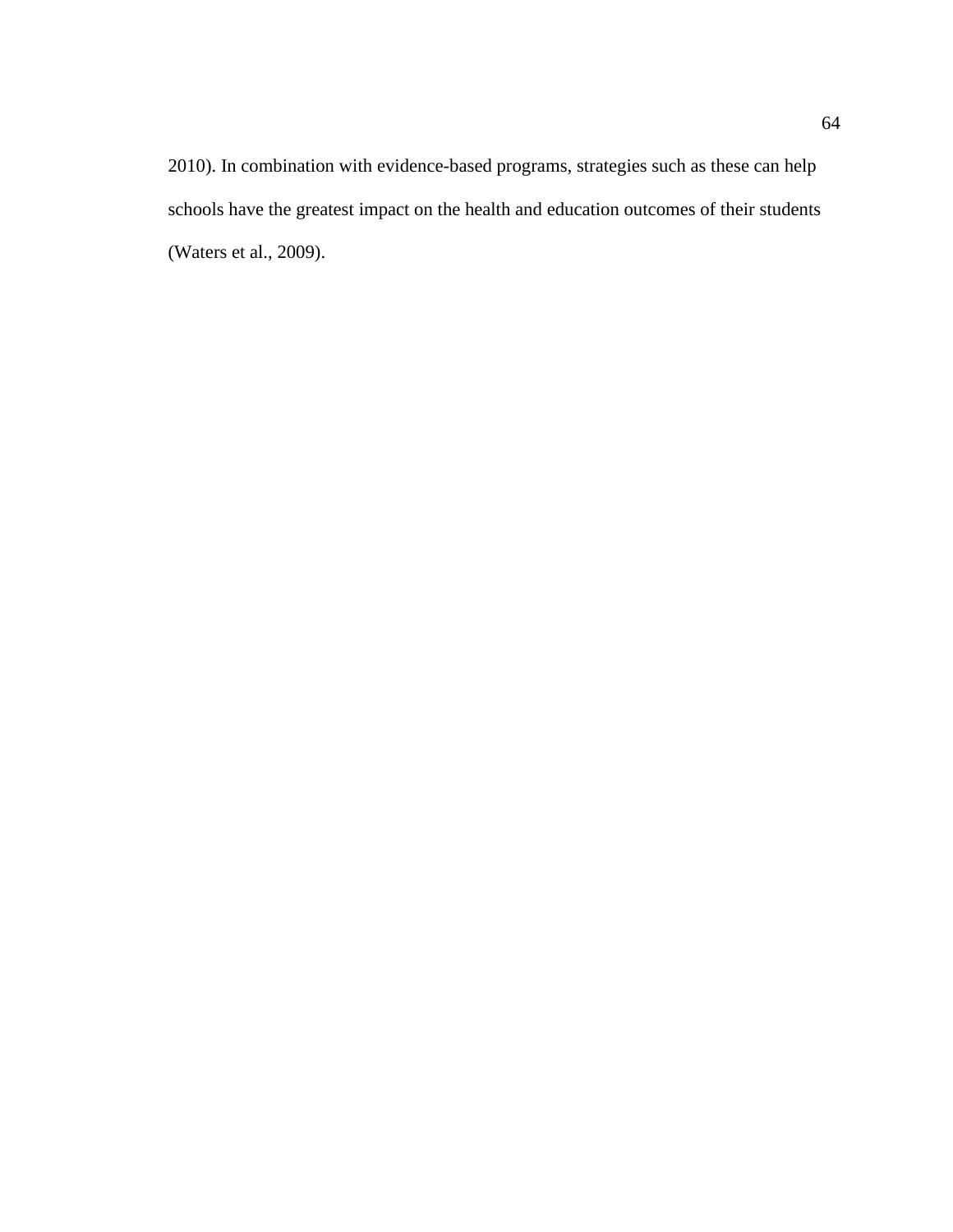2010). In combination with evidence-based programs, strategies such as these can help schools have the greatest impact on the health and education outcomes of their students (Waters et al., 2009).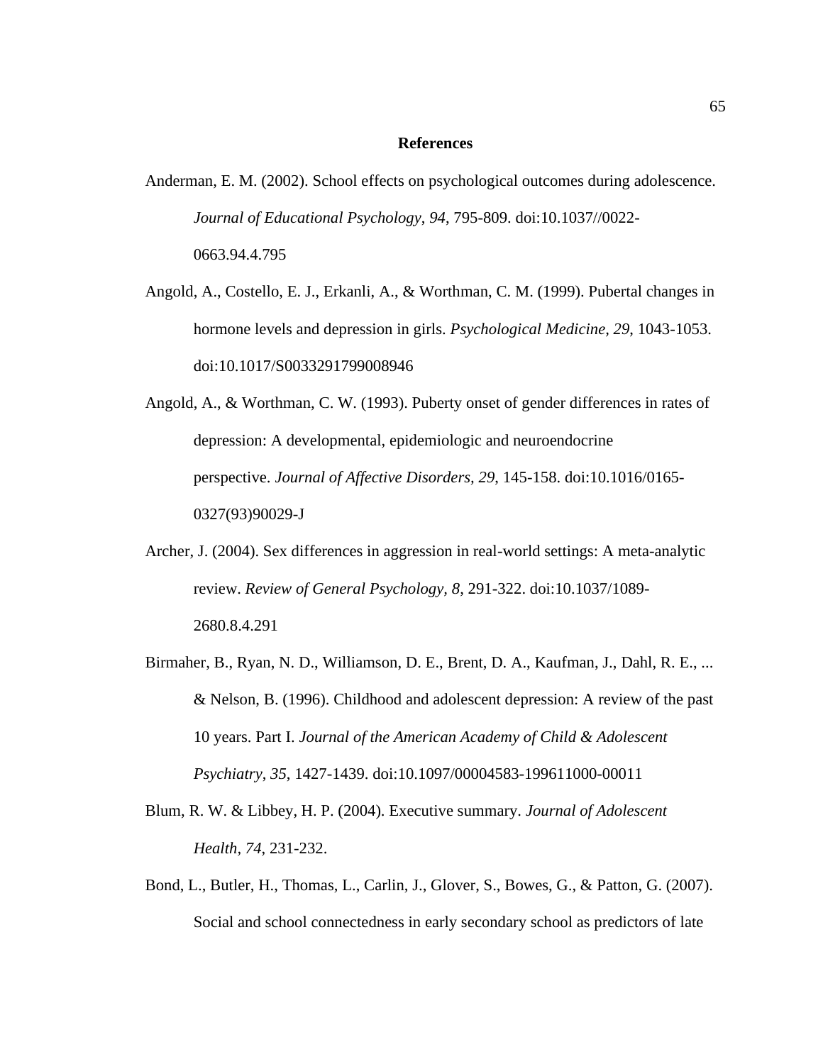# References

Anderman, E. M. (2002). School effects on psychological outcomes during adolescence. *Journal of Educational Psychology*, *94*, 795-809. doi:10.1037//0022-0663.94.4.795

Angold, A., Costello, E. J., Erkanli, A., & Worthman, C. M. (1999). Pubertal changes in hormone levels and depression in girls. *Psychological Medicine, 29*, 1043-1053. doi:10.1017/S0033291799008946

Angold, A., & Worthman, C. W. (1993). Puberty onset of gender differences in rates of depression: A developmental, epidemiologic and neuroendocrine perspective. *Journal of Affective Disorders*, *29*, 145-158. doi:10.1016/0165-0327(93)90029-J

Archer, J. (2004). Sex differences in aggression in real-world settings: A meta-analytic review. *Review of General Psychology, 8*, 291-322. doi:10.1037/1089-2680.8.4.291

Birmaher, B., Ryan, N. D., Williamson, D. E., Brent, D. A., Kaufman, J., Dahl, R. E., ... & Nelson, B. (1996). Childhood and adolescent depression: A review of the past 10 years. Part I. *Journal of the American Academy of Child & Adolescent Psychiatry*, *35*, 1427-1439. doi:10.1097/00004583-199611000-00011

Blum, R. W. & Libbey, H. P. (2004). Executive summary. *Journal of Adolescent Health*, *74*, 231-232.

Bond, L., Butler, H., Thomas, L., Carlin, J., Glover, S., Bowes, G., & Patton, G. (2007). Social and school connectedness in early secondary school as predictors of late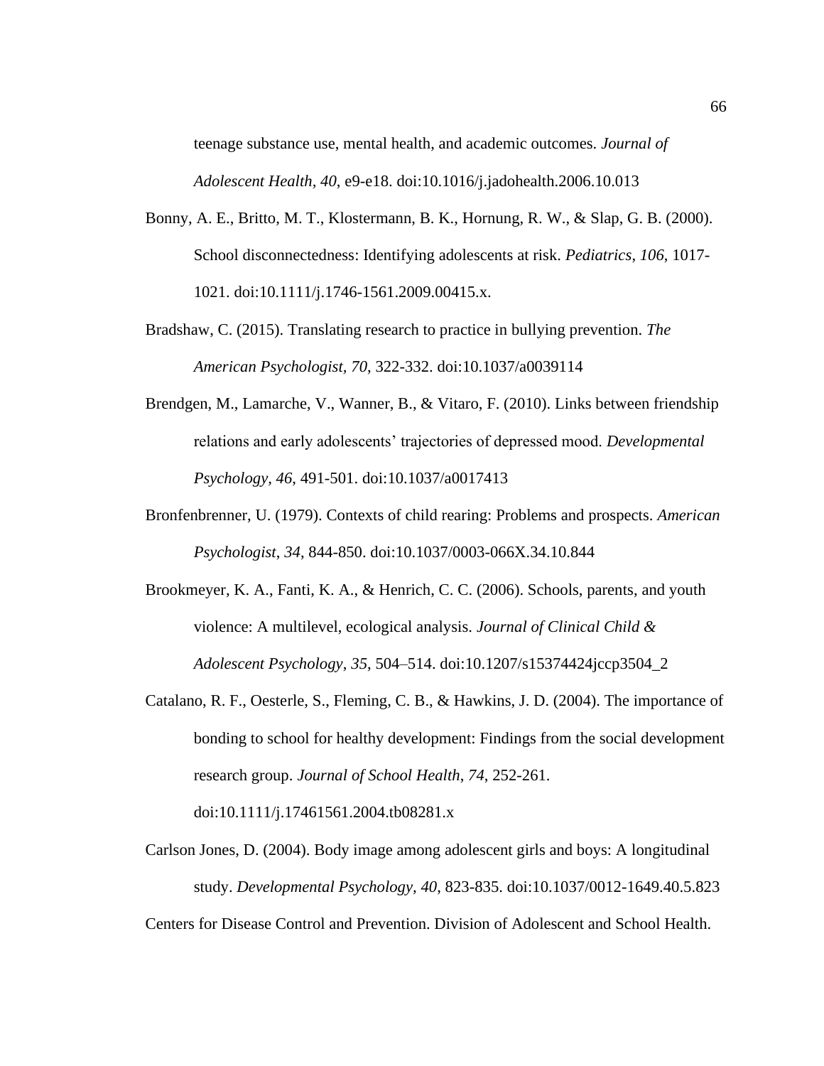teenage substance use, mental health, and academic outcomes. *Journal of Adolescent Health, 40*, e9-e18. doi:10.1016/j.jadohealth.2006.10.013

Bonny, A. E., Britto, M. T., Klostermann, B. K., Hornung, R. W., & Slap, G. B. (2000). School disconnectedness: Identifying adolescents at risk. *Pediatrics*, *106*, 1017-1021. doi:10.1111/j.1746-1561.2009.00415.x.

Bradshaw, C. (2015). Translating research to practice in bullying prevention. *The American Psychologist, 70*, 322-332. doi:10.1037/a0039114

Brendgen, M., Lamarche, V., Wanner, B., & Vitaro, F. (2010). Links between friendship relations and early adolescents' trajectories of depressed mood. *Developmental Psychology, 46*, 491-501. doi:10.1037/a0017413

Bronfenbrenner, U. (1979). Contexts of child rearing: Problems and prospects. *American Psychologist*, *34*, 844-850. doi:10.1037/0003-066X.34.10.844

Brookmeyer, K. A., Fanti, K. A., & Henrich, C. C. (2006). Schools, parents, and youth violence: A multilevel, ecological analysis. *Journal of Clinical Child & Adolescent Psychology*, *35*, 504–514. doi:10.1207/s15374424jccp3504_2

Catalano, R. F., Oesterle, S., Fleming, C. B., & Hawkins, J. D. (2004). The importance of bonding to school for healthy development: Findings from the social development research group. *Journal of School Health*, *74*, 252-261. doi:10.1111/j.17461561.2004.tb08281.x

Carlson Jones, D. (2004). Body image among adolescent girls and boys: A longitudinal study. *Developmental Psychology, 40*, 823-835. doi:10.1037/0012-1649.40.5.823

Centers for Disease Control and Prevention. Division of Adolescent and School Health.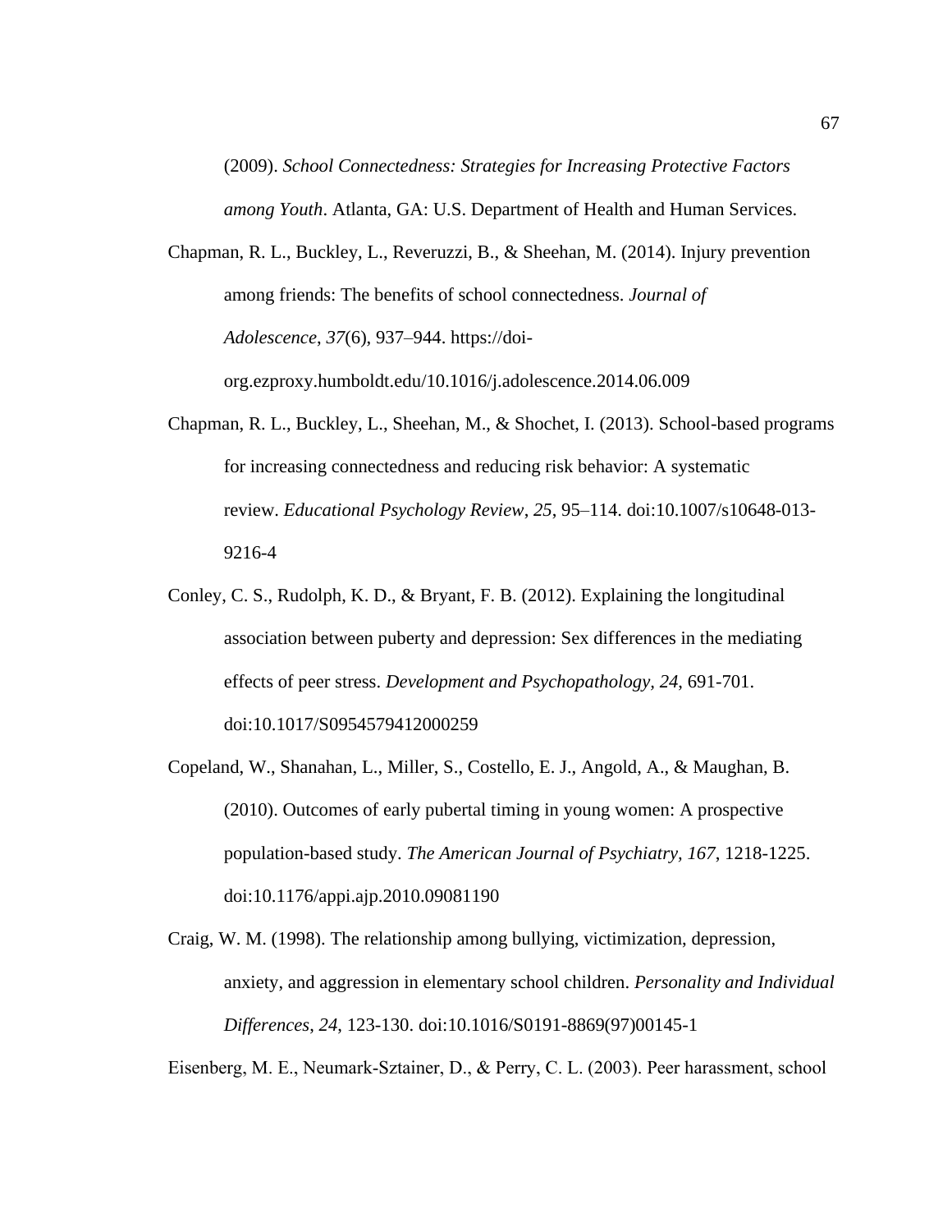(2009). *School Connectedness: Strategies for Increasing Protective Factors among Youth*. Atlanta, GA: U.S. Department of Health and Human Services.

Chapman, R. L., Buckley, L., Reveruzzi, B., & Sheehan, M. (2014). Injury prevention among friends: The benefits of school connectedness. *Journal of Adolescence*, *37*(6), 937–944. https://doi-org.ezproxy.humboldt.edu/10.1016/j.adolescence.2014.06.009

Chapman, R. L., Buckley, L., Sheehan, M., & Shochet, I. (2013). School-based programs for increasing connectedness and reducing risk behavior: A systematic review. *Educational Psychology Review*, *25*, 95–114. doi:10.1007/s10648-013-9216-4

Conley, C. S., Rudolph, K. D., & Bryant, F. B. (2012). Explaining the longitudinal association between puberty and depression: Sex differences in the mediating effects of peer stress. *Development and Psychopathology, 24*, 691-701. doi:10.1017/S0954579412000259

Copeland, W., Shanahan, L., Miller, S., Costello, E. J., Angold, A., & Maughan, B. (2010). Outcomes of early pubertal timing in young women: A prospective population-based study. *The American Journal of Psychiatry, 167*, 1218-1225. doi:10.1176/appi.ajp.2010.09081190

Craig, W. M. (1998). The relationship among bullying, victimization, depression, anxiety, and aggression in elementary school children. *Personality and Individual Differences*, *24*, 123-130. doi:10.1016/S0191-8869(97)00145-1

Eisenberg, M. E., Neumark-Sztainer, D., & Perry, C. L. (2003). Peer harassment, school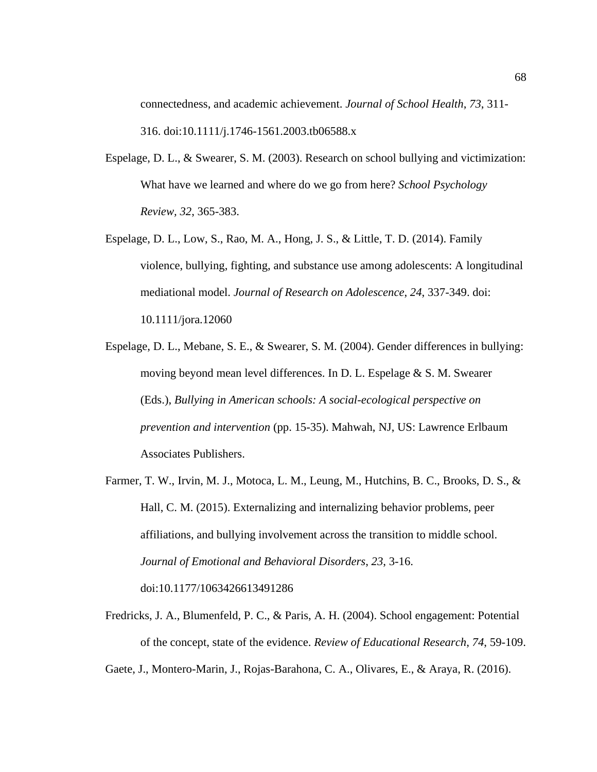connectedness, and academic achievement. *Journal of School Health*, *73*, 311-316. doi:10.1111/j.1746-1561.2003.tb06588.x

Espelage, D. L., & Swearer, S. M. (2003). Research on school bullying and victimization: What have we learned and where do we go from here? *School Psychology Review*, *32*, 365-383.

Espelage, D. L., Low, S., Rao, M. A., Hong, J. S., & Little, T. D. (2014). Family violence, bullying, fighting, and substance use among adolescents: A longitudinal mediational model. *Journal of Research on Adolescence*, *24*, 337-349. doi: 10.1111/jora.12060

Espelage, D. L., Mebane, S. E., & Swearer, S. M. (2004). Gender differences in bullying: moving beyond mean level differences. In D. L. Espelage & S. M. Swearer (Eds.), *Bullying in American schools: A social-ecological perspective on prevention and intervention* (pp. 15-35). Mahwah, NJ, US: Lawrence Erlbaum Associates Publishers.

Farmer, T. W., Irvin, M. J., Motoca, L. M., Leung, M., Hutchins, B. C., Brooks, D. S., & Hall, C. M. (2015). Externalizing and internalizing behavior problems, peer affiliations, and bullying involvement across the transition to middle school. *Journal of Emotional and Behavioral Disorders*, *23*, 3-16. doi:10.1177/1063426613491286

Fredricks, J. A., Blumenfeld, P. C., & Paris, A. H. (2004). School engagement: Potential of the concept, state of the evidence. *Review of Educational Research*, *74*, 59-109.

Gaete, J., Montero-Marin, J., Rojas-Barahona, C. A., Olivares, E., & Araya, R. (2016).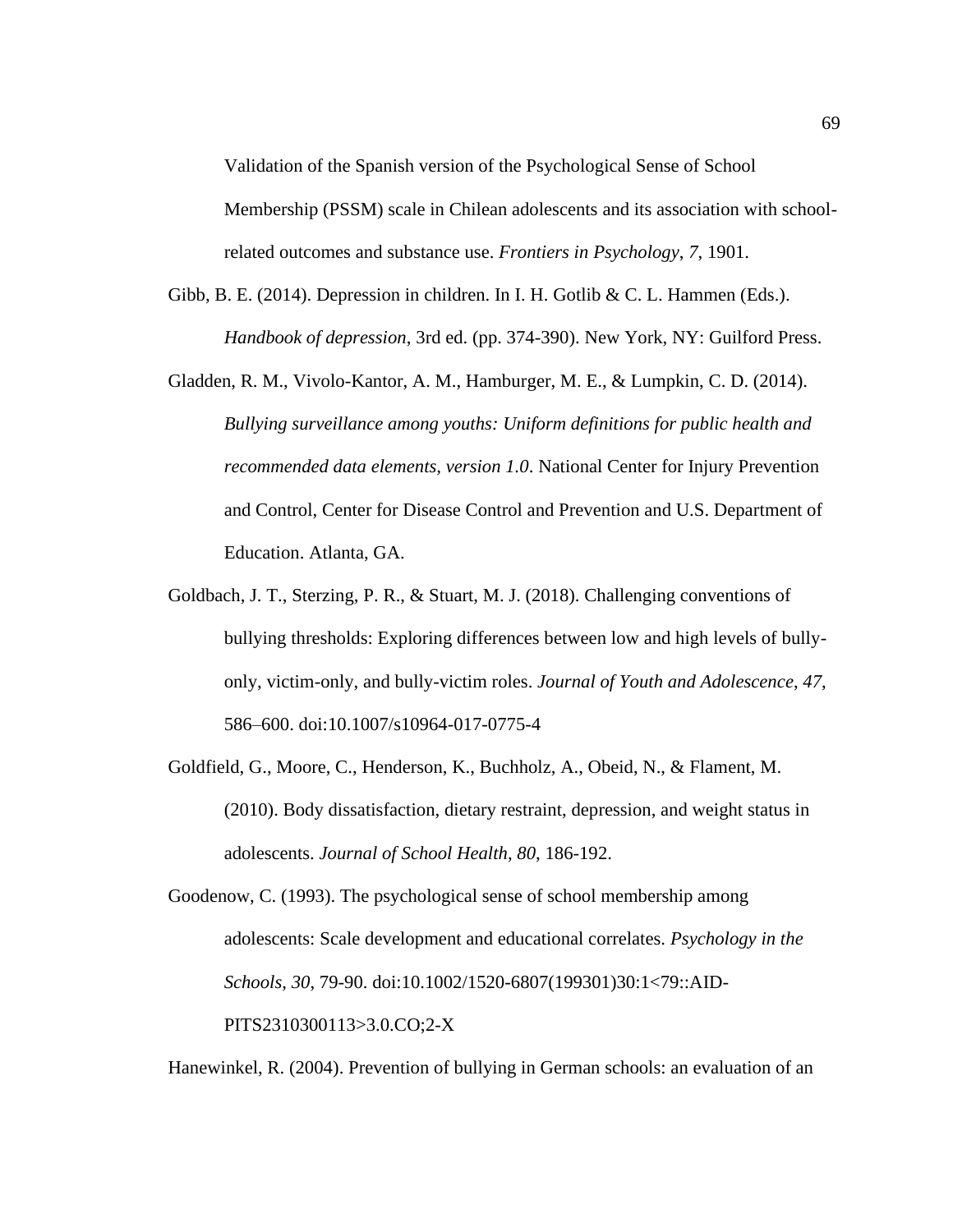Validation of the Spanish version of the Psychological Sense of School Membership (PSSM) scale in Chilean adolescents and its association with school-related outcomes and substance use. *Frontiers in Psychology*, *7*, 1901.

Gibb, B. E. (2014). Depression in children. In I. H. Gotlib & C. L. Hammen (Eds.). *Handbook of depression*, 3rd ed. (pp. 374-390). New York, NY: Guilford Press.

Gladden, R. M., Vivolo-Kantor, A. M., Hamburger, M. E., & Lumpkin, C. D. (2014). *Bullying surveillance among youths: Uniform definitions for public health and recommended data elements, version 1.0*. National Center for Injury Prevention and Control, Center for Disease Control and Prevention and U.S. Department of Education. Atlanta, GA.

Goldbach, J. T., Sterzing, P. R., & Stuart, M. J. (2018). Challenging conventions of bullying thresholds: Exploring differences between low and high levels of bully-only, victim-only, and bully-victim roles. *Journal of Youth and Adolescence*, *47*, 586–600. doi:10.1007/s10964-017-0775-4

Goldfield, G., Moore, C., Henderson, K., Buchholz, A., Obeid, N., & Flament, M. (2010). Body dissatisfaction, dietary restraint, depression, and weight status in adolescents. *Journal of School Health, 80*, 186-192.

Goodenow, C. (1993). The psychological sense of school membership among adolescents: Scale development and educational correlates. *Psychology in the Schools*, *30*, 79-90. doi:10.1002/1520-6807(199301)30:1<79::AID-PITS2310300113>3.0.CO;2-X

Hanewinkel, R. (2004). Prevention of bullying in German schools: an evaluation of an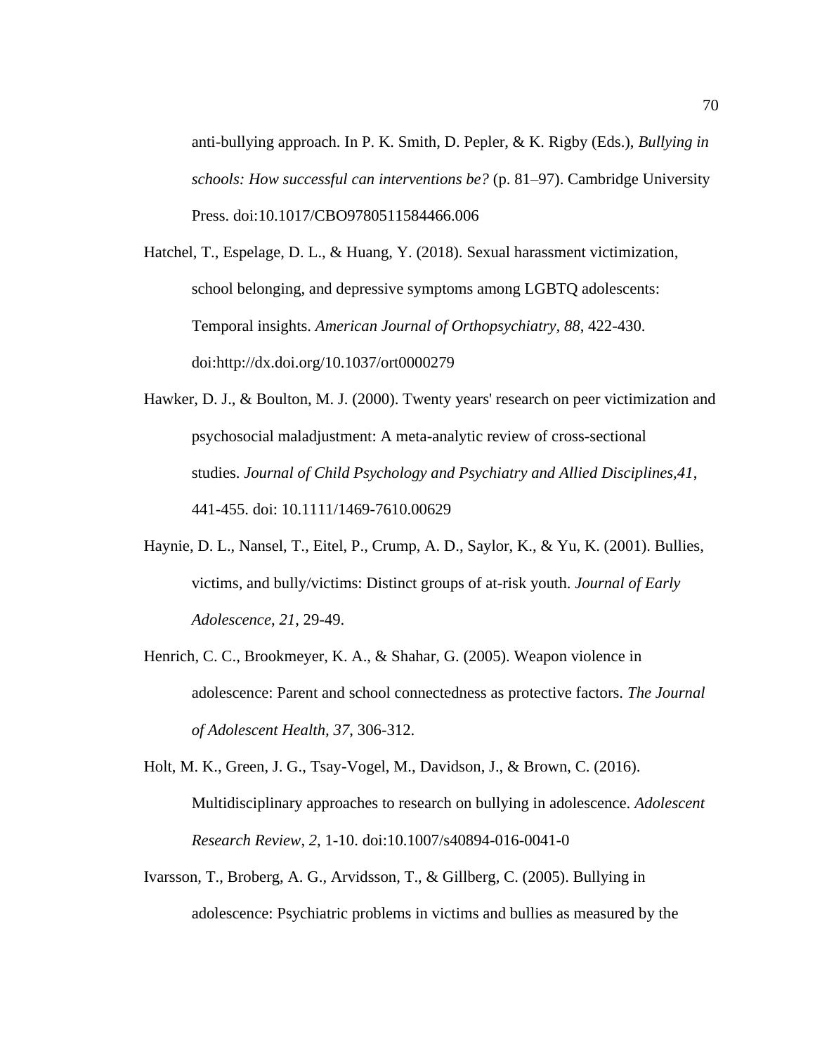anti-bullying approach. In P. K. Smith, D. Pepler, & K. Rigby (Eds.), *Bullying in schools: How successful can interventions be?* (p. 81–97). Cambridge University Press. doi:10.1017/CBO9780511584466.006

Hatchel, T., Espelage, D. L., & Huang, Y. (2018). Sexual harassment victimization, school belonging, and depressive symptoms among LGBTQ adolescents: Temporal insights. *American Journal of Orthopsychiatry*, *88*, 422-430. doi:http://dx.doi.org/10.1037/ort0000279

Hawker, D. J., & Boulton, M. J. (2000). Twenty years' research on peer victimization and psychosocial maladjustment: A meta-analytic review of cross-sectional studies. *Journal of Child Psychology and Psychiatry and Allied Disciplines,41*, 441-455. doi: 10.1111/1469-7610.00629

Haynie, D. L., Nansel, T., Eitel, P., Crump, A. D., Saylor, K., & Yu, K. (2001). Bullies, victims, and bully/victims: Distinct groups of at-risk youth. *Journal of Early Adolescence*, *21*, 29-49.

Henrich, C. C., Brookmeyer, K. A., & Shahar, G. (2005). Weapon violence in adolescence: Parent and school connectedness as protective factors. *The Journal of Adolescent Health, 37*, 306-312.

Holt, M. K., Green, J. G., Tsay-Vogel, M., Davidson, J., & Brown, C. (2016). Multidisciplinary approaches to research on bullying in adolescence. *Adolescent Research Review, 2*, 1-10. doi:10.1007/s40894-016-0041-0

Ivarsson, T., Broberg, A. G., Arvidsson, T., & Gillberg, C. (2005). Bullying in adolescence: Psychiatric problems in victims and bullies as measured by the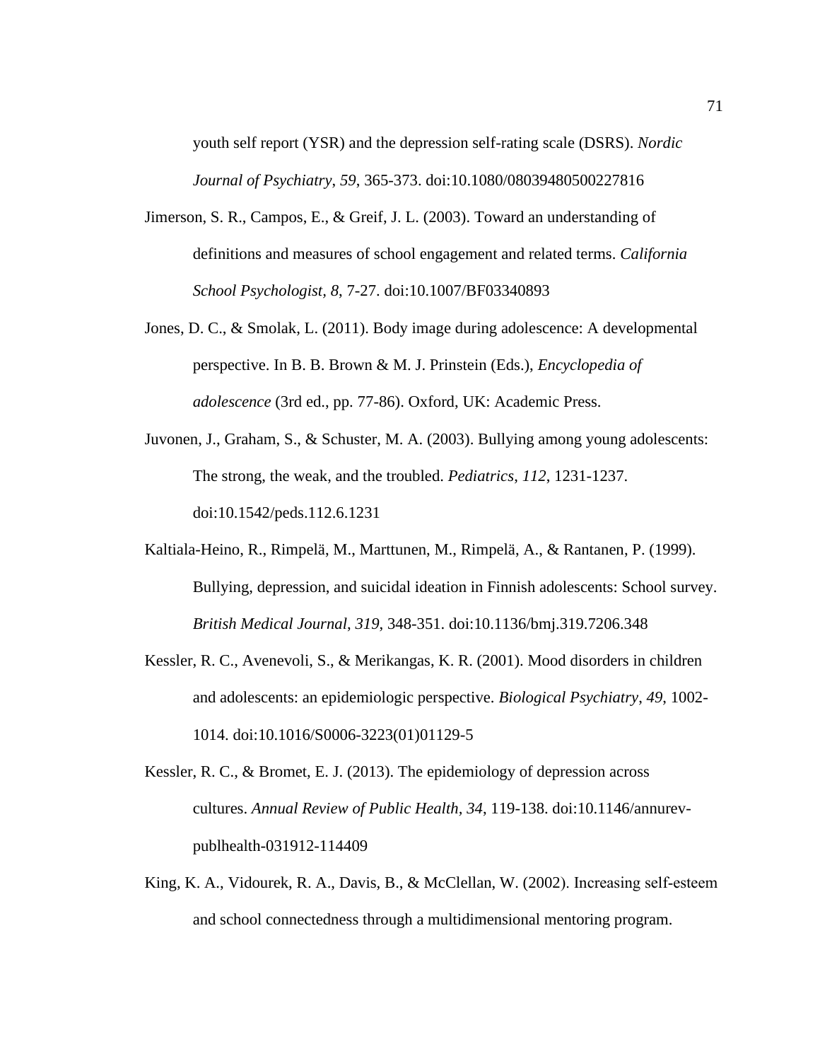youth self report (YSR) and the depression self-rating scale (DSRS). *Nordic Journal of Psychiatry*, *59*, 365-373. doi:10.1080/08039480500227816

Jimerson, S. R., Campos, E., & Greif, J. L. (2003). Toward an understanding of definitions and measures of school engagement and related terms. *California School Psychologist*, *8*, 7-27. doi:10.1007/BF03340893

Jones, D. C., & Smolak, L. (2011). Body image during adolescence: A developmental perspective. In B. B. Brown & M. J. Prinstein (Eds.), *Encyclopedia of adolescence* (3rd ed., pp. 77-86). Oxford, UK: Academic Press.

Juvonen, J., Graham, S., & Schuster, M. A. (2003). Bullying among young adolescents: The strong, the weak, and the troubled. *Pediatrics*, *112*, 1231-1237. doi:10.1542/peds.112.6.1231

Kaltiala-Heino, R., Rimpelä, M., Marttunen, M., Rimpelä, A., & Rantanen, P. (1999). Bullying, depression, and suicidal ideation in Finnish adolescents: School survey. *British Medical Journal*, *319*, 348-351. doi:10.1136/bmj.319.7206.348

Kessler, R. C., Avenevoli, S., & Merikangas, K. R. (2001). Mood disorders in children and adolescents: an epidemiologic perspective. *Biological Psychiatry*, *49*, 1002-1014. doi:10.1016/S0006-3223(01)01129-5

Kessler, R. C., & Bromet, E. J. (2013). The epidemiology of depression across cultures. *Annual Review of Public Health, 34*, 119-138. doi:10.1146/annurev-publhealth-031912-114409

King, K. A., Vidourek, R. A., Davis, B., & McClellan, W. (2002). Increasing self-esteem and school connectedness through a multidimensional mentoring program.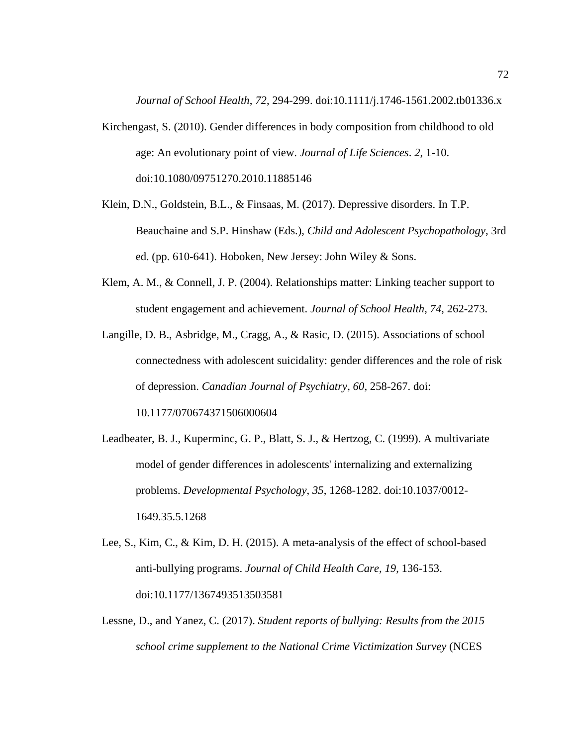*Journal of School Health*, *72*, 294-299. doi:10.1111/j.1746-1561.2002.tb01336.x

Kirchengast, S. (2010). Gender differences in body composition from childhood to old age: An evolutionary point of view. *Journal of Life Sciences*. *2*, 1-10. doi:10.1080/09751270.2010.11885146

Klein, D.N., Goldstein, B.L., & Finsaas, M. (2017). Depressive disorders. In T.P. Beauchaine and S.P. Hinshaw (Eds.), *Child and Adolescent Psychopathology*, 3rd ed. (pp. 610-641). Hoboken, New Jersey: John Wiley & Sons.

Klem, A. M., & Connell, J. P. (2004). Relationships matter: Linking teacher support to student engagement and achievement. *Journal of School Health*, *74*, 262-273.

Langille, D. B., Asbridge, M., Cragg, A., & Rasic, D. (2015). Associations of school connectedness with adolescent suicidality: gender differences and the role of risk of depression. *Canadian Journal of Psychiatry*, *60*, 258-267. doi: 10.1177/070674371506000604

Leadbeater, B. J., Kuperminc, G. P., Blatt, S. J., & Hertzog, C. (1999). A multivariate model of gender differences in adolescents' internalizing and externalizing problems. *Developmental Psychology*, *35*, 1268-1282. doi:10.1037/0012-1649.35.5.1268

Lee, S., Kim, C., & Kim, D. H. (2015). A meta-analysis of the effect of school-based anti-bullying programs. *Journal of Child Health Care, 19*, 136-153. doi:10.1177/1367493513503581

Lessne, D., and Yanez, C. (2017). *Student reports of bullying: Results from the 2015 school crime supplement to the National Crime Victimization Survey* (NCES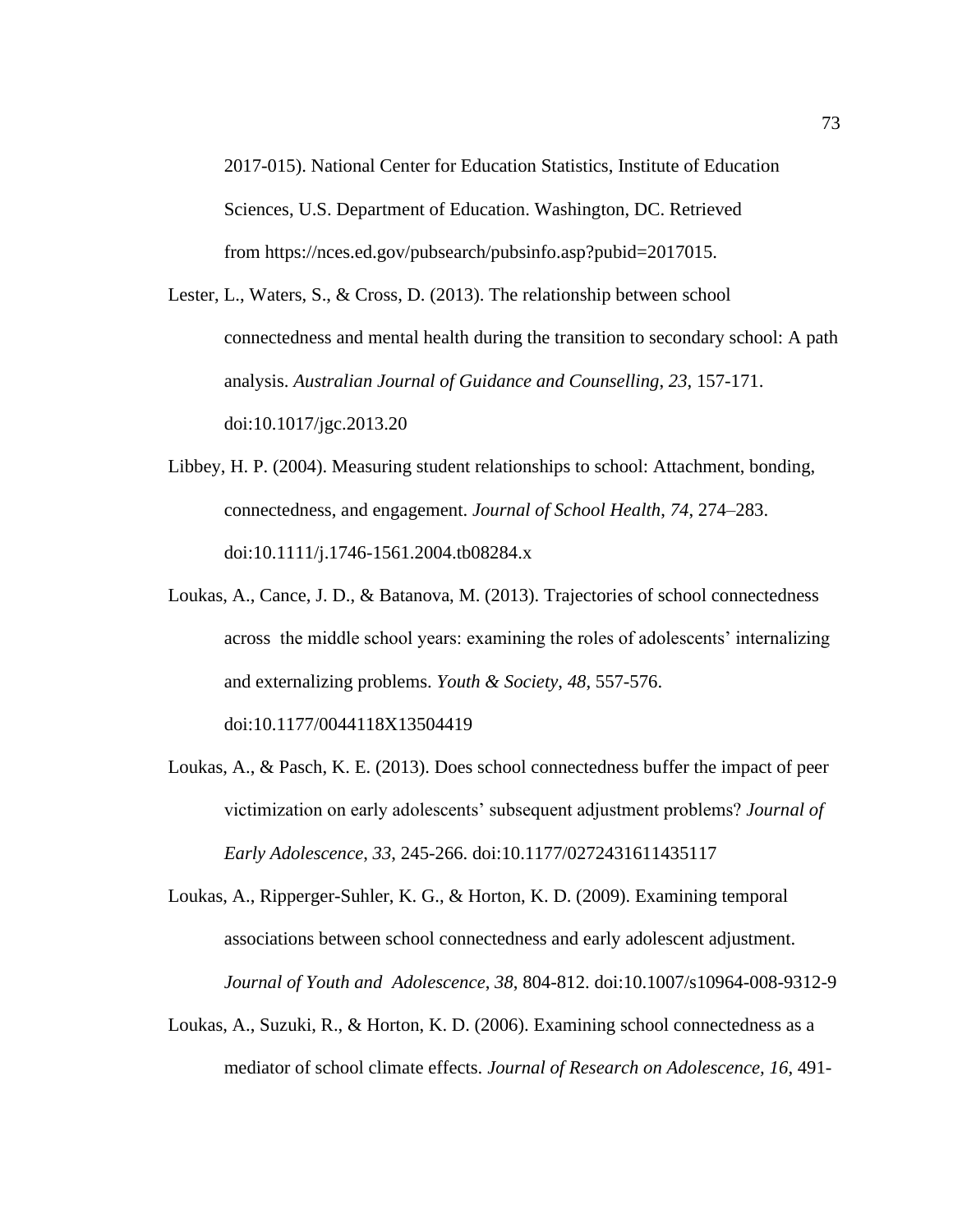2017-015). National Center for Education Statistics, Institute of Education Sciences, U.S. Department of Education. Washington, DC. Retrieved from https://nces.ed.gov/pubsearch/pubsinfo.asp?pubid=2017015.

Lester, L., Waters, S., & Cross, D. (2013). The relationship between school connectedness and mental health during the transition to secondary school: A path analysis. *Australian Journal of Guidance and Counselling*, *23*, 157-171. doi:10.1017/jgc.2013.20

Libbey, H. P. (2004). Measuring student relationships to school: Attachment, bonding, connectedness, and engagement. *Journal of School Health*, *74*, 274–283. doi:10.1111/j.1746-1561.2004.tb08284.x

Loukas, A., Cance, J. D., & Batanova, M. (2013). Trajectories of school connectedness across the middle school years: examining the roles of adolescents' internalizing and externalizing problems. *Youth & Society*, *48*, 557-576. doi:10.1177/0044118X13504419

Loukas, A., & Pasch, K. E. (2013). Does school connectedness buffer the impact of peer victimization on early adolescents' subsequent adjustment problems? *Journal of Early Adolescence*, *33*, 245-266. doi:10.1177/0272431611435117

Loukas, A., Ripperger-Suhler, K. G., & Horton, K. D. (2009). Examining temporal associations between school connectedness and early adolescent adjustment. *Journal of Youth and Adolescence*, *38*, 804-812. doi:10.1007/s10964-008-9312-9

Loukas, A., Suzuki, R., & Horton, K. D. (2006). Examining school connectedness as a mediator of school climate effects. *Journal of Research on Adolescence, 16*, 491-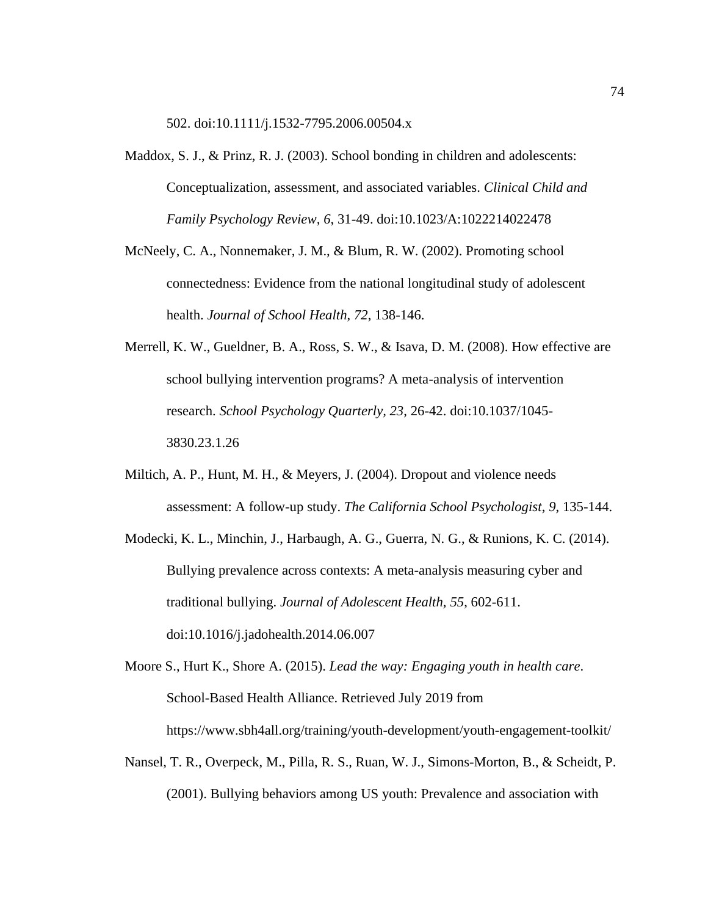502. doi:10.1111/j.1532-7795.2006.00504.x

Maddox, S. J., & Prinz, R. J. (2003). School bonding in children and adolescents: Conceptualization, assessment, and associated variables. *Clinical Child and Family Psychology Review, 6*, 31-49. doi:10.1023/A:1022214022478

McNeely, C. A., Nonnemaker, J. M., & Blum, R. W. (2002). Promoting school connectedness: Evidence from the national longitudinal study of adolescent health. *Journal of School Health*, *72*, 138-146.

Merrell, K. W., Gueldner, B. A., Ross, S. W., & Isava, D. M. (2008). How effective are school bullying intervention programs? A meta-analysis of intervention research. *School Psychology Quarterly*, *23*, 26-42. doi:10.1037/1045-3830.23.1.26

Miltich, A. P., Hunt, M. H., & Meyers, J. (2004). Dropout and violence needs assessment: A follow-up study. *The California School Psychologist*, *9*, 135-144.

Modecki, K. L., Minchin, J., Harbaugh, A. G., Guerra, N. G., & Runions, K. C. (2014). Bullying prevalence across contexts: A meta-analysis measuring cyber and traditional bullying. *Journal of Adolescent Health*, *55*, 602-611. doi:10.1016/j.jadohealth.2014.06.007

Moore S., Hurt K., Shore A. (2015). *Lead the way: Engaging youth in health care*. School-Based Health Alliance. Retrieved July 2019 from https://www.sbh4all.org/training/youth-development/youth-engagement-toolkit/

Nansel, T. R., Overpeck, M., Pilla, R. S., Ruan, W. J., Simons-Morton, B., & Scheidt, P. (2001). Bullying behaviors among US youth: Prevalence and association with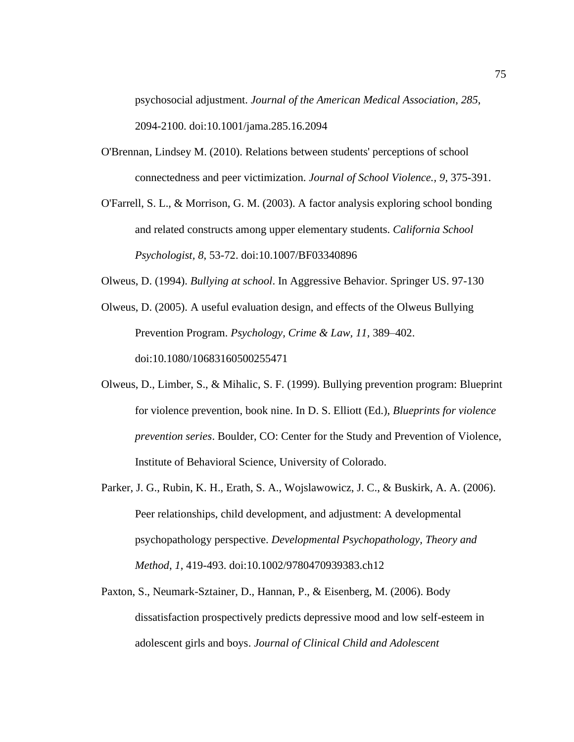psychosocial adjustment. *Journal of the American Medical Association*, *285*, 2094-2100. doi:10.1001/jama.285.16.2094

O'Brennan, Lindsey M. (2010). Relations between students' perceptions of school connectedness and peer victimization. *Journal of School Violence.*, *9*, 375-391.

O'Farrell, S. L., & Morrison, G. M. (2003). A factor analysis exploring school bonding and related constructs among upper elementary students. *California School Psychologist, 8*, 53-72. doi:10.1007/BF03340896

Olweus, D. (1994). *Bullying at school*. In Aggressive Behavior. Springer US. 97-130

Olweus, D. (2005). A useful evaluation design, and effects of the Olweus Bullying Prevention Program. *Psychology, Crime & Law*, *11*, 389–402. doi:10.1080/10683160500255471

Olweus, D., Limber, S., & Mihalic, S. F. (1999). Bullying prevention program: Blueprint for violence prevention, book nine. In D. S. Elliott (Ed.), *Blueprints for violence prevention series*. Boulder, CO: Center for the Study and Prevention of Violence, Institute of Behavioral Science, University of Colorado.

Parker, J. G., Rubin, K. H., Erath, S. A., Wojslawowicz, J. C., & Buskirk, A. A. (2006). Peer relationships, child development, and adjustment: A developmental psychopathology perspective. *Developmental Psychopathology, Theory and Method*, *1*, 419-493. doi:10.1002/9780470939383.ch12

Paxton, S., Neumark-Sztainer, D., Hannan, P., & Eisenberg, M. (2006). Body dissatisfaction prospectively predicts depressive mood and low self-esteem in adolescent girls and boys. *Journal of Clinical Child and Adolescent*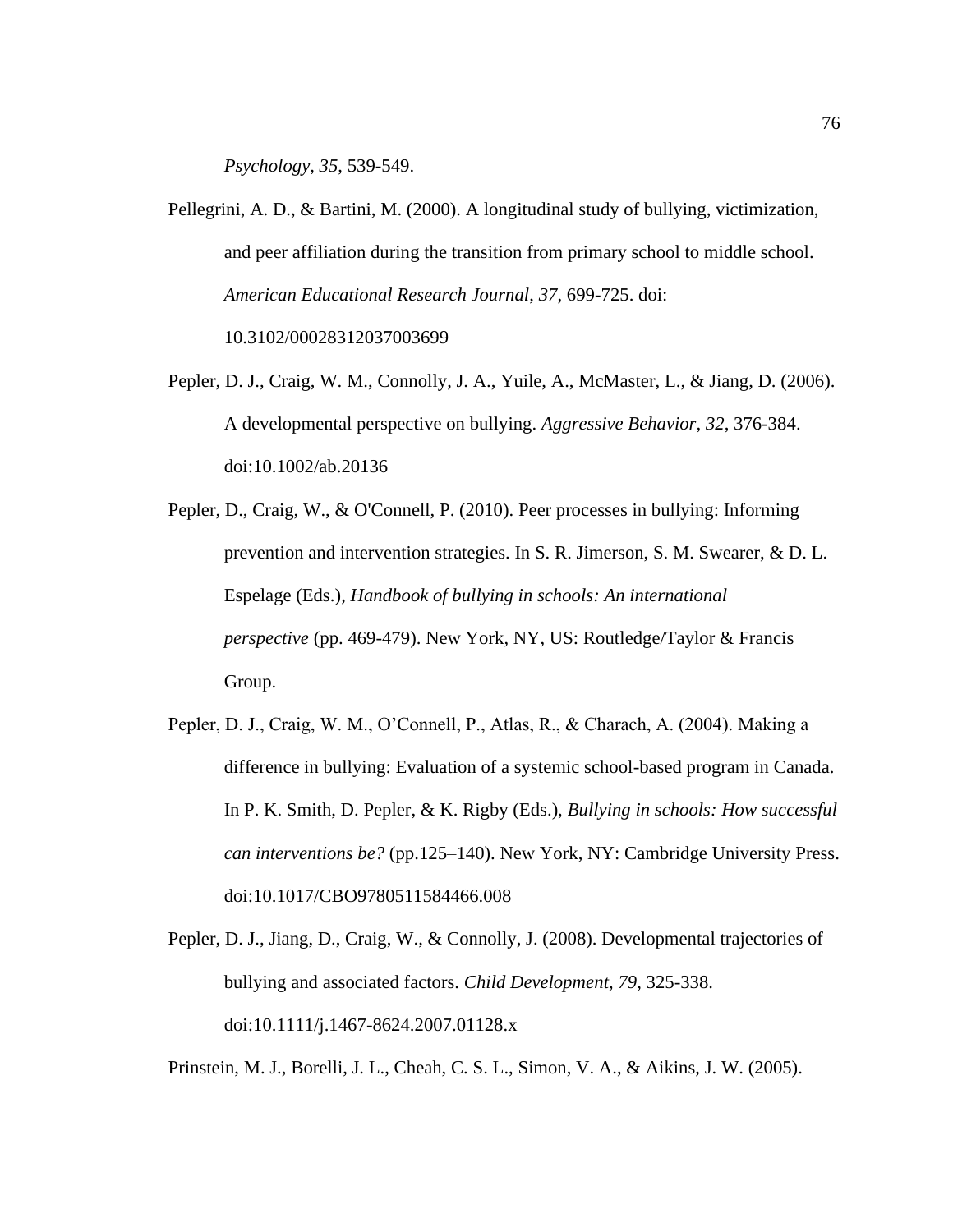*Psychology*, *35*, 539-549.

Pellegrini, A. D., & Bartini, M. (2000). A longitudinal study of bullying, victimization, and peer affiliation during the transition from primary school to middle school. *American Educational Research Journal*, *37*, 699-725. doi: 10.3102/00028312037003699

Pepler, D. J., Craig, W. M., Connolly, J. A., Yuile, A., McMaster, L., & Jiang, D. (2006). A developmental perspective on bullying. *Aggressive Behavior, 32*, 376-384. doi:10.1002/ab.20136

Pepler, D., Craig, W., & O'Connell, P. (2010). Peer processes in bullying: Informing prevention and intervention strategies. In S. R. Jimerson, S. M. Swearer, & D. L. Espelage (Eds.), *Handbook of bullying in schools: An international perspective* (pp. 469-479). New York, NY, US: Routledge/Taylor & Francis Group.

Pepler, D. J., Craig, W. M., O'Connell, P., Atlas, R., & Charach, A. (2004). Making a difference in bullying: Evaluation of a systemic school-based program in Canada. In P. K. Smith, D. Pepler, & K. Rigby (Eds.), *Bullying in schools: How successful can interventions be?* (pp.125–140). New York, NY: Cambridge University Press. doi:10.1017/CBO9780511584466.008

Pepler, D. J., Jiang, D., Craig, W., & Connolly, J. (2008). Developmental trajectories of bullying and associated factors. *Child Development, 79*, 325-338. doi:10.1111/j.1467-8624.2007.01128.x

Prinstein, M. J., Borelli, J. L., Cheah, C. S. L., Simon, V. A., & Aikins, J. W. (2005).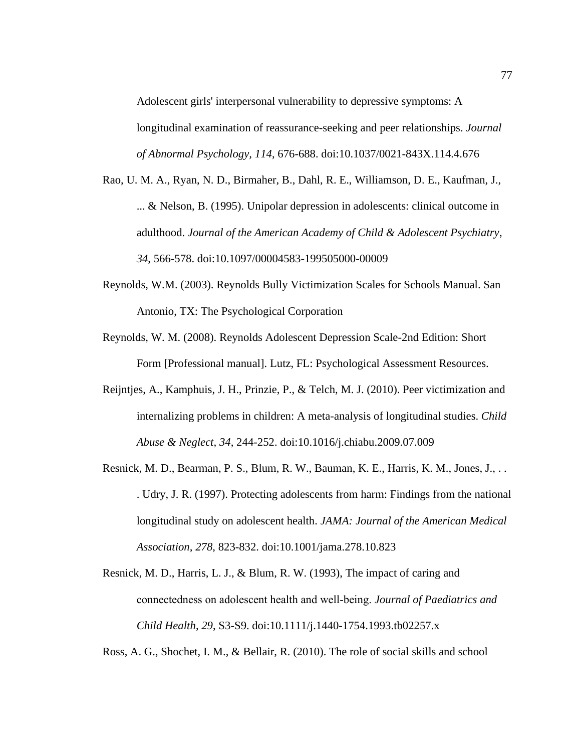Adolescent girls' interpersonal vulnerability to depressive symptoms: A longitudinal examination of reassurance-seeking and peer relationships. *Journal of Abnormal Psychology, 114*, 676-688. doi:10.1037/0021-843X.114.4.676

Rao, U. M. A., Ryan, N. D., Birmaher, B., Dahl, R. E., Williamson, D. E., Kaufman, J., ... & Nelson, B. (1995). Unipolar depression in adolescents: clinical outcome in adulthood. *Journal of the American Academy of Child & Adolescent Psychiatry*, *34*, 566-578. doi:10.1097/00004583-199505000-00009

Reynolds, W.M. (2003). Reynolds Bully Victimization Scales for Schools Manual. San Antonio, TX: The Psychological Corporation

Reynolds, W. M. (2008). Reynolds Adolescent Depression Scale-2nd Edition: Short Form [Professional manual]. Lutz, FL: Psychological Assessment Resources.

Reijntjes, A., Kamphuis, J. H., Prinzie, P., & Telch, M. J. (2010). Peer victimization and internalizing problems in children: A meta-analysis of longitudinal studies. *Child Abuse & Neglect*, *34*, 244-252. doi:10.1016/j.chiabu.2009.07.009

Resnick, M. D., Bearman, P. S., Blum, R. W., Bauman, K. E., Harris, K. M., Jones, J., . . . Udry, J. R. (1997). Protecting adolescents from harm: Findings from the national longitudinal study on adolescent health. *JAMA: Journal of the American Medical Association, 278*, 823-832. doi:10.1001/jama.278.10.823

Resnick, M. D., Harris, L. J., & Blum, R. W. (1993), The impact of caring and connectedness on adolescent health and well-being. *Journal of Paediatrics and Child Health*, *29*, S3-S9. doi:10.1111/j.1440-1754.1993.tb02257.x

Ross, A. G., Shochet, I. M., & Bellair, R. (2010). The role of social skills and school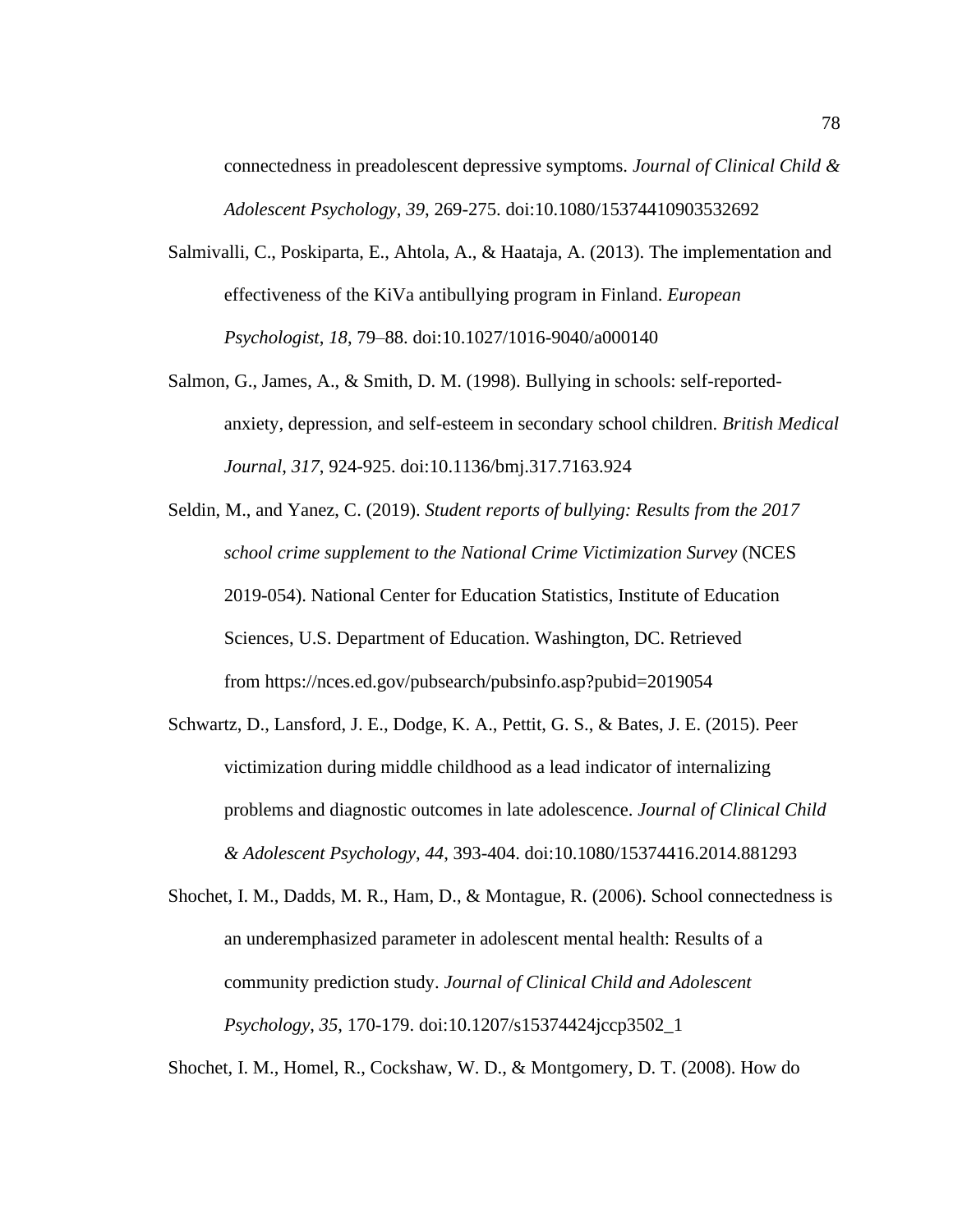connectedness in preadolescent depressive symptoms. *Journal of Clinical Child & Adolescent Psychology*, *39*, 269-275. doi:10.1080/15374410903532692

Salmivalli, C., Poskiparta, E., Ahtola, A., & Haataja, A. (2013). The implementation and effectiveness of the KiVa antibullying program in Finland. *European Psychologist*, *18*, 79–88. doi:10.1027/1016-9040/a000140

Salmon, G., James, A., & Smith, D. M. (1998). Bullying in schools: self-reported-anxiety, depression, and self-esteem in secondary school children. *British Medical Journal*, *317*, 924-925. doi:10.1136/bmj.317.7163.924

Seldin, M., and Yanez, C. (2019). *Student reports of bullying: Results from the 2017 school crime supplement to the National Crime Victimization Survey* (NCES 2019-054). National Center for Education Statistics, Institute of Education Sciences, U.S. Department of Education. Washington, DC. Retrieved from https://nces.ed.gov/pubsearch/pubsinfo.asp?pubid=2019054

Schwartz, D., Lansford, J. E., Dodge, K. A., Pettit, G. S., & Bates, J. E. (2015). Peer victimization during middle childhood as a lead indicator of internalizing problems and diagnostic outcomes in late adolescence. *Journal of Clinical Child & Adolescent Psychology*, *44*, 393-404. doi:10.1080/15374416.2014.881293

Shochet, I. M., Dadds, M. R., Ham, D., & Montague, R. (2006). School connectedness is an underemphasized parameter in adolescent mental health: Results of a community prediction study. *Journal of Clinical Child and Adolescent Psychology*, *35*, 170-179. doi:10.1207/s15374424jccp3502_1

Shochet, I. M., Homel, R., Cockshaw, W. D., & Montgomery, D. T. (2008). How do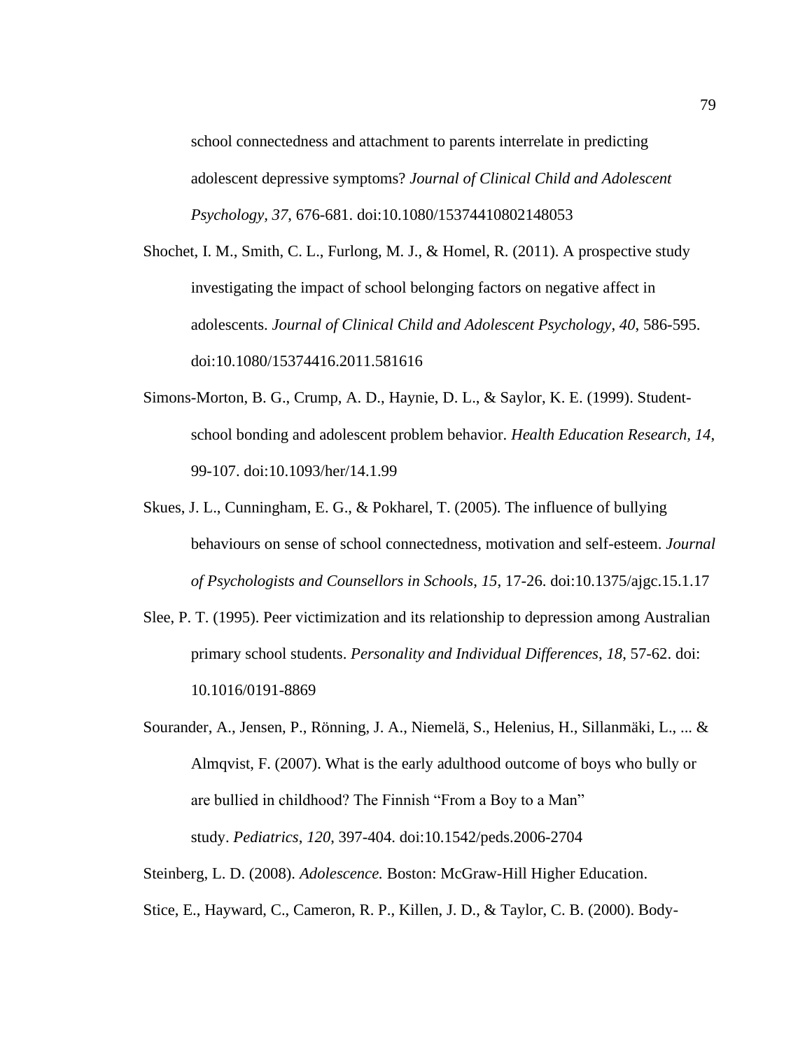school connectedness and attachment to parents interrelate in predicting adolescent depressive symptoms? *Journal of Clinical Child and Adolescent Psychology, 37*, 676-681. doi:10.1080/15374410802148053

Shochet, I. M., Smith, C. L., Furlong, M. J., & Homel, R. (2011). A prospective study investigating the impact of school belonging factors on negative affect in adolescents. *Journal of Clinical Child and Adolescent Psychology*, *40*, 586-595. doi:10.1080/15374416.2011.581616

Simons-Morton, B. G., Crump, A. D., Haynie, D. L., & Saylor, K. E. (1999). Student-school bonding and adolescent problem behavior. *Health Education Research*, *14*, 99-107. doi:10.1093/her/14.1.99

Skues, J. L., Cunningham, E. G., & Pokharel, T. (2005). The influence of bullying behaviours on sense of school connectedness, motivation and self-esteem. *Journal of Psychologists and Counsellors in Schools*, *15*, 17-26. doi:10.1375/ajgc.15.1.17

Slee, P. T. (1995). Peer victimization and its relationship to depression among Australian primary school students. *Personality and Individual Differences*, *18*, 57-62. doi: 10.1016/0191-8869

Sourander, A., Jensen, P., Rönning, J. A., Niemelä, S., Helenius, H., Sillanmäki, L., ... & Almqvist, F. (2007). What is the early adulthood outcome of boys who bully or are bullied in childhood? The Finnish "From a Boy to a Man" study. *Pediatrics*, *120*, 397-404. doi:10.1542/peds.2006-2704

Steinberg, L. D. (2008). *Adolescence.* Boston: McGraw-Hill Higher Education.

Stice, E., Hayward, C., Cameron, R. P., Killen, J. D., & Taylor, C. B. (2000). Body-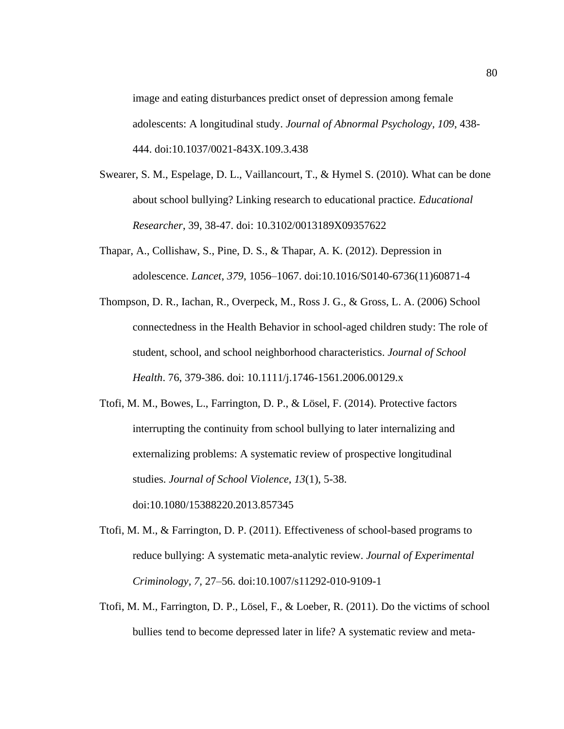image and eating disturbances predict onset of depression among female adolescents: A longitudinal study. *Journal of Abnormal Psychology, 109*, 438-444. doi:10.1037/0021-843X.109.3.438

Swearer, S. M., Espelage, D. L., Vaillancourt, T., & Hymel S. (2010). What can be done about school bullying? Linking research to educational practice. *Educational Researcher*, 39, 38-47. doi: 10.3102/0013189X09357622

Thapar, A., Collishaw, S., Pine, D. S., & Thapar, A. K. (2012). Depression in adolescence. *Lancet*, *379,* 1056–1067. doi:10.1016/S0140-6736(11)60871-4

Thompson, D. R., Iachan, R., Overpeck, M., Ross J. G., & Gross, L. A. (2006) School connectedness in the Health Behavior in school-aged children study: The role of student, school, and school neighborhood characteristics. *Journal of School Health*. 76, 379-386. doi: 10.1111/j.1746-1561.2006.00129.x

Ttofi, M. M., Bowes, L., Farrington, D. P., & Lösel, F. (2014). Protective factors interrupting the continuity from school bullying to later internalizing and externalizing problems: A systematic review of prospective longitudinal studies. *Journal of School Violence*, *13*(1), 5-38. doi:10.1080/15388220.2013.857345

Ttofi, M. M., & Farrington, D. P. (2011). Effectiveness of school-based programs to reduce bullying: A systematic meta-analytic review. *Journal of Experimental Criminology*, *7,* 27–56. doi:10.1007/s11292-010-9109-1

Ttofi, M. M., Farrington, D. P., Lösel, F., & Loeber, R. (2011). Do the victims of school bullies tend to become depressed later in life? A systematic review and meta-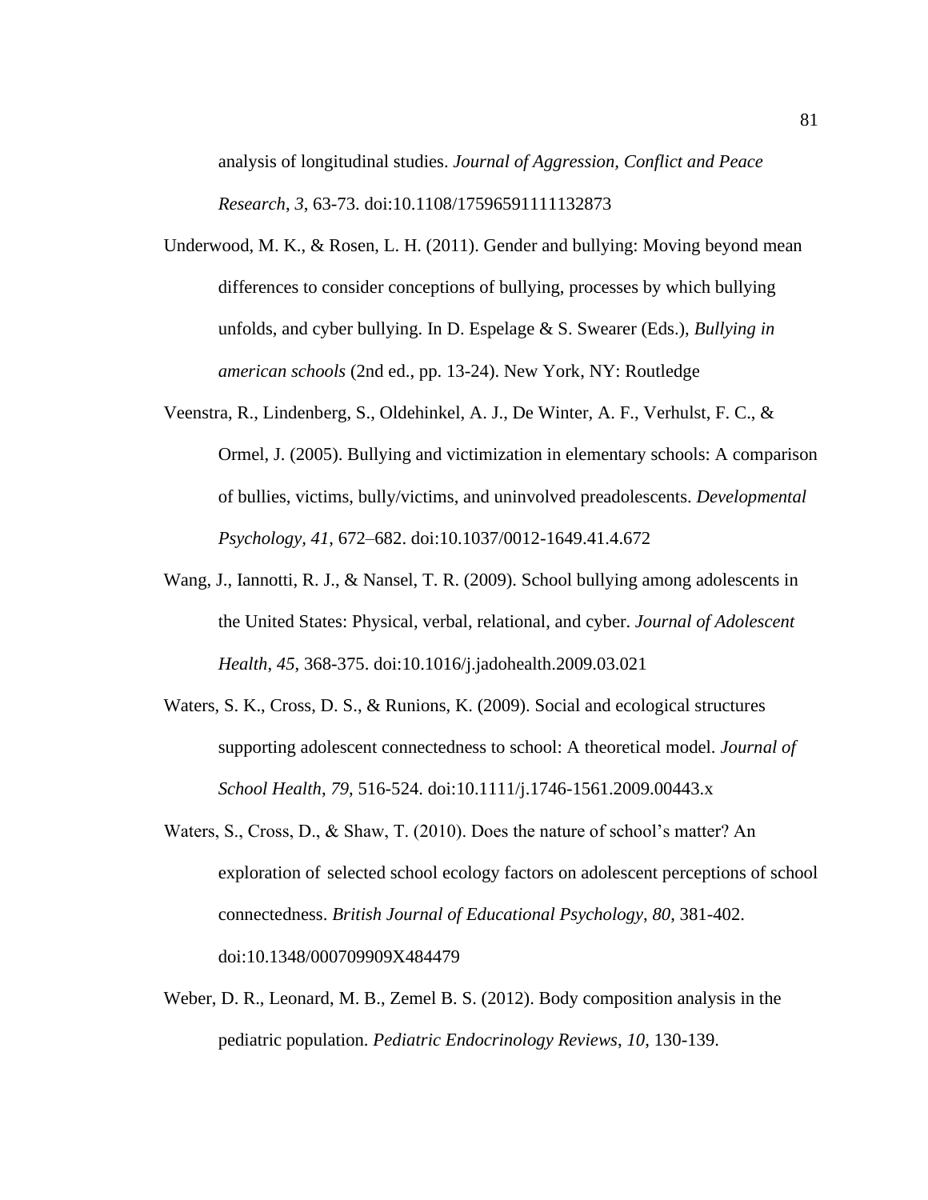analysis of longitudinal studies. *Journal of Aggression, Conflict and Peace Research*, *3*, 63-73. doi:10.1108/17596591111132873

Underwood, M. K., & Rosen, L. H. (2011). Gender and bullying: Moving beyond mean differences to consider conceptions of bullying, processes by which bullying unfolds, and cyber bullying. In D. Espelage & S. Swearer (Eds.), *Bullying in american schools* (2nd ed., pp. 13-24). New York, NY: Routledge

Veenstra, R., Lindenberg, S., Oldehinkel, A. J., De Winter, A. F., Verhulst, F. C., & Ormel, J. (2005). Bullying and victimization in elementary schools: A comparison of bullies, victims, bully/victims, and uninvolved preadolescents. *Developmental Psychology, 41*, 672–682. doi:10.1037/0012-1649.41.4.672

Wang, J., Iannotti, R. J., & Nansel, T. R. (2009). School bullying among adolescents in the United States: Physical, verbal, relational, and cyber. *Journal of Adolescent Health*, *45*, 368-375. doi:10.1016/j.jadohealth.2009.03.021

Waters, S. K., Cross, D. S., & Runions, K. (2009). Social and ecological structures supporting adolescent connectedness to school: A theoretical model. *Journal of School Health*, *79*, 516-524. doi:10.1111/j.1746-1561.2009.00443.x

Waters, S., Cross, D., & Shaw, T. (2010). Does the nature of school's matter? An exploration of selected school ecology factors on adolescent perceptions of school connectedness. *British Journal of Educational Psychology*, *80*, 381-402. doi:10.1348/000709909X484479

Weber, D. R., Leonard, M. B., Zemel B. S. (2012). Body composition analysis in the pediatric population. *Pediatric Endocrinology Reviews*, *10*, 130-139.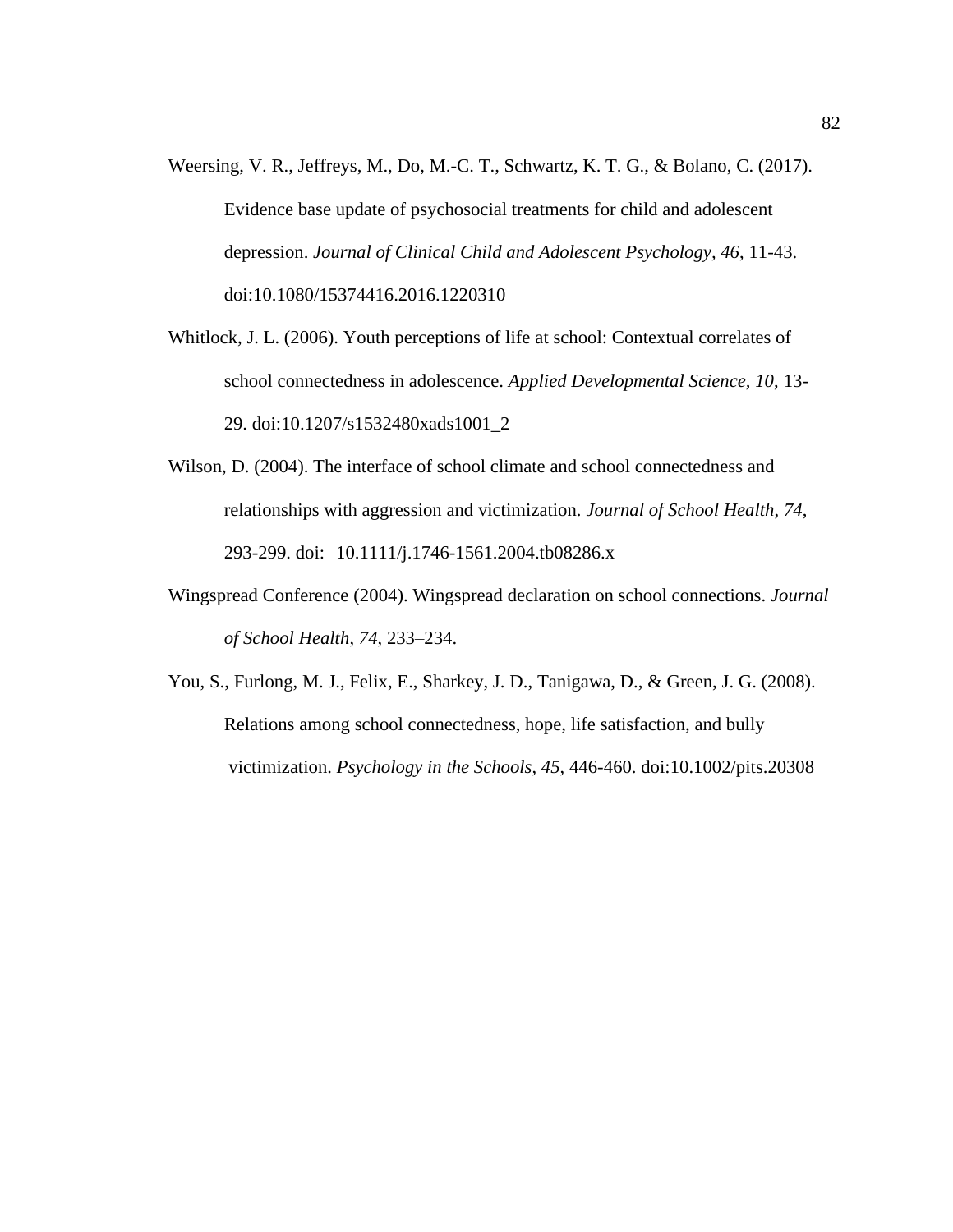Weersing, V. R., Jeffreys, M., Do, M.-C. T., Schwartz, K. T. G., & Bolano, C. (2017). Evidence base update of psychosocial treatments for child and adolescent depression. *Journal of Clinical Child and Adolescent Psychology*, *46*, 11-43. doi:10.1080/15374416.2016.1220310

Whitlock, J. L. (2006). Youth perceptions of life at school: Contextual correlates of school connectedness in adolescence. *Applied Developmental Science, 10*, 13-29. doi:10.1207/s1532480xads1001_2

Wilson, D. (2004). The interface of school climate and school connectedness and relationships with aggression and victimization. *Journal of School Health*, *74*, 293-299. doi: 10.1111/j.1746-1561.2004.tb08286.x

Wingspread Conference (2004). Wingspread declaration on school connections. *Journal of School Health, 74*, 233–234.

You, S., Furlong, M. J., Felix, E., Sharkey, J. D., Tanigawa, D., & Green, J. G. (2008). Relations among school connectedness, hope, life satisfaction, and bully victimization. *Psychology in the Schools*, *45*, 446-460. doi:10.1002/pits.20308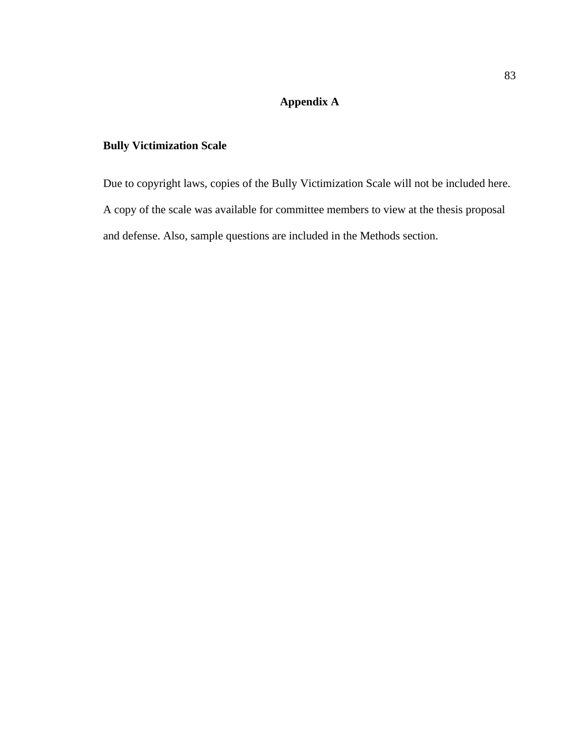# Appendix A

## Bully Victimization Scale

Due to copyright laws, copies of the Bully Victimization Scale will not be included here. A copy of the scale was available for committee members to view at the thesis proposal and defense. Also, sample questions are included in the Methods section.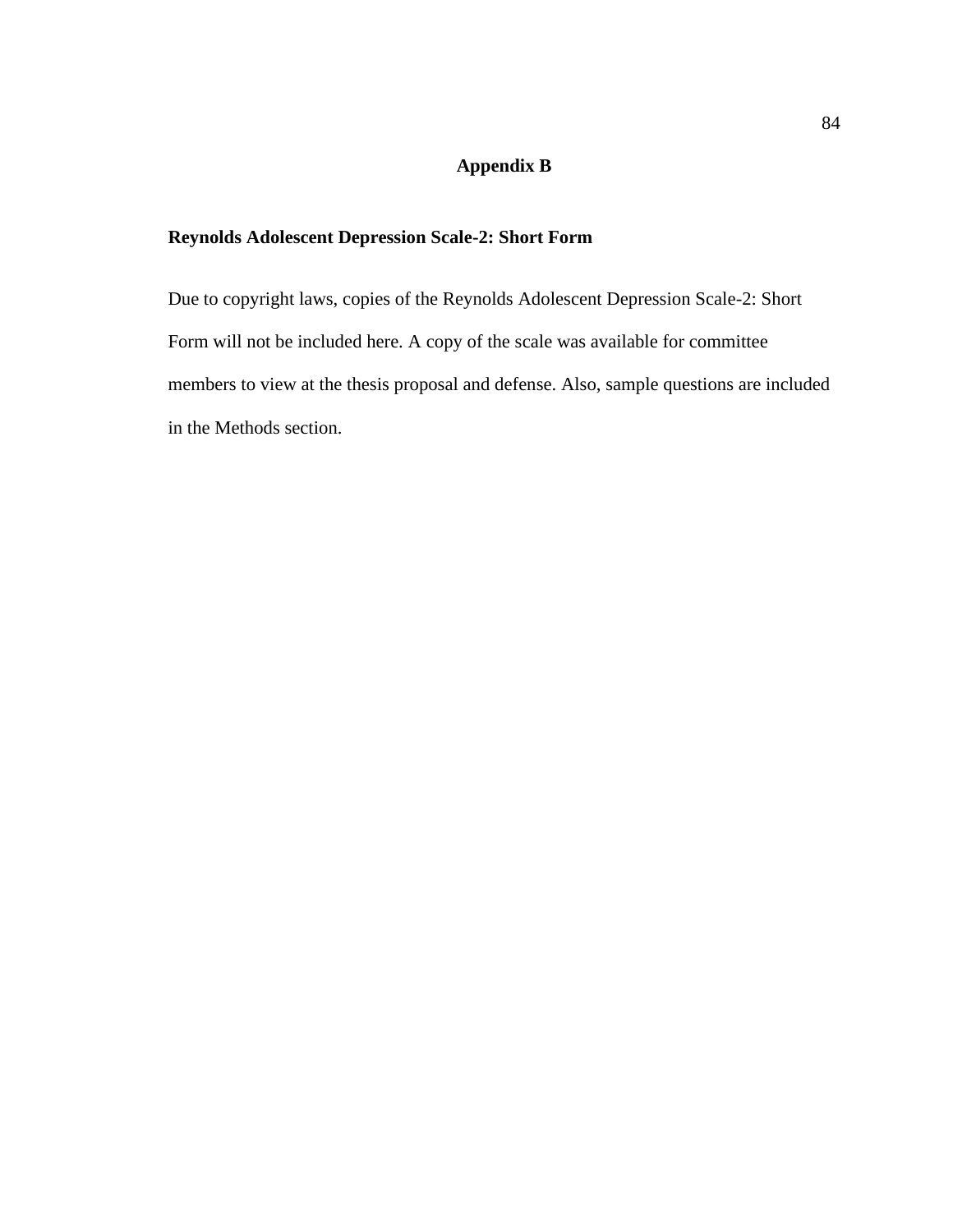# Appendix B

## Reynolds Adolescent Depression Scale-2: Short Form

Due to copyright laws, copies of the Reynolds Adolescent Depression Scale-2: Short Form will not be included here. A copy of the scale was available for committee members to view at the thesis proposal and defense. Also, sample questions are included in the Methods section.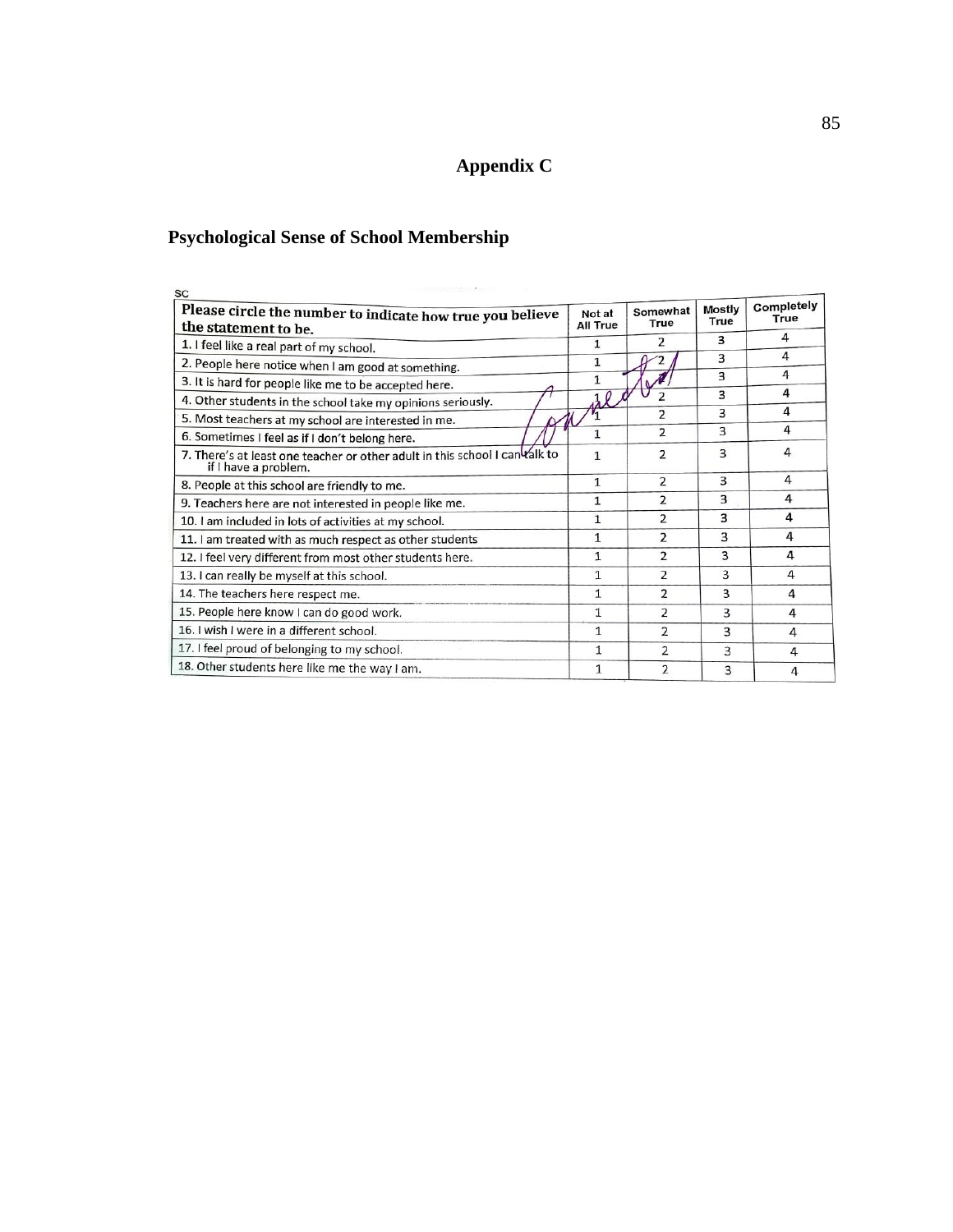# Appendix C

## Psychological Sense of School Membership

SC

| Please circle the number to indicate how true you believe the statement to be. | Not at All True | Somewhat True | Mostly True | Completely True |
|---|---|---|---|---|
| 1. I feel like a real part of my school. | 1 | 2 | 3 | 4 |
| 2. People here notice when I am good at something. | 1 | 2 | 3 | 4 |
| 3. It is hard for people like me to be accepted here. | 1 | 2 | 3 | 4 |
| 4. Other students in the school take my opinions seriously. | 1 | 2 | 3 | 4 |
| 5. Most teachers at my school are interested in me. | 1 | 2 | 3 | 4 |
| 6. Sometimes I feel as if I don't belong here. | 1 | 2 | 3 | 4 |
| 7. There's at least one teacher or other adult in this school I can talk to if I have a problem. | 1 | 2 | 3 | 4 |
| 8. People at this school are friendly to me. | 1 | 2 | 3 | 4 |
| 9. Teachers here are not interested in people like me. | 1 | 2 | 3 | 4 |
| 10. I am included in lots of activities at my school. | 1 | 2 | 3 | 4 |
| 11. I am treated with as much respect as other students | 1 | 2 | 3 | 4 |
| 12. I feel very different from most other students here. | 1 | 2 | 3 | 4 |
| 13. I can really be myself at this school. | 1 | 2 | 3 | 4 |
| 14. The teachers here respect me. | 1 | 2 | 3 | 4 |
| 15. People here know I can do good work. | 1 | 2 | 3 | 4 |
| 16. I wish I were in a different school. | 1 | 2 | 3 | 4 |
| 17. I feel proud of belonging to my school. | 1 | 2 | 3 | 4 |
| 18. Other students here like me the way I am. | 1 | 2 | 3 | 4 |

Connected